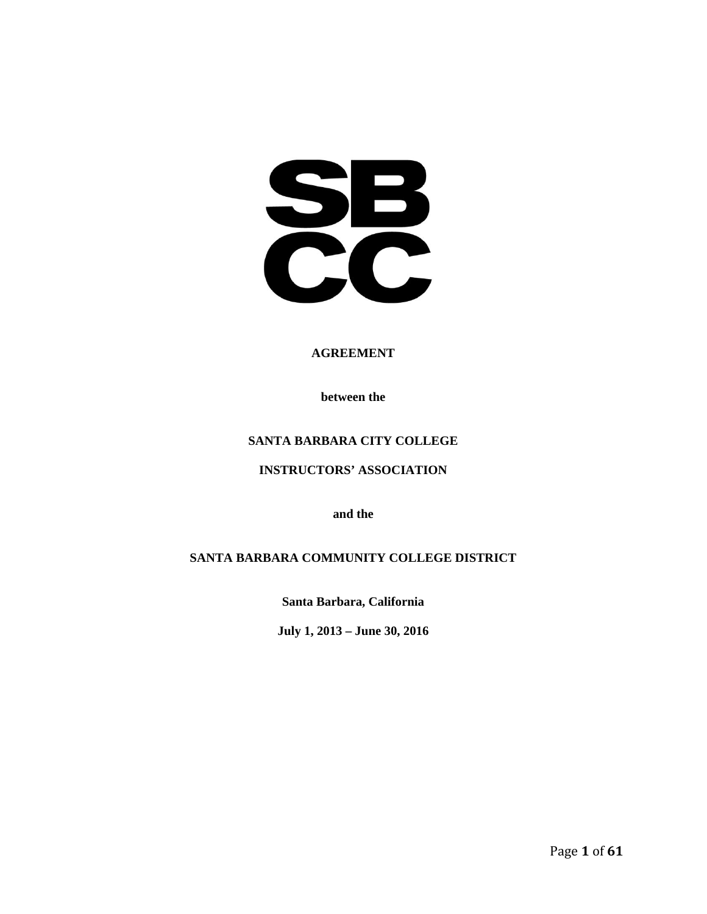SB
CC

**AGREEMENT**

**between the**

**SANTA BARBARA CITY COLLEGE**

**INSTRUCTORS' ASSOCIATION**

**and the**

**SANTA BARBARA COMMUNITY COLLEGE DISTRICT**

**Santa Barbara, California**

**July 1, 2013 – June 30, 2016**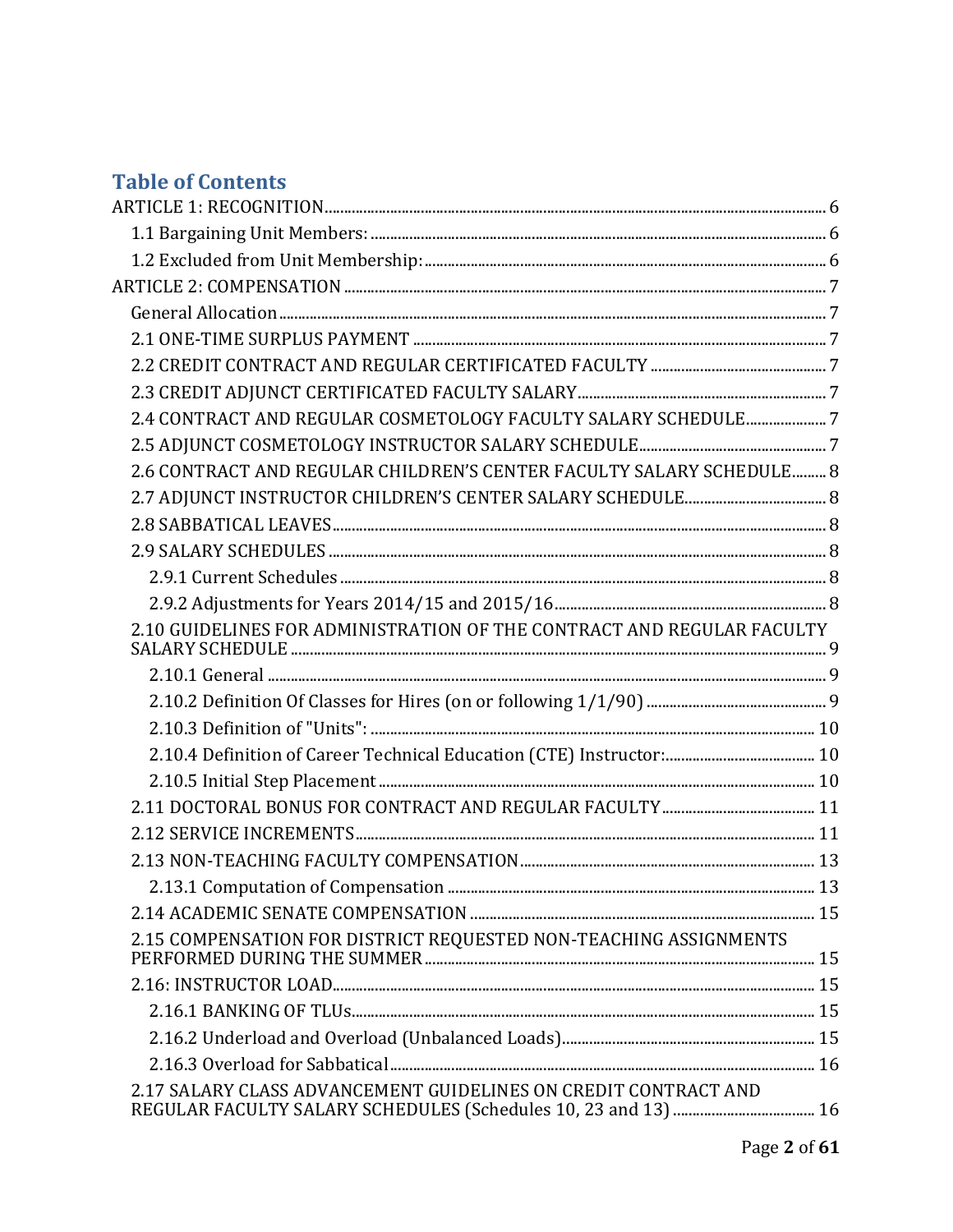# Table of Contents

- ARTICLE 1: RECOGNITION ........ 6
  - 1.1 Bargaining Unit Members: ........ 6
  - 1.2 Excluded from Unit Membership: ........ 6
- ARTICLE 2: COMPENSATION ........ 7
  - General Allocation ........ 7
  - 2.1 ONE-TIME SURPLUS PAYMENT ........ 7
  - 2.2 CREDIT CONTRACT AND REGULAR CERTIFICATED FACULTY ........ 7
  - 2.3 CREDIT ADJUNCT CERTIFICATED FACULTY SALARY ........ 7
  - 2.4 CONTRACT AND REGULAR COSMETOLOGY FACULTY SALARY SCHEDULE ........ 7
  - 2.5 ADJUNCT COSMETOLOGY INSTRUCTOR SALARY SCHEDULE ........ 7
  - 2.6 CONTRACT AND REGULAR CHILDREN'S CENTER FACULTY SALARY SCHEDULE ........ 8
  - 2.7 ADJUNCT INSTRUCTOR CHILDREN'S CENTER SALARY SCHEDULE ........ 8
  - 2.8 SABBATICAL LEAVES ........ 8
  - 2.9 SALARY SCHEDULES ........ 8
    - 2.9.1 Current Schedules ........ 8
    - 2.9.2 Adjustments for Years 2014/15 and 2015/16 ........ 8
  - 2.10 GUIDELINES FOR ADMINISTRATION OF THE CONTRACT AND REGULAR FACULTY SALARY SCHEDULE ........ 9
    - 2.10.1 General ........ 9
    - 2.10.2 Definition Of Classes for Hires (on or following 1/1/90) ........ 9
    - 2.10.3 Definition of "Units": ........ 10
    - 2.10.4 Definition of Career Technical Education (CTE) Instructor: ........ 10
    - 2.10.5 Initial Step Placement ........ 10
  - 2.11 DOCTORAL BONUS FOR CONTRACT AND REGULAR FACULTY ........ 11
  - 2.12 SERVICE INCREMENTS ........ 11
  - 2.13 NON-TEACHING FACULTY COMPENSATION ........ 13
    - 2.13.1 Computation of Compensation ........ 13
  - 2.14 ACADEMIC SENATE COMPENSATION ........ 15
  - 2.15 COMPENSATION FOR DISTRICT REQUESTED NON-TEACHING ASSIGNMENTS PERFORMED DURING THE SUMMER ........ 15
  - 2.16: INSTRUCTOR LOAD ........ 15
    - 2.16.1 BANKING OF TLUs ........ 15
    - 2.16.2 Underload and Overload (Unbalanced Loads) ........ 15
    - 2.16.3 Overload for Sabbatical ........ 16
  - 2.17 SALARY CLASS ADVANCEMENT GUIDELINES ON CREDIT CONTRACT AND REGULAR FACULTY SALARY SCHEDULES (Schedules 10, 23 and 13) ........ 16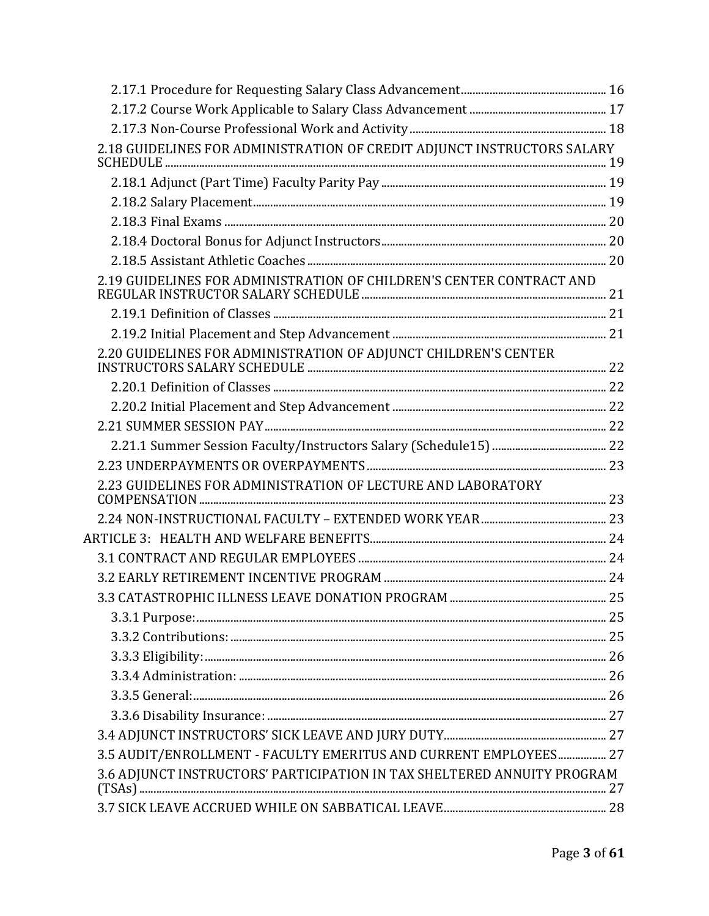2.17.1 Procedure for Requesting Salary Class Advancement ..... 16

2.17.2 Course Work Applicable to Salary Class Advancement ..... 17

2.17.3 Non-Course Professional Work and Activity ..... 18

2.18 GUIDELINES FOR ADMINISTRATION OF CREDIT ADJUNCT INSTRUCTORS SALARY SCHEDULE ..... 19

2.18.1 Adjunct (Part Time) Faculty Parity Pay ..... 19

2.18.2 Salary Placement ..... 19

2.18.3 Final Exams ..... 20

2.18.4 Doctoral Bonus for Adjunct Instructors ..... 20

2.18.5 Assistant Athletic Coaches ..... 20

2.19 GUIDELINES FOR ADMINISTRATION OF CHILDREN'S CENTER CONTRACT AND REGULAR INSTRUCTOR SALARY SCHEDULE ..... 21

2.19.1 Definition of Classes ..... 21

2.19.2 Initial Placement and Step Advancement ..... 21

2.20 GUIDELINES FOR ADMINISTRATION OF ADJUNCT CHILDREN'S CENTER INSTRUCTORS SALARY SCHEDULE ..... 22

2.20.1 Definition of Classes ..... 22

2.20.2 Initial Placement and Step Advancement ..... 22

2.21 SUMMER SESSION PAY ..... 22

2.21.1 Summer Session Faculty/Instructors Salary (Schedule15) ..... 22

2.23 UNDERPAYMENTS OR OVERPAYMENTS ..... 23

2.23 GUIDELINES FOR ADMINISTRATION OF LECTURE AND LABORATORY COMPENSATION ..... 23

2.24 NON-INSTRUCTIONAL FACULTY – EXTENDED WORK YEAR ..... 23

ARTICLE 3: HEALTH AND WELFARE BENEFITS ..... 24

3.1 CONTRACT AND REGULAR EMPLOYEES ..... 24

3.2 EARLY RETIREMENT INCENTIVE PROGRAM ..... 24

3.3 CATASTROPHIC ILLNESS LEAVE DONATION PROGRAM ..... 25

3.3.1 Purpose: ..... 25

3.3.2 Contributions: ..... 25

3.3.3 Eligibility: ..... 26

3.3.4 Administration: ..... 26

3.3.5 General: ..... 26

3.3.6 Disability Insurance: ..... 27

3.4 ADJUNCT INSTRUCTORS' SICK LEAVE AND JURY DUTY ..... 27

3.5 AUDIT/ENROLLMENT - FACULTY EMERITUS AND CURRENT EMPLOYEES ..... 27

3.6 ADJUNCT INSTRUCTORS' PARTICIPATION IN TAX SHELTERED ANNUITY PROGRAM (TSAs) ..... 27

3.7 SICK LEAVE ACCRUED WHILE ON SABBATICAL LEAVE ..... 28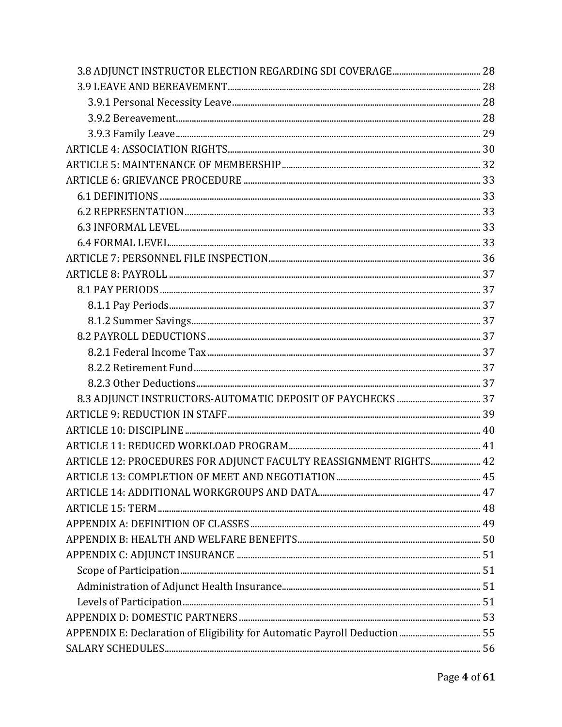3.8 ADJUNCT INSTRUCTOR ELECTION REGARDING SDI COVERAGE ........ 28
3.9 LEAVE AND BEREAVEMENT ........ 28
3.9.1 Personal Necessity Leave ........ 28
3.9.2 Bereavement ........ 28
3.9.3 Family Leave ........ 29
ARTICLE 4: ASSOCIATION RIGHTS ........ 30
ARTICLE 5: MAINTENANCE OF MEMBERSHIP ........ 32
ARTICLE 6: GRIEVANCE PROCEDURE ........ 33
6.1 DEFINITIONS ........ 33
6.2 REPRESENTATION ........ 33
6.3 INFORMAL LEVEL ........ 33
6.4 FORMAL LEVEL ........ 33
ARTICLE 7: PERSONNEL FILE INSPECTION ........ 36
ARTICLE 8: PAYROLL ........ 37
8.1 PAY PERIODS ........ 37
8.1.1 Pay Periods ........ 37
8.1.2 Summer Savings ........ 37
8.2 PAYROLL DEDUCTIONS ........ 37
8.2.1 Federal Income Tax ........ 37
8.2.2 Retirement Fund ........ 37
8.2.3 Other Deductions ........ 37
8.3 ADJUNCT INSTRUCTORS-AUTOMATIC DEPOSIT OF PAYCHECKS ........ 37
ARTICLE 9: REDUCTION IN STAFF ........ 39
ARTICLE 10: DISCIPLINE ........ 40
ARTICLE 11: REDUCED WORKLOAD PROGRAM ........ 41
ARTICLE 12: PROCEDURES FOR ADJUNCT FACULTY REASSIGNMENT RIGHTS ........ 42
ARTICLE 13: COMPLETION OF MEET AND NEGOTIATION ........ 45
ARTICLE 14: ADDITIONAL WORKGROUPS AND DATA ........ 47
ARTICLE 15: TERM ........ 48
APPENDIX A: DEFINITION OF CLASSES ........ 49
APPENDIX B: HEALTH AND WELFARE BENEFITS ........ 50
APPENDIX C: ADJUNCT INSURANCE ........ 51
Scope of Participation ........ 51
Administration of Adjunct Health Insurance ........ 51
Levels of Participation ........ 51
APPENDIX D: DOMESTIC PARTNERS ........ 53
APPENDIX E: Declaration of Eligibility for Automatic Payroll Deduction ........ 55
SALARY SCHEDULES ........ 56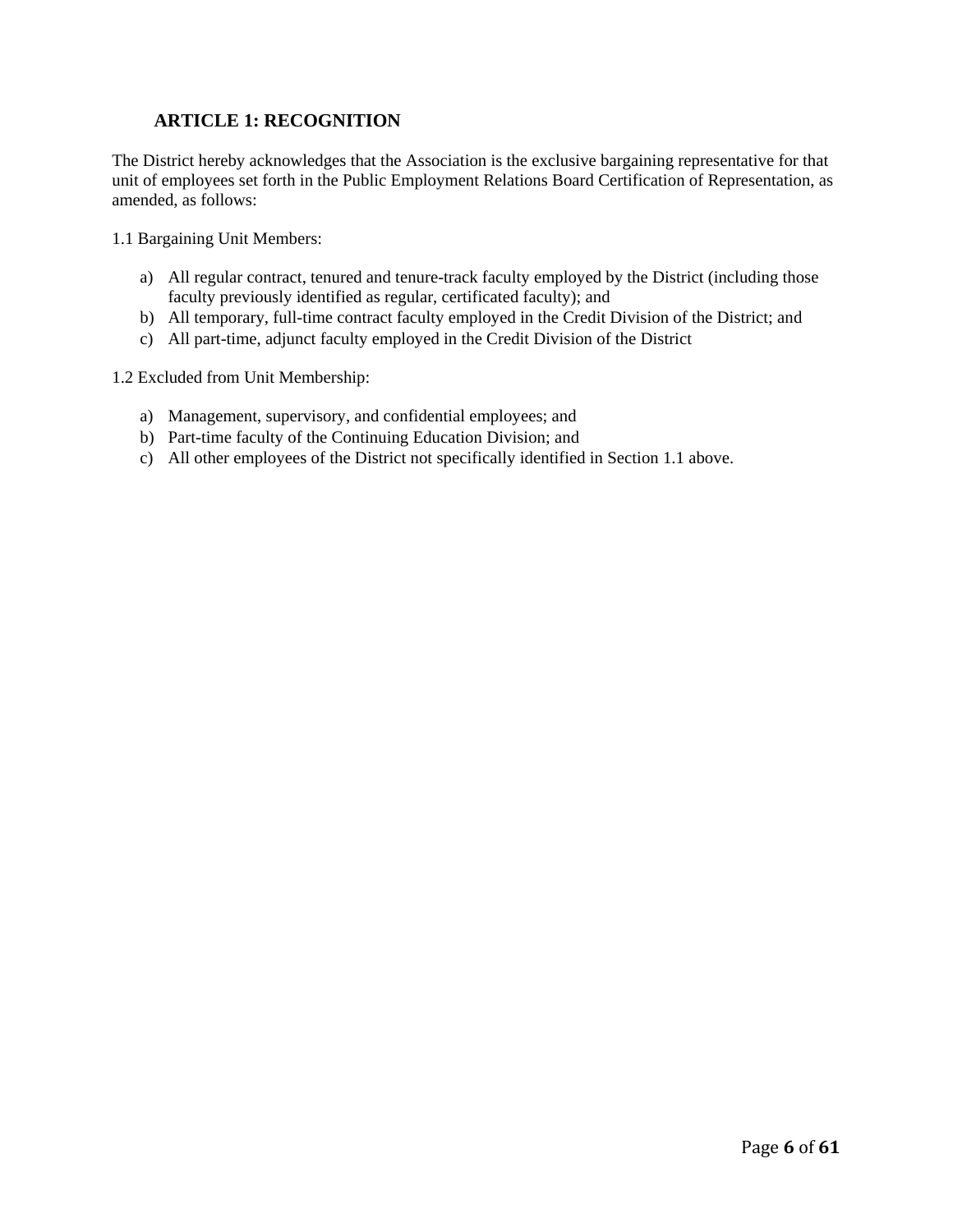## ARTICLE 1: RECOGNITION

The District hereby acknowledges that the Association is the exclusive bargaining representative for that unit of employees set forth in the Public Employment Relations Board Certification of Representation, as amended, as follows:

1.1 Bargaining Unit Members:

a) All regular contract, tenured and tenure-track faculty employed by the District (including those faculty previously identified as regular, certificated faculty); and
b) All temporary, full-time contract faculty employed in the Credit Division of the District; and
c) All part-time, adjunct faculty employed in the Credit Division of the District

1.2 Excluded from Unit Membership:

a) Management, supervisory, and confidential employees; and
b) Part-time faculty of the Continuing Education Division; and
c) All other employees of the District not specifically identified in Section 1.1 above.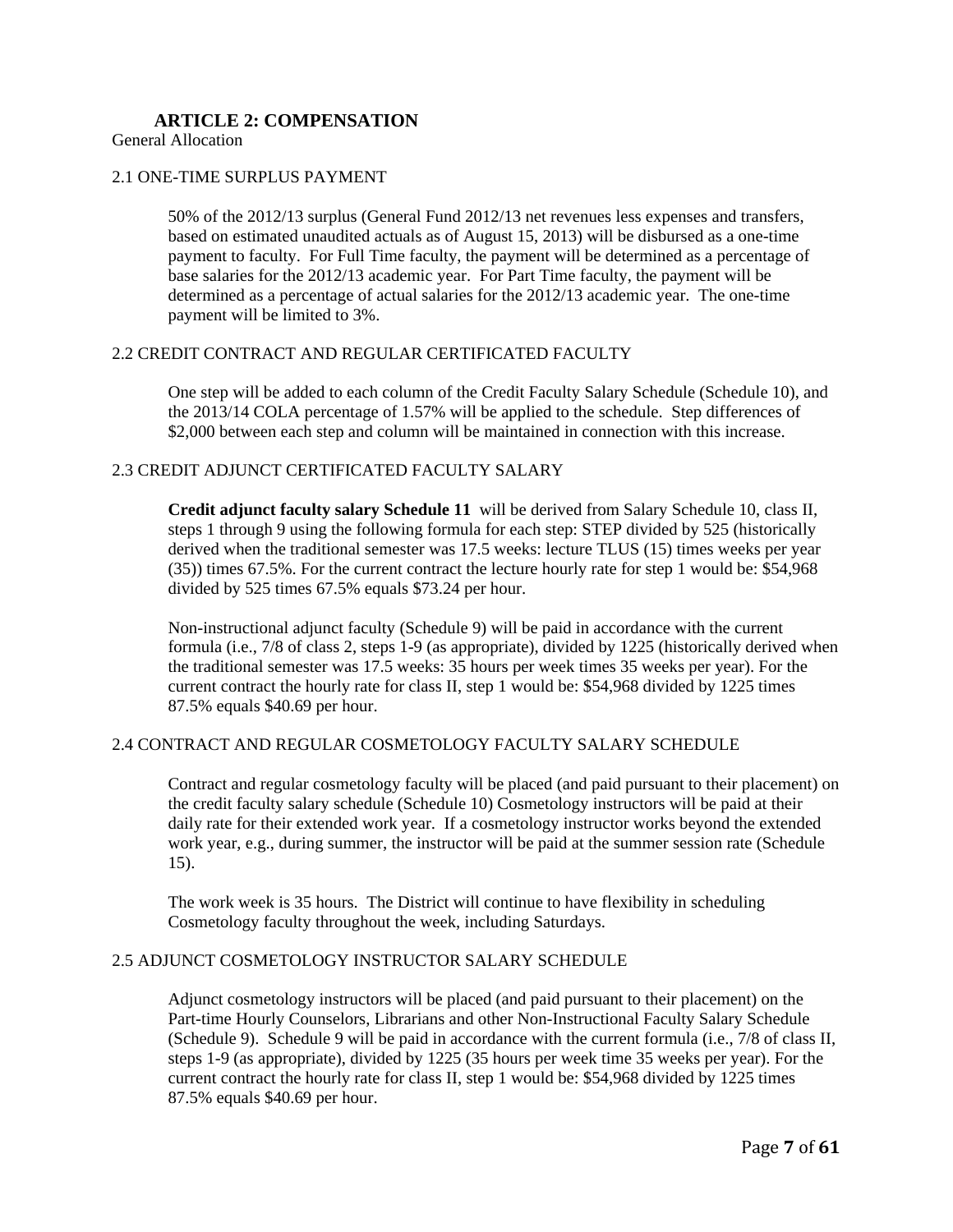## ARTICLE 2: COMPENSATION

General Allocation

### 2.1 ONE-TIME SURPLUS PAYMENT

50% of the 2012/13 surplus (General Fund 2012/13 net revenues less expenses and transfers, based on estimated unaudited actuals as of August 15, 2013) will be disbursed as a one-time payment to faculty. For Full Time faculty, the payment will be determined as a percentage of base salaries for the 2012/13 academic year. For Part Time faculty, the payment will be determined as a percentage of actual salaries for the 2012/13 academic year. The one-time payment will be limited to 3%.

### 2.2 CREDIT CONTRACT AND REGULAR CERTIFICATED FACULTY

One step will be added to each column of the Credit Faculty Salary Schedule (Schedule 10), and the 2013/14 COLA percentage of 1.57% will be applied to the schedule. Step differences of $2,000 between each step and column will be maintained in connection with this increase.

### 2.3 CREDIT ADJUNCT CERTIFICATED FACULTY SALARY

**Credit adjunct faculty salary Schedule 11** will be derived from Salary Schedule 10, class II, steps 1 through 9 using the following formula for each step: STEP divided by 525 (historically derived when the traditional semester was 17.5 weeks: lecture TLUS (15) times weeks per year (35)) times 67.5%. For the current contract the lecture hourly rate for step 1 would be: $54,968 divided by 525 times 67.5% equals $73.24 per hour.

Non-instructional adjunct faculty (Schedule 9) will be paid in accordance with the current formula (i.e., 7/8 of class 2, steps 1-9 (as appropriate), divided by 1225 (historically derived when the traditional semester was 17.5 weeks: 35 hours per week times 35 weeks per year). For the current contract the hourly rate for class II, step 1 would be: $54,968 divided by 1225 times 87.5% equals $40.69 per hour.

### 2.4 CONTRACT AND REGULAR COSMETOLOGY FACULTY SALARY SCHEDULE

Contract and regular cosmetology faculty will be placed (and paid pursuant to their placement) on the credit faculty salary schedule (Schedule 10) Cosmetology instructors will be paid at their daily rate for their extended work year. If a cosmetology instructor works beyond the extended work year, e.g., during summer, the instructor will be paid at the summer session rate (Schedule 15).

The work week is 35 hours. The District will continue to have flexibility in scheduling Cosmetology faculty throughout the week, including Saturdays.

### 2.5 ADJUNCT COSMETOLOGY INSTRUCTOR SALARY SCHEDULE

Adjunct cosmetology instructors will be placed (and paid pursuant to their placement) on the Part-time Hourly Counselors, Librarians and other Non-Instructional Faculty Salary Schedule (Schedule 9). Schedule 9 will be paid in accordance with the current formula (i.e., 7/8 of class II, steps 1-9 (as appropriate), divided by 1225 (35 hours per week time 35 weeks per year). For the current contract the hourly rate for class II, step 1 would be: $54,968 divided by 1225 times 87.5% equals $40.69 per hour.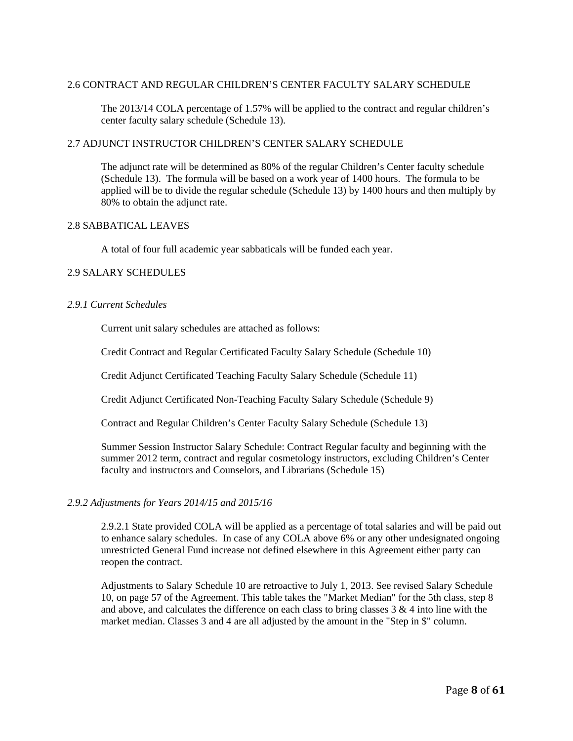## 2.6 CONTRACT AND REGULAR CHILDREN'S CENTER FACULTY SALARY SCHEDULE

The 2013/14 COLA percentage of 1.57% will be applied to the contract and regular children's center faculty salary schedule (Schedule 13).

## 2.7 ADJUNCT INSTRUCTOR CHILDREN'S CENTER SALARY SCHEDULE

The adjunct rate will be determined as 80% of the regular Children's Center faculty schedule (Schedule 13). The formula will be based on a work year of 1400 hours. The formula to be applied will be to divide the regular schedule (Schedule 13) by 1400 hours and then multiply by 80% to obtain the adjunct rate.

## 2.8 SABBATICAL LEAVES

A total of four full academic year sabbaticals will be funded each year.

## 2.9 SALARY SCHEDULES

### *2.9.1 Current Schedules*

Current unit salary schedules are attached as follows:

Credit Contract and Regular Certificated Faculty Salary Schedule (Schedule 10)

Credit Adjunct Certificated Teaching Faculty Salary Schedule (Schedule 11)

Credit Adjunct Certificated Non-Teaching Faculty Salary Schedule (Schedule 9)

Contract and Regular Children's Center Faculty Salary Schedule (Schedule 13)

Summer Session Instructor Salary Schedule: Contract Regular faculty and beginning with the summer 2012 term, contract and regular cosmetology instructors, excluding Children's Center faculty and instructors and Counselors, and Librarians (Schedule 15)

### *2.9.2 Adjustments for Years 2014/15 and 2015/16*

2.9.2.1 State provided COLA will be applied as a percentage of total salaries and will be paid out to enhance salary schedules. In case of any COLA above 6% or any other undesignated ongoing unrestricted General Fund increase not defined elsewhere in this Agreement either party can reopen the contract.

Adjustments to Salary Schedule 10 are retroactive to July 1, 2013. See revised Salary Schedule 10, on page 57 of the Agreement. This table takes the "Market Median" for the 5th class, step 8 and above, and calculates the difference on each class to bring classes 3 & 4 into line with the market median. Classes 3 and 4 are all adjusted by the amount in the "Step in $" column.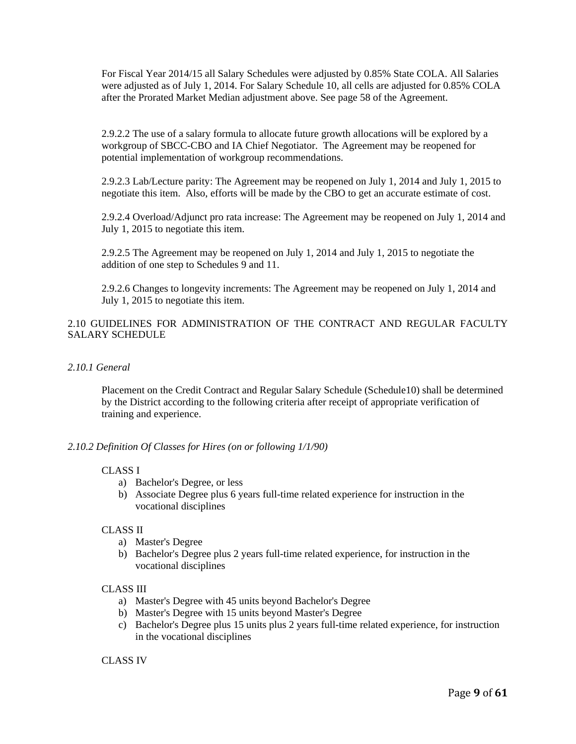For Fiscal Year 2014/15 all Salary Schedules were adjusted by 0.85% State COLA. All Salaries were adjusted as of July 1, 2014. For Salary Schedule 10, all cells are adjusted for 0.85% COLA after the Prorated Market Median adjustment above. See page 58 of the Agreement.

2.9.2.2 The use of a salary formula to allocate future growth allocations will be explored by a workgroup of SBCC-CBO and IA Chief Negotiator. The Agreement may be reopened for potential implementation of workgroup recommendations.

2.9.2.3 Lab/Lecture parity: The Agreement may be reopened on July 1, 2014 and July 1, 2015 to negotiate this item. Also, efforts will be made by the CBO to get an accurate estimate of cost.

2.9.2.4 Overload/Adjunct pro rata increase: The Agreement may be reopened on July 1, 2014 and July 1, 2015 to negotiate this item.

2.9.2.5 The Agreement may be reopened on July 1, 2014 and July 1, 2015 to negotiate the addition of one step to Schedules 9 and 11.

2.9.2.6 Changes to longevity increments: The Agreement may be reopened on July 1, 2014 and July 1, 2015 to negotiate this item.

## 2.10 GUIDELINES FOR ADMINISTRATION OF THE CONTRACT AND REGULAR FACULTY SALARY SCHEDULE

### *2.10.1 General*

Placement on the Credit Contract and Regular Salary Schedule (Schedule10) shall be determined by the District according to the following criteria after receipt of appropriate verification of training and experience.

### *2.10.2 Definition Of Classes for Hires (on or following 1/1/90)*

CLASS I

a) Bachelor's Degree, or less
b) Associate Degree plus 6 years full-time related experience for instruction in the vocational disciplines

CLASS II

a) Master's Degree
b) Bachelor's Degree plus 2 years full-time related experience, for instruction in the vocational disciplines

CLASS III

a) Master's Degree with 45 units beyond Bachelor's Degree
b) Master's Degree with 15 units beyond Master's Degree
c) Bachelor's Degree plus 15 units plus 2 years full-time related experience, for instruction in the vocational disciplines

CLASS IV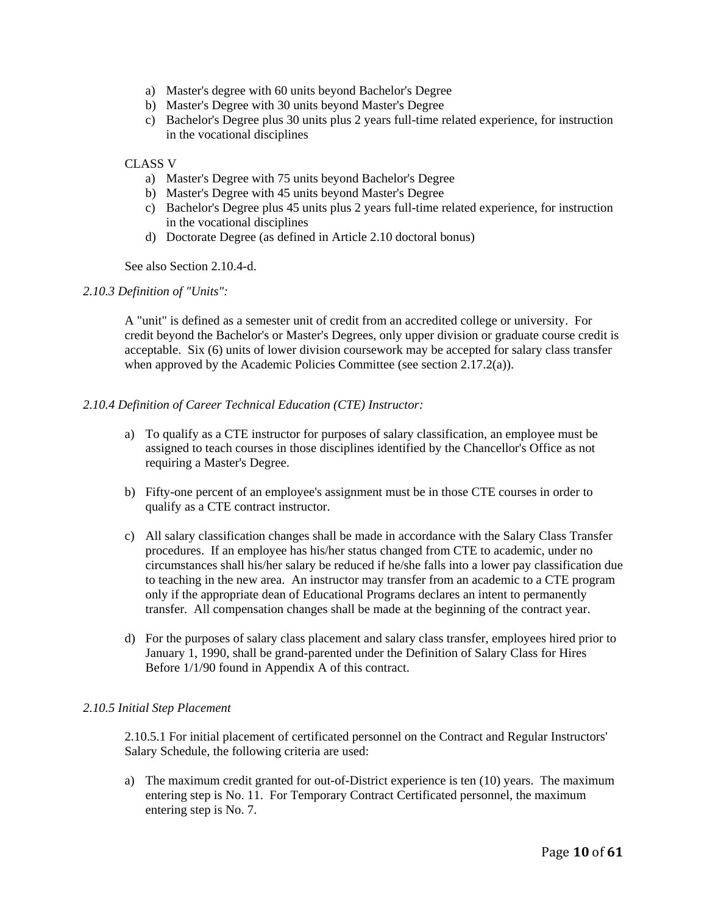a) Master's degree with 60 units beyond Bachelor's Degree
b) Master's Degree with 30 units beyond Master's Degree
c) Bachelor's Degree plus 30 units plus 2 years full-time related experience, for instruction in the vocational disciplines

CLASS V

a) Master's Degree with 75 units beyond Bachelor's Degree
b) Master's Degree with 45 units beyond Master's Degree
c) Bachelor's Degree plus 45 units plus 2 years full-time related experience, for instruction in the vocational disciplines
d) Doctorate Degree (as defined in Article 2.10 doctoral bonus)

See also Section 2.10.4-d.

*2.10.3 Definition of "Units":*

A "unit" is defined as a semester unit of credit from an accredited college or university. For credit beyond the Bachelor's or Master's Degrees, only upper division or graduate course credit is acceptable. Six (6) units of lower division coursework may be accepted for salary class transfer when approved by the Academic Policies Committee (see section 2.17.2(a)).

*2.10.4 Definition of Career Technical Education (CTE) Instructor:*

a) To qualify as a CTE instructor for purposes of salary classification, an employee must be assigned to teach courses in those disciplines identified by the Chancellor's Office as not requiring a Master's Degree.

b) Fifty-one percent of an employee's assignment must be in those CTE courses in order to qualify as a CTE contract instructor.

c) All salary classification changes shall be made in accordance with the Salary Class Transfer procedures. If an employee has his/her status changed from CTE to academic, under no circumstances shall his/her salary be reduced if he/she falls into a lower pay classification due to teaching in the new area. An instructor may transfer from an academic to a CTE program only if the appropriate dean of Educational Programs declares an intent to permanently transfer. All compensation changes shall be made at the beginning of the contract year.

d) For the purposes of salary class placement and salary class transfer, employees hired prior to January 1, 1990, shall be grand-parented under the Definition of Salary Class for Hires Before 1/1/90 found in Appendix A of this contract.

*2.10.5 Initial Step Placement*

2.10.5.1 For initial placement of certificated personnel on the Contract and Regular Instructors' Salary Schedule, the following criteria are used:

a) The maximum credit granted for out-of-District experience is ten (10) years. The maximum entering step is No. 11. For Temporary Contract Certificated personnel, the maximum entering step is No. 7.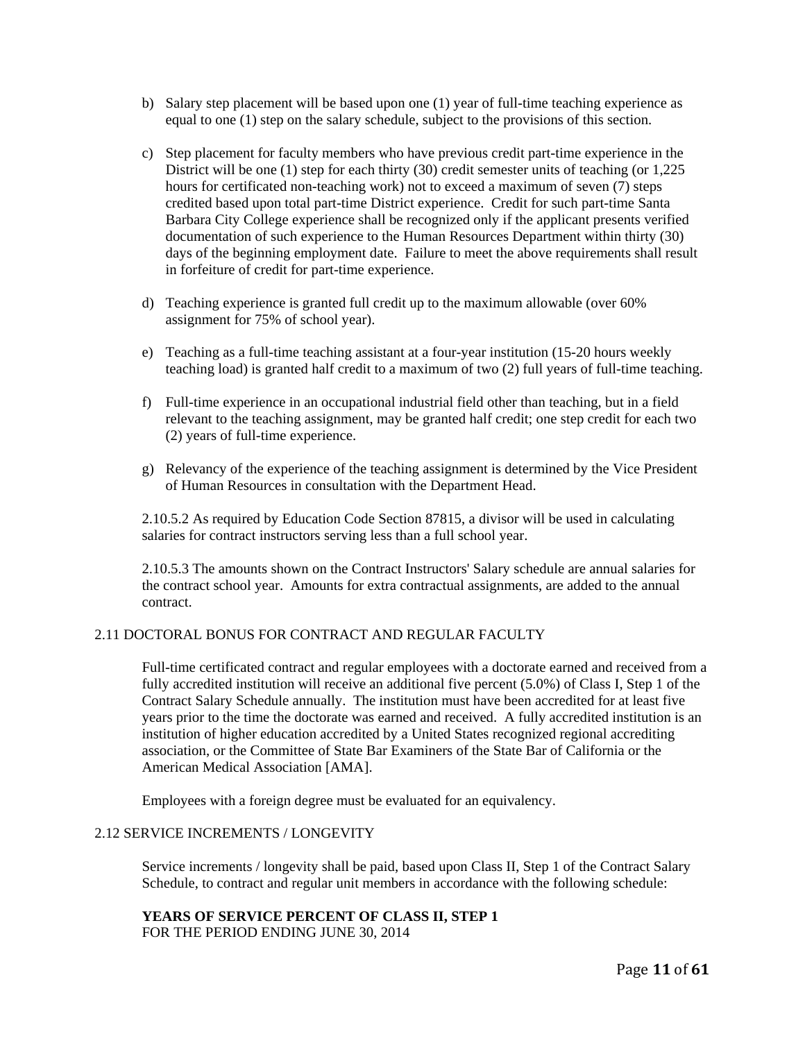b) Salary step placement will be based upon one (1) year of full-time teaching experience as equal to one (1) step on the salary schedule, subject to the provisions of this section.

c) Step placement for faculty members who have previous credit part-time experience in the District will be one (1) step for each thirty (30) credit semester units of teaching (or 1,225 hours for certificated non-teaching work) not to exceed a maximum of seven (7) steps credited based upon total part-time District experience. Credit for such part-time Santa Barbara City College experience shall be recognized only if the applicant presents verified documentation of such experience to the Human Resources Department within thirty (30) days of the beginning employment date. Failure to meet the above requirements shall result in forfeiture of credit for part-time experience.

d) Teaching experience is granted full credit up to the maximum allowable (over 60% assignment for 75% of school year).

e) Teaching as a full-time teaching assistant at a four-year institution (15-20 hours weekly teaching load) is granted half credit to a maximum of two (2) full years of full-time teaching.

f) Full-time experience in an occupational industrial field other than teaching, but in a field relevant to the teaching assignment, may be granted half credit; one step credit for each two (2) years of full-time experience.

g) Relevancy of the experience of the teaching assignment is determined by the Vice President of Human Resources in consultation with the Department Head.

2.10.5.2 As required by Education Code Section 87815, a divisor will be used in calculating salaries for contract instructors serving less than a full school year.

2.10.5.3 The amounts shown on the Contract Instructors' Salary schedule are annual salaries for the contract school year. Amounts for extra contractual assignments, are added to the annual contract.

## 2.11 DOCTORAL BONUS FOR CONTRACT AND REGULAR FACULTY

Full-time certificated contract and regular employees with a doctorate earned and received from a fully accredited institution will receive an additional five percent (5.0%) of Class I, Step 1 of the Contract Salary Schedule annually. The institution must have been accredited for at least five years prior to the time the doctorate was earned and received. A fully accredited institution is an institution of higher education accredited by a United States recognized regional accrediting association, or the Committee of State Bar Examiners of the State Bar of California or the American Medical Association [AMA].

Employees with a foreign degree must be evaluated for an equivalency.

## 2.12 SERVICE INCREMENTS / LONGEVITY

Service increments / longevity shall be paid, based upon Class II, Step 1 of the Contract Salary Schedule, to contract and regular unit members in accordance with the following schedule:

**YEARS OF SERVICE PERCENT OF CLASS II, STEP 1**
FOR THE PERIOD ENDING JUNE 30, 2014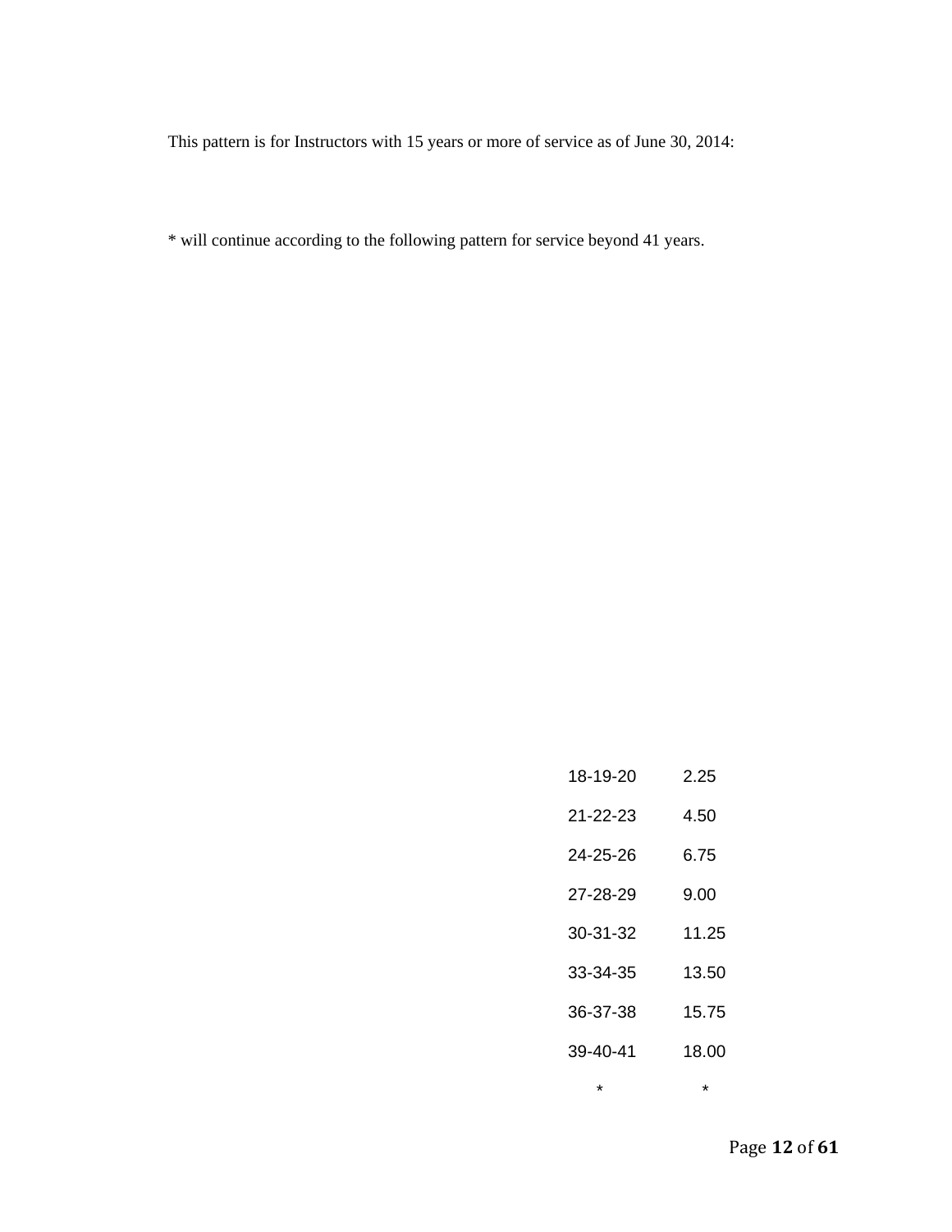This pattern is for Instructors with 15 years or more of service as of June 30, 2014:

* will continue according to the following pattern for service beyond 41 years.

| | |
|---|---|
| 18-19-20 | 2.25 |
| 21-22-23 | 4.50 |
| 24-25-26 | 6.75 |
| 27-28-29 | 9.00 |
| 30-31-32 | 11.25 |
| 33-34-35 | 13.50 |
| 36-37-38 | 15.75 |
| 39-40-41 | 18.00 |
| * | * |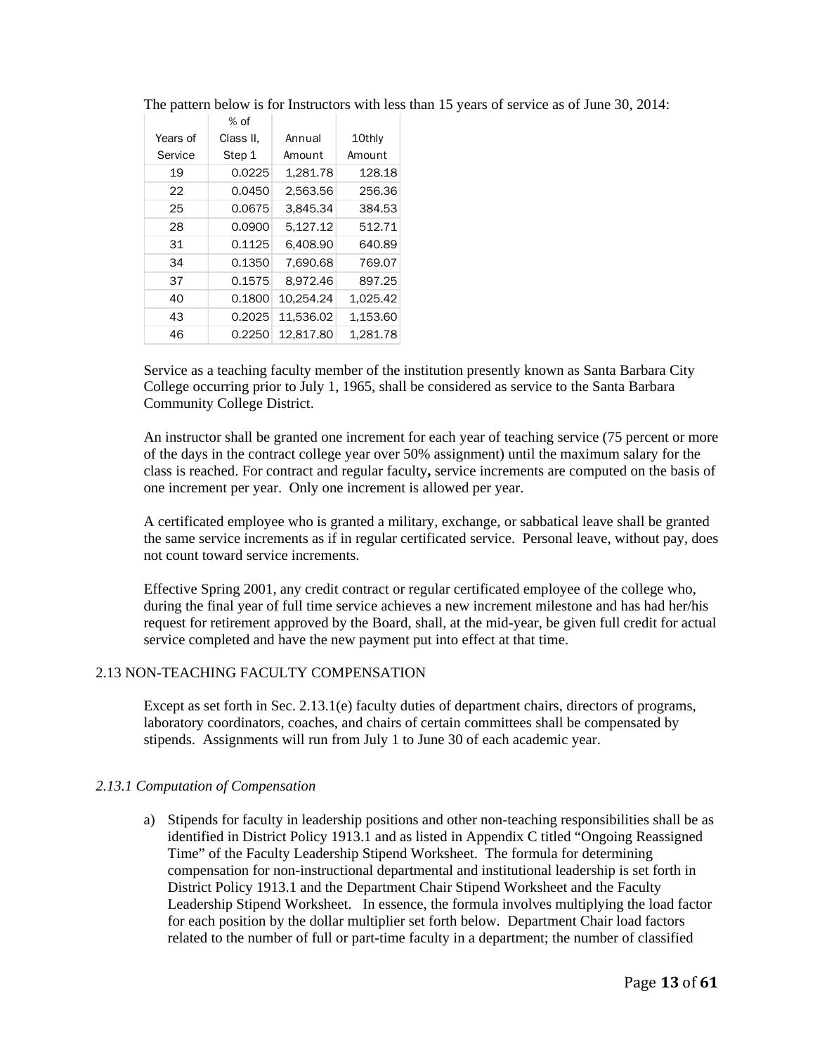The pattern below is for Instructors with less than 15 years of service as of June 30, 2014:

| Years of Service | % of Class II, Step 1 | Annual Amount | 10thly Amount |
|---|---|---|---|
| 19 | 0.0225 | 1,281.78 | 128.18 |
| 22 | 0.0450 | 2,563.56 | 256.36 |
| 25 | 0.0675 | 3,845.34 | 384.53 |
| 28 | 0.0900 | 5,127.12 | 512.71 |
| 31 | 0.1125 | 6,408.90 | 640.89 |
| 34 | 0.1350 | 7,690.68 | 769.07 |
| 37 | 0.1575 | 8,972.46 | 897.25 |
| 40 | 0.1800 | 10,254.24 | 1,025.42 |
| 43 | 0.2025 | 11,536.02 | 1,153.60 |
| 46 | 0.2250 | 12,817.80 | 1,281.78 |

Service as a teaching faculty member of the institution presently known as Santa Barbara City College occurring prior to July 1, 1965, shall be considered as service to the Santa Barbara Community College District.

An instructor shall be granted one increment for each year of teaching service (75 percent or more of the days in the contract college year over 50% assignment) until the maximum salary for the class is reached. For contract and regular faculty**,** service increments are computed on the basis of one increment per year. Only one increment is allowed per year.

A certificated employee who is granted a military, exchange, or sabbatical leave shall be granted the same service increments as if in regular certificated service. Personal leave, without pay, does not count toward service increments.

Effective Spring 2001, any credit contract or regular certificated employee of the college who, during the final year of full time service achieves a new increment milestone and has had her/his request for retirement approved by the Board, shall, at the mid-year, be given full credit for actual service completed and have the new payment put into effect at that time.

## 2.13 NON-TEACHING FACULTY COMPENSATION

Except as set forth in Sec. 2.13.1(e) faculty duties of department chairs, directors of programs, laboratory coordinators, coaches, and chairs of certain committees shall be compensated by stipends. Assignments will run from July 1 to June 30 of each academic year.

### *2.13.1 Computation of Compensation*

a) Stipends for faculty in leadership positions and other non-teaching responsibilities shall be as identified in District Policy 1913.1 and as listed in Appendix C titled "Ongoing Reassigned Time" of the Faculty Leadership Stipend Worksheet. The formula for determining compensation for non-instructional departmental and institutional leadership is set forth in District Policy 1913.1 and the Department Chair Stipend Worksheet and the Faculty Leadership Stipend Worksheet. In essence, the formula involves multiplying the load factor for each position by the dollar multiplier set forth below. Department Chair load factors related to the number of full or part-time faculty in a department; the number of classified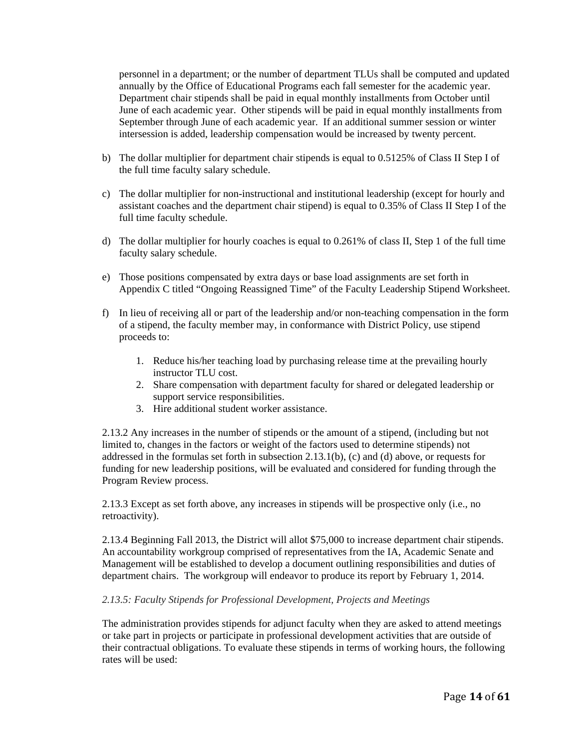personnel in a department; or the number of department TLUs shall be computed and updated annually by the Office of Educational Programs each fall semester for the academic year. Department chair stipends shall be paid in equal monthly installments from October until June of each academic year. Other stipends will be paid in equal monthly installments from September through June of each academic year. If an additional summer session or winter intersession is added, leadership compensation would be increased by twenty percent.

b) The dollar multiplier for department chair stipends is equal to 0.5125% of Class II Step I of the full time faculty salary schedule.

c) The dollar multiplier for non-instructional and institutional leadership (except for hourly and assistant coaches and the department chair stipend) is equal to 0.35% of Class II Step I of the full time faculty schedule.

d) The dollar multiplier for hourly coaches is equal to 0.261% of class II, Step 1 of the full time faculty salary schedule.

e) Those positions compensated by extra days or base load assignments are set forth in Appendix C titled "Ongoing Reassigned Time" of the Faculty Leadership Stipend Worksheet.

f) In lieu of receiving all or part of the leadership and/or non-teaching compensation in the form of a stipend, the faculty member may, in conformance with District Policy, use stipend proceeds to:

   1. Reduce his/her teaching load by purchasing release time at the prevailing hourly instructor TLU cost.
   2. Share compensation with department faculty for shared or delegated leadership or support service responsibilities.
   3. Hire additional student worker assistance.

2.13.2 Any increases in the number of stipends or the amount of a stipend, (including but not limited to, changes in the factors or weight of the factors used to determine stipends) not addressed in the formulas set forth in subsection 2.13.1(b), (c) and (d) above, or requests for funding for new leadership positions, will be evaluated and considered for funding through the Program Review process.

2.13.3 Except as set forth above, any increases in stipends will be prospective only (i.e., no retroactivity).

2.13.4 Beginning Fall 2013, the District will allot $75,000 to increase department chair stipends. An accountability workgroup comprised of representatives from the IA, Academic Senate and Management will be established to develop a document outlining responsibilities and duties of department chairs. The workgroup will endeavor to produce its report by February 1, 2014.

*2.13.5: Faculty Stipends for Professional Development, Projects and Meetings*

The administration provides stipends for adjunct faculty when they are asked to attend meetings or take part in projects or participate in professional development activities that are outside of their contractual obligations. To evaluate these stipends in terms of working hours, the following rates will be used: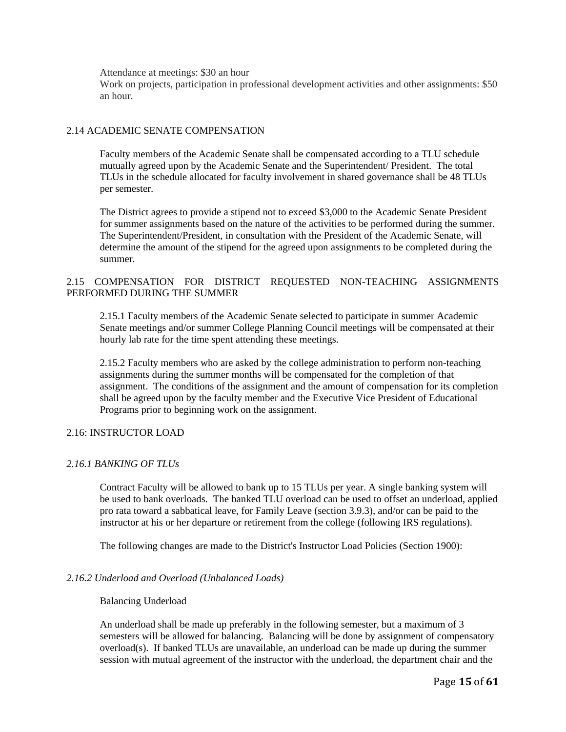Attendance at meetings: $30 an hour
Work on projects, participation in professional development activities and other assignments: $50 an hour.

## 2.14 ACADEMIC SENATE COMPENSATION

Faculty members of the Academic Senate shall be compensated according to a TLU schedule mutually agreed upon by the Academic Senate and the Superintendent/ President. The total TLUs in the schedule allocated for faculty involvement in shared governance shall be 48 TLUs per semester.

The District agrees to provide a stipend not to exceed $3,000 to the Academic Senate President for summer assignments based on the nature of the activities to be performed during the summer. The Superintendent/President, in consultation with the President of the Academic Senate, will determine the amount of the stipend for the agreed upon assignments to be completed during the summer.

## 2.15 COMPENSATION FOR DISTRICT REQUESTED NON-TEACHING ASSIGNMENTS PERFORMED DURING THE SUMMER

2.15.1 Faculty members of the Academic Senate selected to participate in summer Academic Senate meetings and/or summer College Planning Council meetings will be compensated at their hourly lab rate for the time spent attending these meetings.

2.15.2 Faculty members who are asked by the college administration to perform non-teaching assignments during the summer months will be compensated for the completion of that assignment. The conditions of the assignment and the amount of compensation for its completion shall be agreed upon by the faculty member and the Executive Vice President of Educational Programs prior to beginning work on the assignment.

## 2.16: INSTRUCTOR LOAD

### *2.16.1 BANKING OF TLUs*

Contract Faculty will be allowed to bank up to 15 TLUs per year. A single banking system will be used to bank overloads. The banked TLU overload can be used to offset an underload, applied pro rata toward a sabbatical leave, for Family Leave (section 3.9.3), and/or can be paid to the instructor at his or her departure or retirement from the college (following IRS regulations).

The following changes are made to the District's Instructor Load Policies (Section 1900):

### *2.16.2 Underload and Overload (Unbalanced Loads)*

Balancing Underload

An underload shall be made up preferably in the following semester, but a maximum of 3 semesters will be allowed for balancing. Balancing will be done by assignment of compensatory overload(s). If banked TLUs are unavailable, an underload can be made up during the summer session with mutual agreement of the instructor with the underload, the department chair and the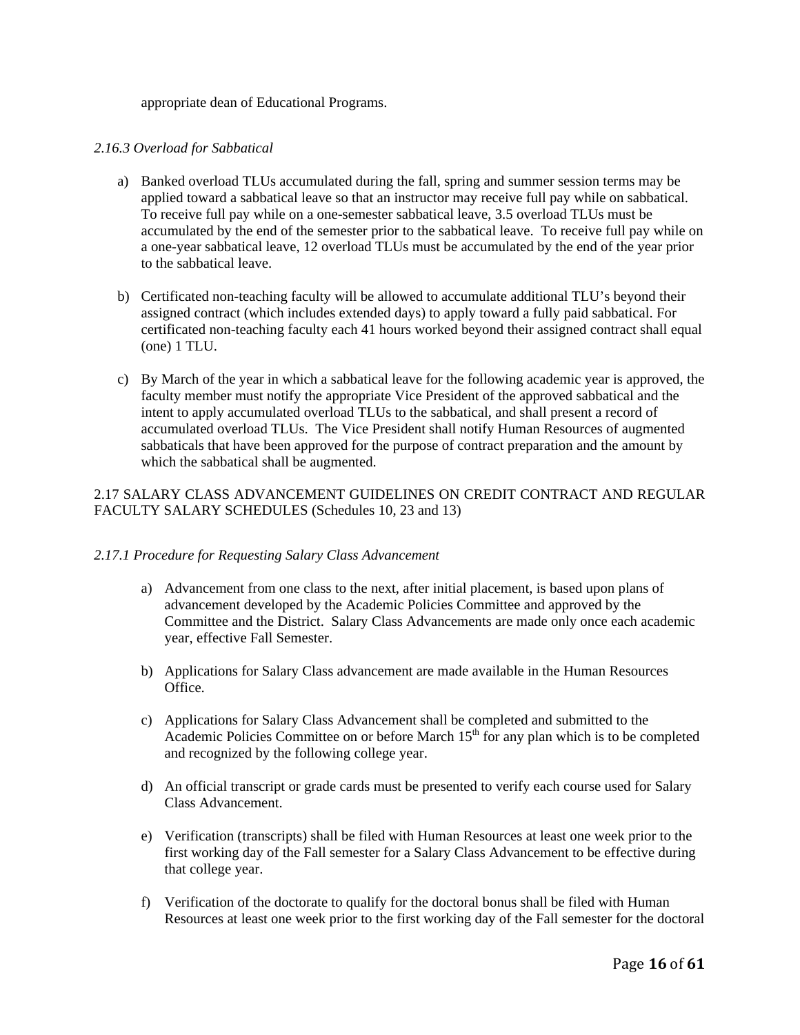appropriate dean of Educational Programs.

*2.16.3 Overload for Sabbatical*

a) Banked overload TLUs accumulated during the fall, spring and summer session terms may be applied toward a sabbatical leave so that an instructor may receive full pay while on sabbatical. To receive full pay while on a one-semester sabbatical leave, 3.5 overload TLUs must be accumulated by the end of the semester prior to the sabbatical leave. To receive full pay while on a one-year sabbatical leave, 12 overload TLUs must be accumulated by the end of the year prior to the sabbatical leave.

b) Certificated non-teaching faculty will be allowed to accumulate additional TLU's beyond their assigned contract (which includes extended days) to apply toward a fully paid sabbatical. For certificated non-teaching faculty each 41 hours worked beyond their assigned contract shall equal (one) 1 TLU.

c) By March of the year in which a sabbatical leave for the following academic year is approved, the faculty member must notify the appropriate Vice President of the approved sabbatical and the intent to apply accumulated overload TLUs to the sabbatical, and shall present a record of accumulated overload TLUs. The Vice President shall notify Human Resources of augmented sabbaticals that have been approved for the purpose of contract preparation and the amount by which the sabbatical shall be augmented.

2.17 SALARY CLASS ADVANCEMENT GUIDELINES ON CREDIT CONTRACT AND REGULAR FACULTY SALARY SCHEDULES (Schedules 10, 23 and 13)

*2.17.1 Procedure for Requesting Salary Class Advancement*

a) Advancement from one class to the next, after initial placement, is based upon plans of advancement developed by the Academic Policies Committee and approved by the Committee and the District. Salary Class Advancements are made only once each academic year, effective Fall Semester.

b) Applications for Salary Class advancement are made available in the Human Resources Office.

c) Applications for Salary Class Advancement shall be completed and submitted to the Academic Policies Committee on or before March 15th for any plan which is to be completed and recognized by the following college year.

d) An official transcript or grade cards must be presented to verify each course used for Salary Class Advancement.

e) Verification (transcripts) shall be filed with Human Resources at least one week prior to the first working day of the Fall semester for a Salary Class Advancement to be effective during that college year.

f) Verification of the doctorate to qualify for the doctoral bonus shall be filed with Human Resources at least one week prior to the first working day of the Fall semester for the doctoral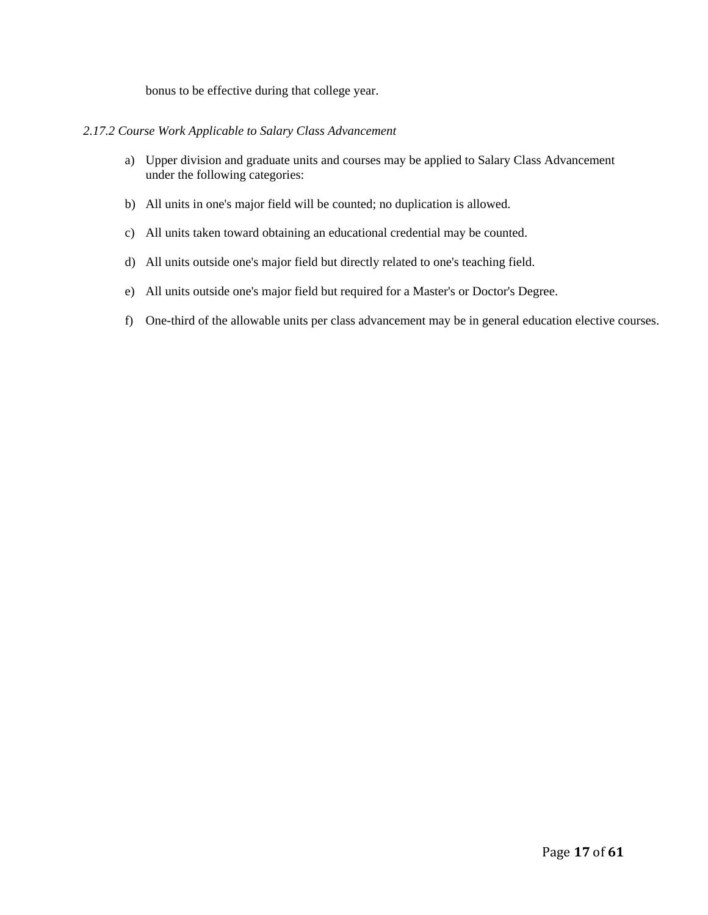bonus to be effective during that college year.

*2.17.2 Course Work Applicable to Salary Class Advancement*

a) Upper division and graduate units and courses may be applied to Salary Class Advancement under the following categories:

b) All units in one's major field will be counted; no duplication is allowed.

c) All units taken toward obtaining an educational credential may be counted.

d) All units outside one's major field but directly related to one's teaching field.

e) All units outside one's major field but required for a Master's or Doctor's Degree.

f) One-third of the allowable units per class advancement may be in general education elective courses.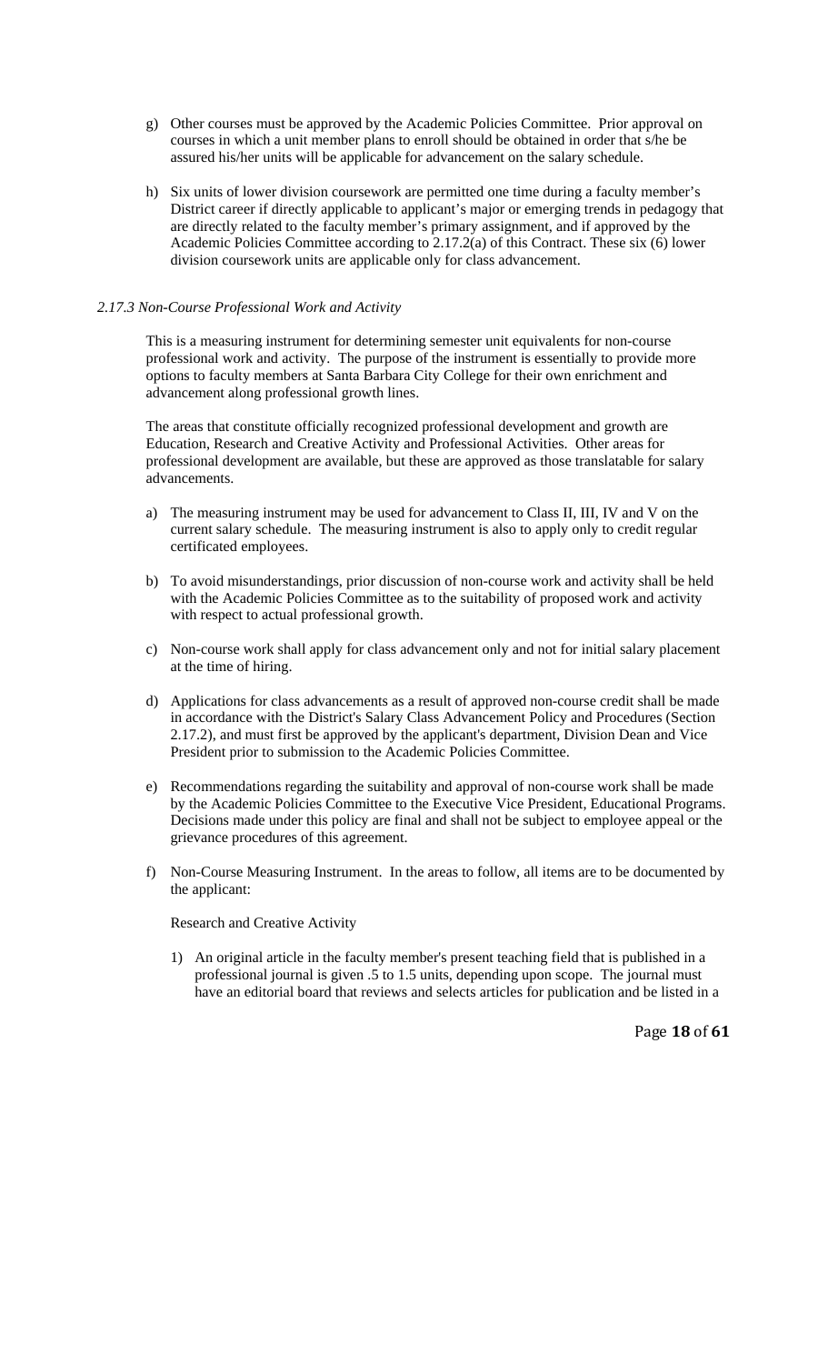g) Other courses must be approved by the Academic Policies Committee. Prior approval on courses in which a unit member plans to enroll should be obtained in order that s/he be assured his/her units will be applicable for advancement on the salary schedule.

h) Six units of lower division coursework are permitted one time during a faculty member's District career if directly applicable to applicant's major or emerging trends in pedagogy that are directly related to the faculty member's primary assignment, and if approved by the Academic Policies Committee according to 2.17.2(a) of this Contract. These six (6) lower division coursework units are applicable only for class advancement.

*2.17.3 Non-Course Professional Work and Activity*

This is a measuring instrument for determining semester unit equivalents for non-course professional work and activity. The purpose of the instrument is essentially to provide more options to faculty members at Santa Barbara City College for their own enrichment and advancement along professional growth lines.

The areas that constitute officially recognized professional development and growth are Education, Research and Creative Activity and Professional Activities. Other areas for professional development are available, but these are approved as those translatable for salary advancements.

a) The measuring instrument may be used for advancement to Class II, III, IV and V on the current salary schedule. The measuring instrument is also to apply only to credit regular certificated employees.

b) To avoid misunderstandings, prior discussion of non-course work and activity shall be held with the Academic Policies Committee as to the suitability of proposed work and activity with respect to actual professional growth.

c) Non-course work shall apply for class advancement only and not for initial salary placement at the time of hiring.

d) Applications for class advancements as a result of approved non-course credit shall be made in accordance with the District's Salary Class Advancement Policy and Procedures (Section 2.17.2), and must first be approved by the applicant's department, Division Dean and Vice President prior to submission to the Academic Policies Committee.

e) Recommendations regarding the suitability and approval of non-course work shall be made by the Academic Policies Committee to the Executive Vice President, Educational Programs. Decisions made under this policy are final and shall not be subject to employee appeal or the grievance procedures of this agreement.

f) Non-Course Measuring Instrument. In the areas to follow, all items are to be documented by the applicant:

Research and Creative Activity

1) An original article in the faculty member's present teaching field that is published in a professional journal is given .5 to 1.5 units, depending upon scope. The journal must have an editorial board that reviews and selects articles for publication and be listed in a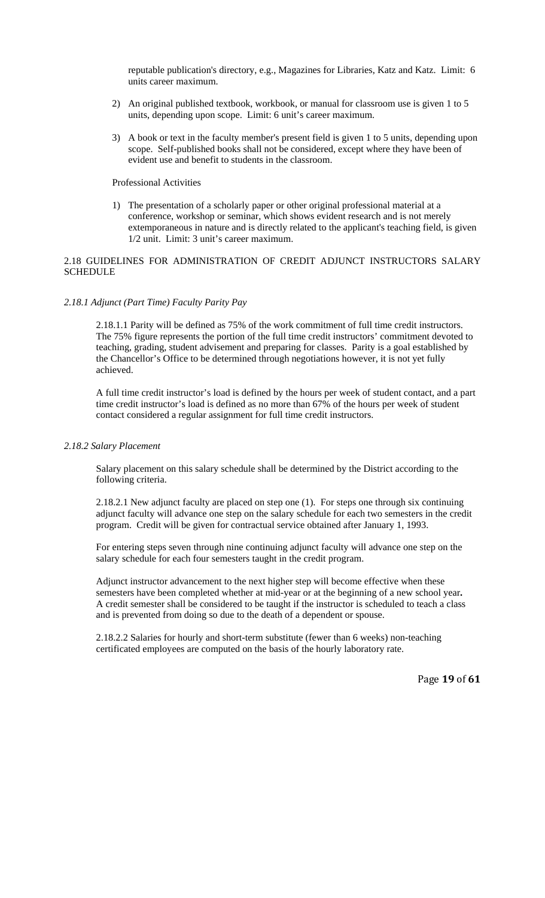reputable publication's directory, e.g., Magazines for Libraries, Katz and Katz. Limit: 6 units career maximum.

2) An original published textbook, workbook, or manual for classroom use is given 1 to 5 units, depending upon scope. Limit: 6 unit's career maximum.

3) A book or text in the faculty member's present field is given 1 to 5 units, depending upon scope. Self-published books shall not be considered, except where they have been of evident use and benefit to students in the classroom.

Professional Activities

1) The presentation of a scholarly paper or other original professional material at a conference, workshop or seminar, which shows evident research and is not merely extemporaneous in nature and is directly related to the applicant's teaching field, is given 1/2 unit. Limit: 3 unit's career maximum.

## 2.18 GUIDELINES FOR ADMINISTRATION OF CREDIT ADJUNCT INSTRUCTORS SALARY SCHEDULE

### *2.18.1 Adjunct (Part Time) Faculty Parity Pay*

2.18.1.1 Parity will be defined as 75% of the work commitment of full time credit instructors. The 75% figure represents the portion of the full time credit instructors' commitment devoted to teaching, grading, student advisement and preparing for classes. Parity is a goal established by the Chancellor's Office to be determined through negotiations however, it is not yet fully achieved.

A full time credit instructor's load is defined by the hours per week of student contact, and a part time credit instructor's load is defined as no more than 67% of the hours per week of student contact considered a regular assignment for full time credit instructors.

### *2.18.2 Salary Placement*

Salary placement on this salary schedule shall be determined by the District according to the following criteria.

2.18.2.1 New adjunct faculty are placed on step one (1). For steps one through six continuing adjunct faculty will advance one step on the salary schedule for each two semesters in the credit program. Credit will be given for contractual service obtained after January 1, 1993.

For entering steps seven through nine continuing adjunct faculty will advance one step on the salary schedule for each four semesters taught in the credit program.

Adjunct instructor advancement to the next higher step will become effective when these semesters have been completed whether at mid-year or at the beginning of a new school year**.** A credit semester shall be considered to be taught if the instructor is scheduled to teach a class and is prevented from doing so due to the death of a dependent or spouse.

2.18.2.2 Salaries for hourly and short-term substitute (fewer than 6 weeks) non-teaching certificated employees are computed on the basis of the hourly laboratory rate.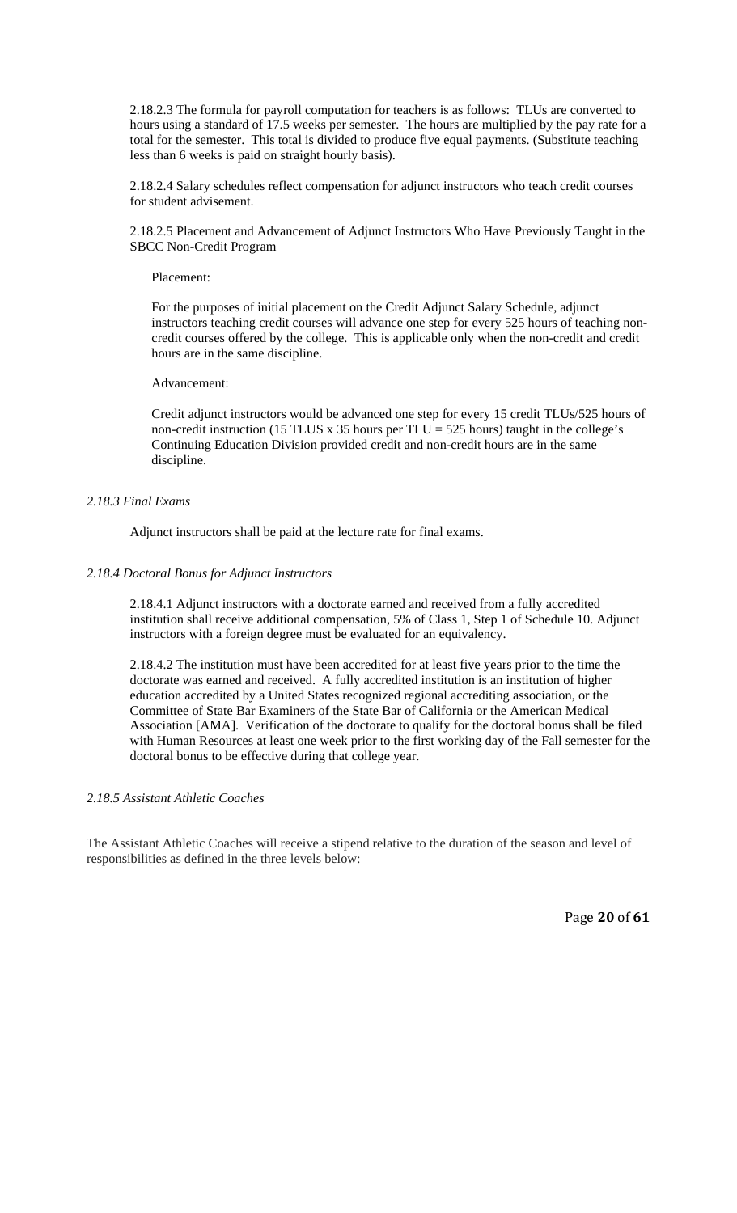2.18.2.3 The formula for payroll computation for teachers is as follows: TLUs are converted to hours using a standard of 17.5 weeks per semester. The hours are multiplied by the pay rate for a total for the semester. This total is divided to produce five equal payments. (Substitute teaching less than 6 weeks is paid on straight hourly basis).

2.18.2.4 Salary schedules reflect compensation for adjunct instructors who teach credit courses for student advisement.

2.18.2.5 Placement and Advancement of Adjunct Instructors Who Have Previously Taught in the SBCC Non-Credit Program

Placement:

For the purposes of initial placement on the Credit Adjunct Salary Schedule, adjunct instructors teaching credit courses will advance one step for every 525 hours of teaching non-credit courses offered by the college. This is applicable only when the non-credit and credit hours are in the same discipline.

Advancement:

Credit adjunct instructors would be advanced one step for every 15 credit TLUs/525 hours of non-credit instruction (15 TLUS x 35 hours per TLU = 525 hours) taught in the college's Continuing Education Division provided credit and non-credit hours are in the same discipline.

*2.18.3 Final Exams*

Adjunct instructors shall be paid at the lecture rate for final exams.

*2.18.4 Doctoral Bonus for Adjunct Instructors*

2.18.4.1 Adjunct instructors with a doctorate earned and received from a fully accredited institution shall receive additional compensation, 5% of Class 1, Step 1 of Schedule 10. Adjunct instructors with a foreign degree must be evaluated for an equivalency.

2.18.4.2 The institution must have been accredited for at least five years prior to the time the doctorate was earned and received. A fully accredited institution is an institution of higher education accredited by a United States recognized regional accrediting association, or the Committee of State Bar Examiners of the State Bar of California or the American Medical Association [AMA]. Verification of the doctorate to qualify for the doctoral bonus shall be filed with Human Resources at least one week prior to the first working day of the Fall semester for the doctoral bonus to be effective during that college year.

*2.18.5 Assistant Athletic Coaches*

The Assistant Athletic Coaches will receive a stipend relative to the duration of the season and level of responsibilities as defined in the three levels below: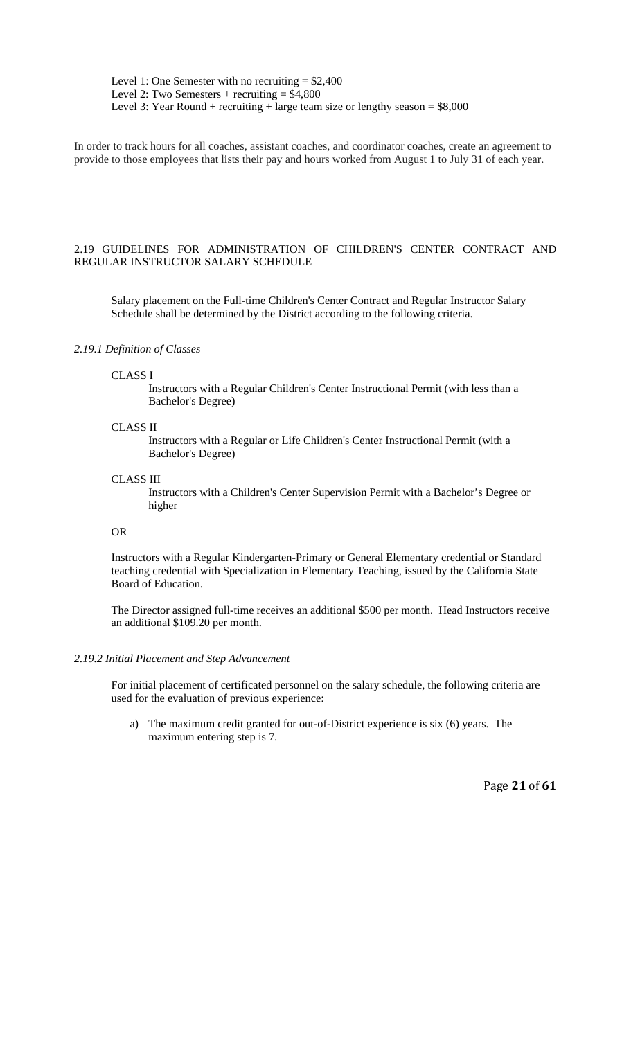Level 1: One Semester with no recruiting = $2,400
Level 2: Two Semesters + recruiting = $4,800
Level 3: Year Round + recruiting + large team size or lengthy season = $8,000

In order to track hours for all coaches, assistant coaches, and coordinator coaches, create an agreement to provide to those employees that lists their pay and hours worked from August 1 to July 31 of each year.

## 2.19 GUIDELINES FOR ADMINISTRATION OF CHILDREN'S CENTER CONTRACT AND REGULAR INSTRUCTOR SALARY SCHEDULE

Salary placement on the Full-time Children's Center Contract and Regular Instructor Salary Schedule shall be determined by the District according to the following criteria.

### *2.19.1 Definition of Classes*

CLASS I

Instructors with a Regular Children's Center Instructional Permit (with less than a Bachelor's Degree)

CLASS II

Instructors with a Regular or Life Children's Center Instructional Permit (with a Bachelor's Degree)

CLASS III

Instructors with a Children's Center Supervision Permit with a Bachelor's Degree or higher

OR

Instructors with a Regular Kindergarten-Primary or General Elementary credential or Standard teaching credential with Specialization in Elementary Teaching, issued by the California State Board of Education.

The Director assigned full-time receives an additional $500 per month. Head Instructors receive an additional $109.20 per month.

### *2.19.2 Initial Placement and Step Advancement*

For initial placement of certificated personnel on the salary schedule, the following criteria are used for the evaluation of previous experience:

a) The maximum credit granted for out-of-District experience is six (6) years. The maximum entering step is 7.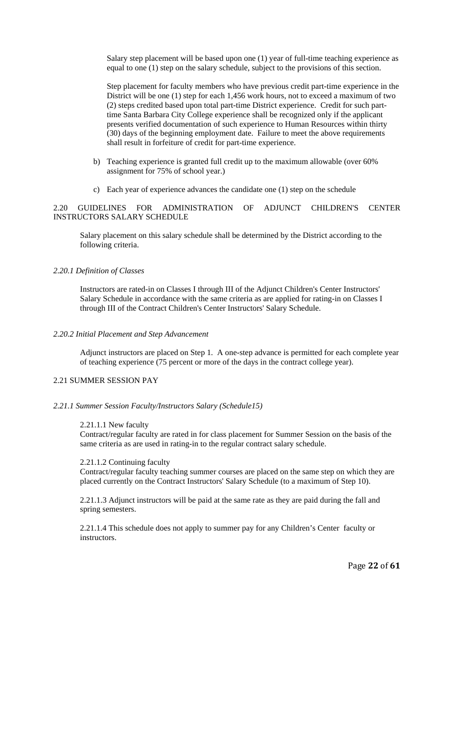Salary step placement will be based upon one (1) year of full-time teaching experience as equal to one (1) step on the salary schedule, subject to the provisions of this section.

Step placement for faculty members who have previous credit part-time experience in the District will be one (1) step for each 1,456 work hours, not to exceed a maximum of two (2) steps credited based upon total part-time District experience. Credit for such part-time Santa Barbara City College experience shall be recognized only if the applicant presents verified documentation of such experience to Human Resources within thirty (30) days of the beginning employment date. Failure to meet the above requirements shall result in forfeiture of credit for part-time experience.

b) Teaching experience is granted full credit up to the maximum allowable (over 60% assignment for 75% of school year.)

c) Each year of experience advances the candidate one (1) step on the schedule

## 2.20 GUIDELINES FOR ADMINISTRATION OF ADJUNCT CHILDREN'S CENTER INSTRUCTORS SALARY SCHEDULE

Salary placement on this salary schedule shall be determined by the District according to the following criteria.

### *2.20.1 Definition of Classes*

Instructors are rated-in on Classes I through III of the Adjunct Children's Center Instructors' Salary Schedule in accordance with the same criteria as are applied for rating-in on Classes I through III of the Contract Children's Center Instructors' Salary Schedule.

### *2.20.2 Initial Placement and Step Advancement*

Adjunct instructors are placed on Step 1. A one-step advance is permitted for each complete year of teaching experience (75 percent or more of the days in the contract college year).

## 2.21 SUMMER SESSION PAY

### *2.21.1 Summer Session Faculty/Instructors Salary (Schedule15)*

2.21.1.1 New faculty
Contract/regular faculty are rated in for class placement for Summer Session on the basis of the same criteria as are used in rating-in to the regular contract salary schedule.

2.21.1.2 Continuing faculty
Contract/regular faculty teaching summer courses are placed on the same step on which they are placed currently on the Contract Instructors' Salary Schedule (to a maximum of Step 10).

2.21.1.3 Adjunct instructors will be paid at the same rate as they are paid during the fall and spring semesters.

2.21.1.4 This schedule does not apply to summer pay for any Children's Center faculty or instructors.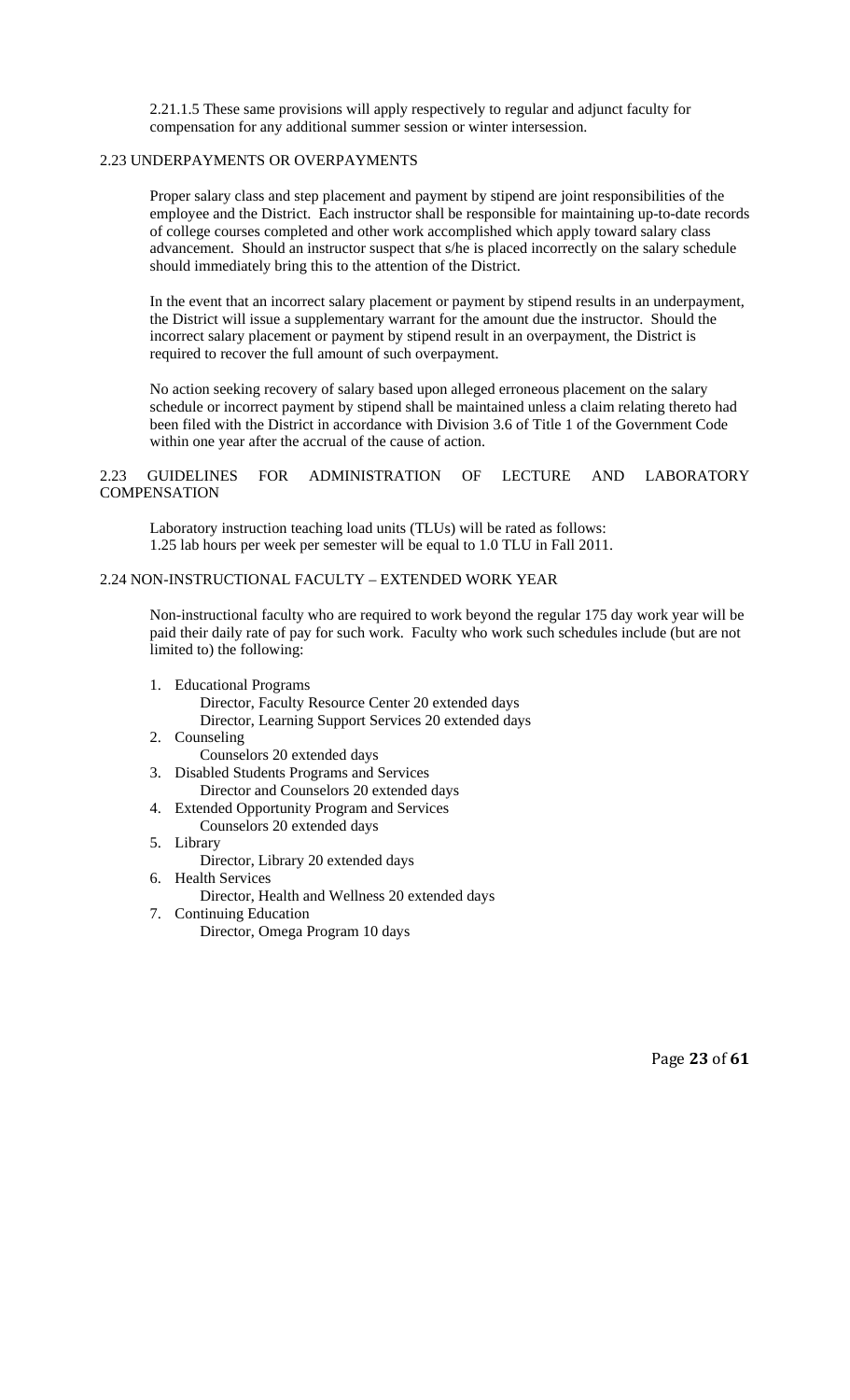2.21.1.5 These same provisions will apply respectively to regular and adjunct faculty for compensation for any additional summer session or winter intersession.

## 2.23 UNDERPAYMENTS OR OVERPAYMENTS

Proper salary class and step placement and payment by stipend are joint responsibilities of the employee and the District. Each instructor shall be responsible for maintaining up-to-date records of college courses completed and other work accomplished which apply toward salary class advancement. Should an instructor suspect that s/he is placed incorrectly on the salary schedule should immediately bring this to the attention of the District.

In the event that an incorrect salary placement or payment by stipend results in an underpayment, the District will issue a supplementary warrant for the amount due the instructor. Should the incorrect salary placement or payment by stipend result in an overpayment, the District is required to recover the full amount of such overpayment.

No action seeking recovery of salary based upon alleged erroneous placement on the salary schedule or incorrect payment by stipend shall be maintained unless a claim relating thereto had been filed with the District in accordance with Division 3.6 of Title 1 of the Government Code within one year after the accrual of the cause of action.

## 2.23 GUIDELINES FOR ADMINISTRATION OF LECTURE AND LABORATORY COMPENSATION

Laboratory instruction teaching load units (TLUs) will be rated as follows:
1.25 lab hours per week per semester will be equal to 1.0 TLU in Fall 2011.

## 2.24 NON-INSTRUCTIONAL FACULTY – EXTENDED WORK YEAR

Non-instructional faculty who are required to work beyond the regular 175 day work year will be paid their daily rate of pay for such work. Faculty who work such schedules include (but are not limited to) the following:

1. Educational Programs
   - Director, Faculty Resource Center 20 extended days
   - Director, Learning Support Services 20 extended days
2. Counseling
   - Counselors 20 extended days
3. Disabled Students Programs and Services
   - Director and Counselors 20 extended days
4. Extended Opportunity Program and Services
   - Counselors 20 extended days
5. Library
   - Director, Library 20 extended days
6. Health Services
   - Director, Health and Wellness 20 extended days
7. Continuing Education
   - Director, Omega Program 10 days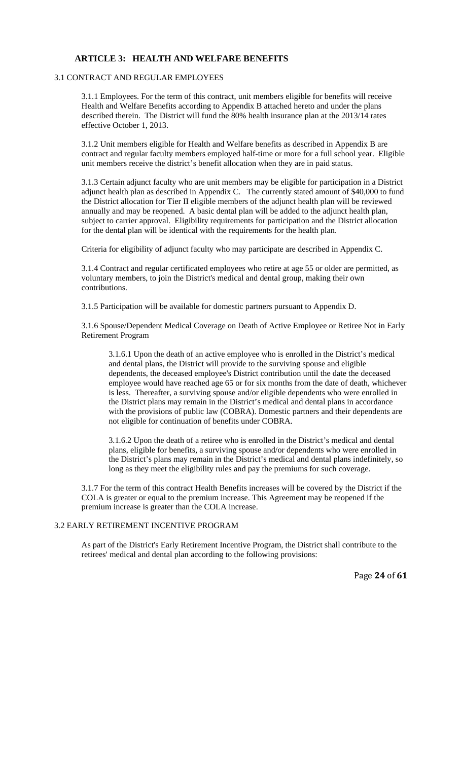## ARTICLE 3: HEALTH AND WELFARE BENEFITS

### 3.1 CONTRACT AND REGULAR EMPLOYEES

3.1.1 Employees. For the term of this contract, unit members eligible for benefits will receive Health and Welfare Benefits according to Appendix B attached hereto and under the plans described therein. The District will fund the 80% health insurance plan at the 2013/14 rates effective October 1, 2013.

3.1.2 Unit members eligible for Health and Welfare benefits as described in Appendix B are contract and regular faculty members employed half-time or more for a full school year. Eligible unit members receive the district's benefit allocation when they are in paid status.

3.1.3 Certain adjunct faculty who are unit members may be eligible for participation in a District adjunct health plan as described in Appendix C. The currently stated amount of $40,000 to fund the District allocation for Tier II eligible members of the adjunct health plan will be reviewed annually and may be reopened. A basic dental plan will be added to the adjunct health plan, subject to carrier approval. Eligibility requirements for participation and the District allocation for the dental plan will be identical with the requirements for the health plan.

Criteria for eligibility of adjunct faculty who may participate are described in Appendix C.

3.1.4 Contract and regular certificated employees who retire at age 55 or older are permitted, as voluntary members, to join the District's medical and dental group, making their own contributions.

3.1.5 Participation will be available for domestic partners pursuant to Appendix D.

3.1.6 Spouse/Dependent Medical Coverage on Death of Active Employee or Retiree Not in Early Retirement Program

3.1.6.1 Upon the death of an active employee who is enrolled in the District's medical and dental plans, the District will provide to the surviving spouse and eligible dependents, the deceased employee's District contribution until the date the deceased employee would have reached age 65 or for six months from the date of death, whichever is less. Thereafter, a surviving spouse and/or eligible dependents who were enrolled in the District plans may remain in the District's medical and dental plans in accordance with the provisions of public law (COBRA). Domestic partners and their dependents are not eligible for continuation of benefits under COBRA.

3.1.6.2 Upon the death of a retiree who is enrolled in the District's medical and dental plans, eligible for benefits, a surviving spouse and/or dependents who were enrolled in the District's plans may remain in the District's medical and dental plans indefinitely, so long as they meet the eligibility rules and pay the premiums for such coverage.

3.1.7 For the term of this contract Health Benefits increases will be covered by the District if the COLA is greater or equal to the premium increase. This Agreement may be reopened if the premium increase is greater than the COLA increase.

### 3.2 EARLY RETIREMENT INCENTIVE PROGRAM

As part of the District's Early Retirement Incentive Program, the District shall contribute to the retirees' medical and dental plan according to the following provisions: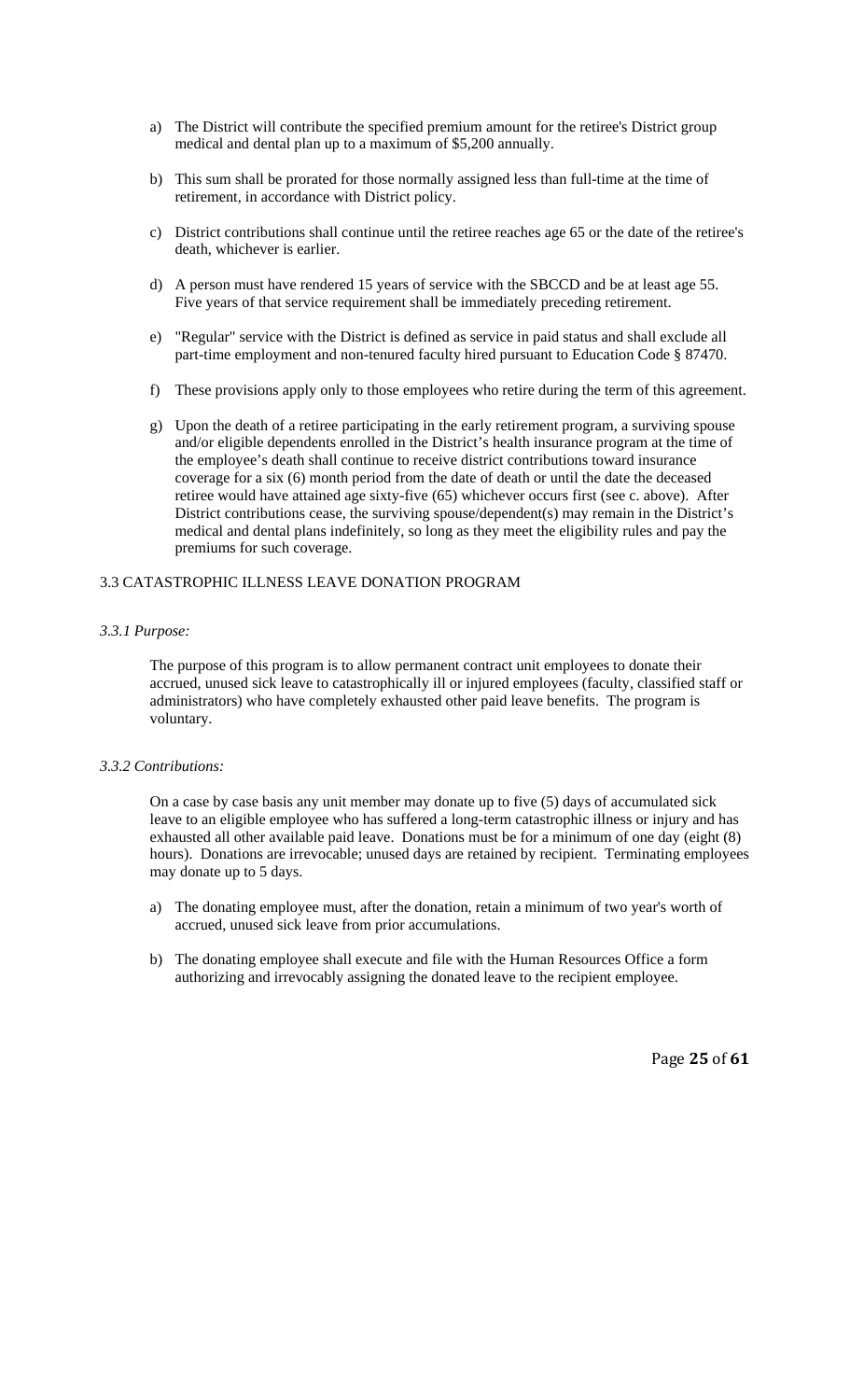a) The District will contribute the specified premium amount for the retiree's District group medical and dental plan up to a maximum of $5,200 annually.

b) This sum shall be prorated for those normally assigned less than full-time at the time of retirement, in accordance with District policy.

c) District contributions shall continue until the retiree reaches age 65 or the date of the retiree's death, whichever is earlier.

d) A person must have rendered 15 years of service with the SBCCD and be at least age 55. Five years of that service requirement shall be immediately preceding retirement.

e) "Regular" service with the District is defined as service in paid status and shall exclude all part-time employment and non-tenured faculty hired pursuant to Education Code § 87470.

f) These provisions apply only to those employees who retire during the term of this agreement.

g) Upon the death of a retiree participating in the early retirement program, a surviving spouse and/or eligible dependents enrolled in the District's health insurance program at the time of the employee's death shall continue to receive district contributions toward insurance coverage for a six (6) month period from the date of death or until the date the deceased retiree would have attained age sixty-five (65) whichever occurs first (see c. above). After District contributions cease, the surviving spouse/dependent(s) may remain in the District's medical and dental plans indefinitely, so long as they meet the eligibility rules and pay the premiums for such coverage.

## 3.3 CATASTROPHIC ILLNESS LEAVE DONATION PROGRAM

*3.3.1 Purpose:*

The purpose of this program is to allow permanent contract unit employees to donate their accrued, unused sick leave to catastrophically ill or injured employees (faculty, classified staff or administrators) who have completely exhausted other paid leave benefits. The program is voluntary.

*3.3.2 Contributions:*

On a case by case basis any unit member may donate up to five (5) days of accumulated sick leave to an eligible employee who has suffered a long-term catastrophic illness or injury and has exhausted all other available paid leave. Donations must be for a minimum of one day (eight (8) hours). Donations are irrevocable; unused days are retained by recipient. Terminating employees may donate up to 5 days.

a) The donating employee must, after the donation, retain a minimum of two year's worth of accrued, unused sick leave from prior accumulations.

b) The donating employee shall execute and file with the Human Resources Office a form authorizing and irrevocably assigning the donated leave to the recipient employee.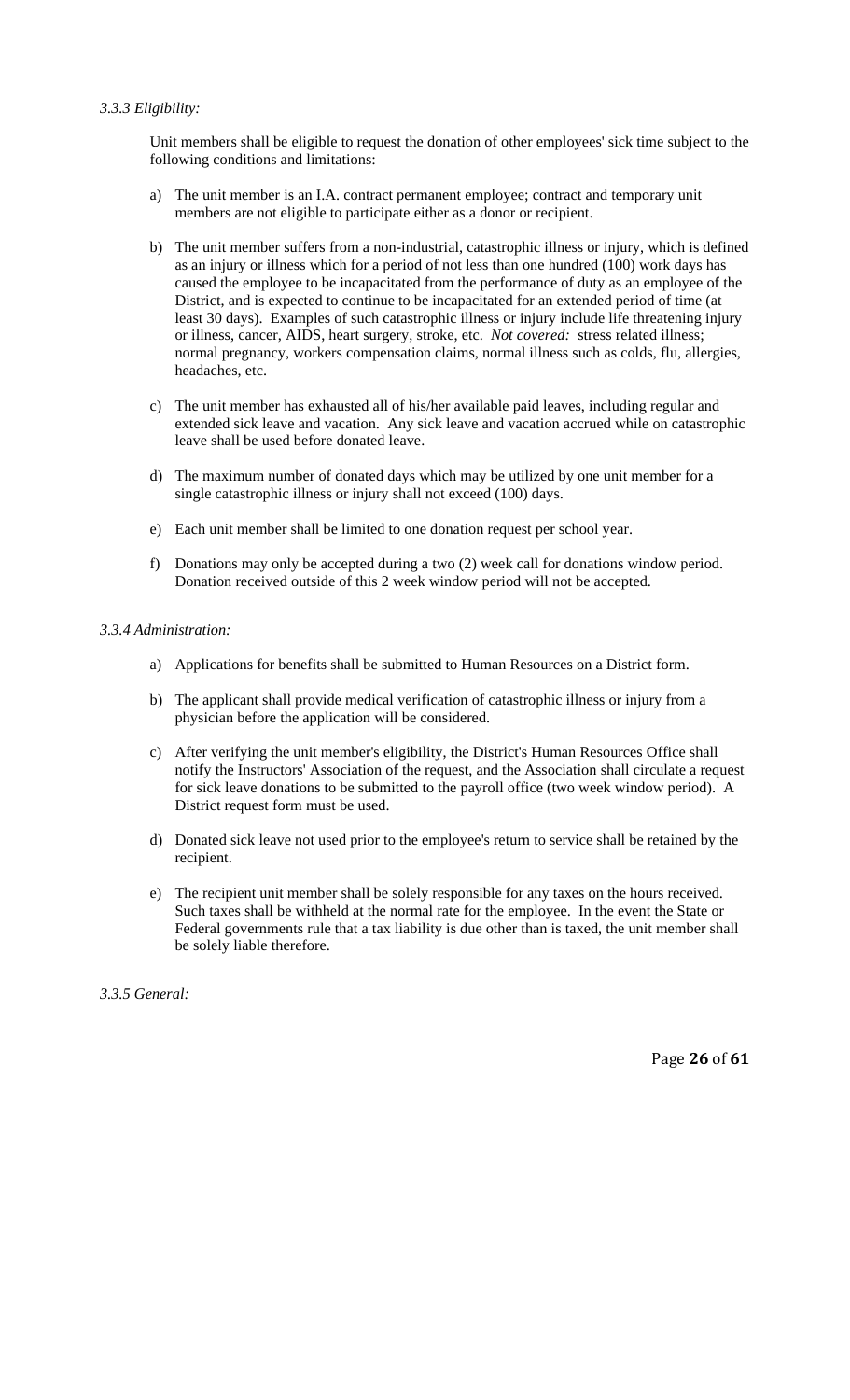*3.3.3 Eligibility:*

Unit members shall be eligible to request the donation of other employees' sick time subject to the following conditions and limitations:

a) The unit member is an I.A. contract permanent employee; contract and temporary unit members are not eligible to participate either as a donor or recipient.

b) The unit member suffers from a non-industrial, catastrophic illness or injury, which is defined as an injury or illness which for a period of not less than one hundred (100) work days has caused the employee to be incapacitated from the performance of duty as an employee of the District, and is expected to continue to be incapacitated for an extended period of time (at least 30 days). Examples of such catastrophic illness or injury include life threatening injury or illness, cancer, AIDS, heart surgery, stroke, etc. *Not covered:* stress related illness; normal pregnancy, workers compensation claims, normal illness such as colds, flu, allergies, headaches, etc.

c) The unit member has exhausted all of his/her available paid leaves, including regular and extended sick leave and vacation. Any sick leave and vacation accrued while on catastrophic leave shall be used before donated leave.

d) The maximum number of donated days which may be utilized by one unit member for a single catastrophic illness or injury shall not exceed (100) days.

e) Each unit member shall be limited to one donation request per school year.

f) Donations may only be accepted during a two (2) week call for donations window period. Donation received outside of this 2 week window period will not be accepted.

*3.3.4 Administration:*

a) Applications for benefits shall be submitted to Human Resources on a District form.

b) The applicant shall provide medical verification of catastrophic illness or injury from a physician before the application will be considered.

c) After verifying the unit member's eligibility, the District's Human Resources Office shall notify the Instructors' Association of the request, and the Association shall circulate a request for sick leave donations to be submitted to the payroll office (two week window period). A District request form must be used.

d) Donated sick leave not used prior to the employee's return to service shall be retained by the recipient.

e) The recipient unit member shall be solely responsible for any taxes on the hours received. Such taxes shall be withheld at the normal rate for the employee. In the event the State or Federal governments rule that a tax liability is due other than is taxed, the unit member shall be solely liable therefore.

*3.3.5 General:*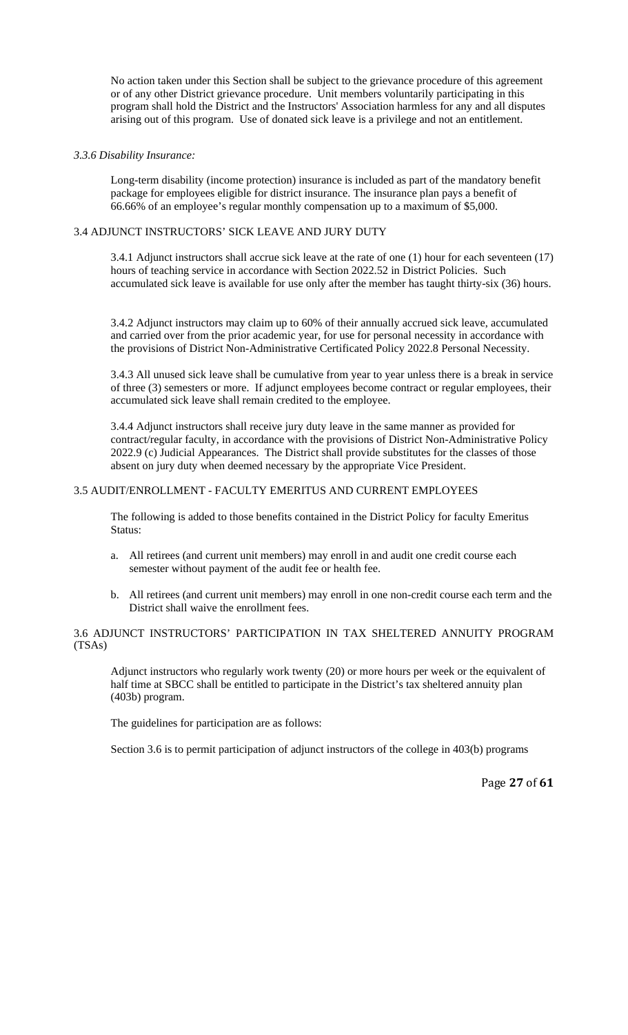No action taken under this Section shall be subject to the grievance procedure of this agreement or of any other District grievance procedure. Unit members voluntarily participating in this program shall hold the District and the Instructors' Association harmless for any and all disputes arising out of this program. Use of donated sick leave is a privilege and not an entitlement.

*3.3.6 Disability Insurance:*

Long-term disability (income protection) insurance is included as part of the mandatory benefit package for employees eligible for district insurance. The insurance plan pays a benefit of 66.66% of an employee's regular monthly compensation up to a maximum of $5,000.

## 3.4 ADJUNCT INSTRUCTORS' SICK LEAVE AND JURY DUTY

3.4.1 Adjunct instructors shall accrue sick leave at the rate of one (1) hour for each seventeen (17) hours of teaching service in accordance with Section 2022.52 in District Policies. Such accumulated sick leave is available for use only after the member has taught thirty-six (36) hours.

3.4.2 Adjunct instructors may claim up to 60% of their annually accrued sick leave, accumulated and carried over from the prior academic year, for use for personal necessity in accordance with the provisions of District Non-Administrative Certificated Policy 2022.8 Personal Necessity.

3.4.3 All unused sick leave shall be cumulative from year to year unless there is a break in service of three (3) semesters or more. If adjunct employees become contract or regular employees, their accumulated sick leave shall remain credited to the employee.

3.4.4 Adjunct instructors shall receive jury duty leave in the same manner as provided for contract/regular faculty, in accordance with the provisions of District Non-Administrative Policy 2022.9 (c) Judicial Appearances. The District shall provide substitutes for the classes of those absent on jury duty when deemed necessary by the appropriate Vice President.

## 3.5 AUDIT/ENROLLMENT - FACULTY EMERITUS AND CURRENT EMPLOYEES

The following is added to those benefits contained in the District Policy for faculty Emeritus Status:

a. All retirees (and current unit members) may enroll in and audit one credit course each semester without payment of the audit fee or health fee.

b. All retirees (and current unit members) may enroll in one non-credit course each term and the District shall waive the enrollment fees.

## 3.6 ADJUNCT INSTRUCTORS' PARTICIPATION IN TAX SHELTERED ANNUITY PROGRAM (TSAs)

Adjunct instructors who regularly work twenty (20) or more hours per week or the equivalent of half time at SBCC shall be entitled to participate in the District's tax sheltered annuity plan (403b) program.

The guidelines for participation are as follows:

Section 3.6 is to permit participation of adjunct instructors of the college in 403(b) programs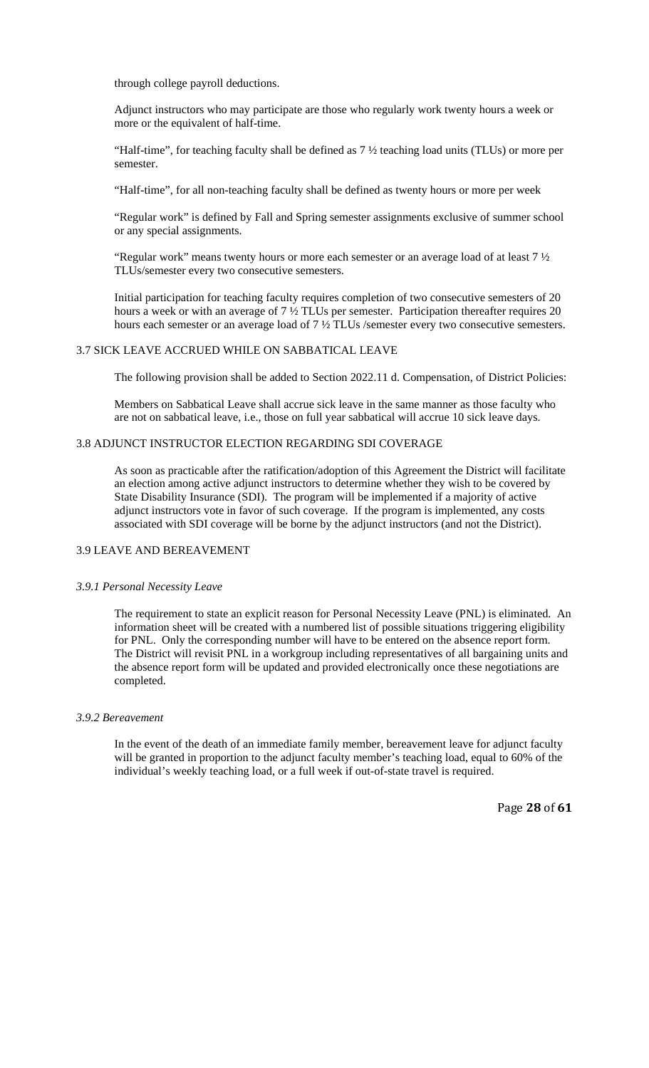through college payroll deductions.

Adjunct instructors who may participate are those who regularly work twenty hours a week or more or the equivalent of half-time.

"Half-time", for teaching faculty shall be defined as 7 ½ teaching load units (TLUs) or more per semester.

"Half-time", for all non-teaching faculty shall be defined as twenty hours or more per week

"Regular work" is defined by Fall and Spring semester assignments exclusive of summer school or any special assignments.

"Regular work" means twenty hours or more each semester or an average load of at least 7 ½ TLUs/semester every two consecutive semesters.

Initial participation for teaching faculty requires completion of two consecutive semesters of 20 hours a week or with an average of 7 ½ TLUs per semester. Participation thereafter requires 20 hours each semester or an average load of 7 ½ TLUs /semester every two consecutive semesters.

## 3.7 SICK LEAVE ACCRUED WHILE ON SABBATICAL LEAVE

The following provision shall be added to Section 2022.11 d. Compensation, of District Policies:

Members on Sabbatical Leave shall accrue sick leave in the same manner as those faculty who are not on sabbatical leave, i.e., those on full year sabbatical will accrue 10 sick leave days.

## 3.8 ADJUNCT INSTRUCTOR ELECTION REGARDING SDI COVERAGE

As soon as practicable after the ratification/adoption of this Agreement the District will facilitate an election among active adjunct instructors to determine whether they wish to be covered by State Disability Insurance (SDI). The program will be implemented if a majority of active adjunct instructors vote in favor of such coverage. If the program is implemented, any costs associated with SDI coverage will be borne by the adjunct instructors (and not the District).

## 3.9 LEAVE AND BEREAVEMENT

### *3.9.1 Personal Necessity Leave*

The requirement to state an explicit reason for Personal Necessity Leave (PNL) is eliminated. An information sheet will be created with a numbered list of possible situations triggering eligibility for PNL. Only the corresponding number will have to be entered on the absence report form. The District will revisit PNL in a workgroup including representatives of all bargaining units and the absence report form will be updated and provided electronically once these negotiations are completed.

### *3.9.2 Bereavement*

In the event of the death of an immediate family member, bereavement leave for adjunct faculty will be granted in proportion to the adjunct faculty member's teaching load, equal to 60% of the individual's weekly teaching load, or a full week if out-of-state travel is required.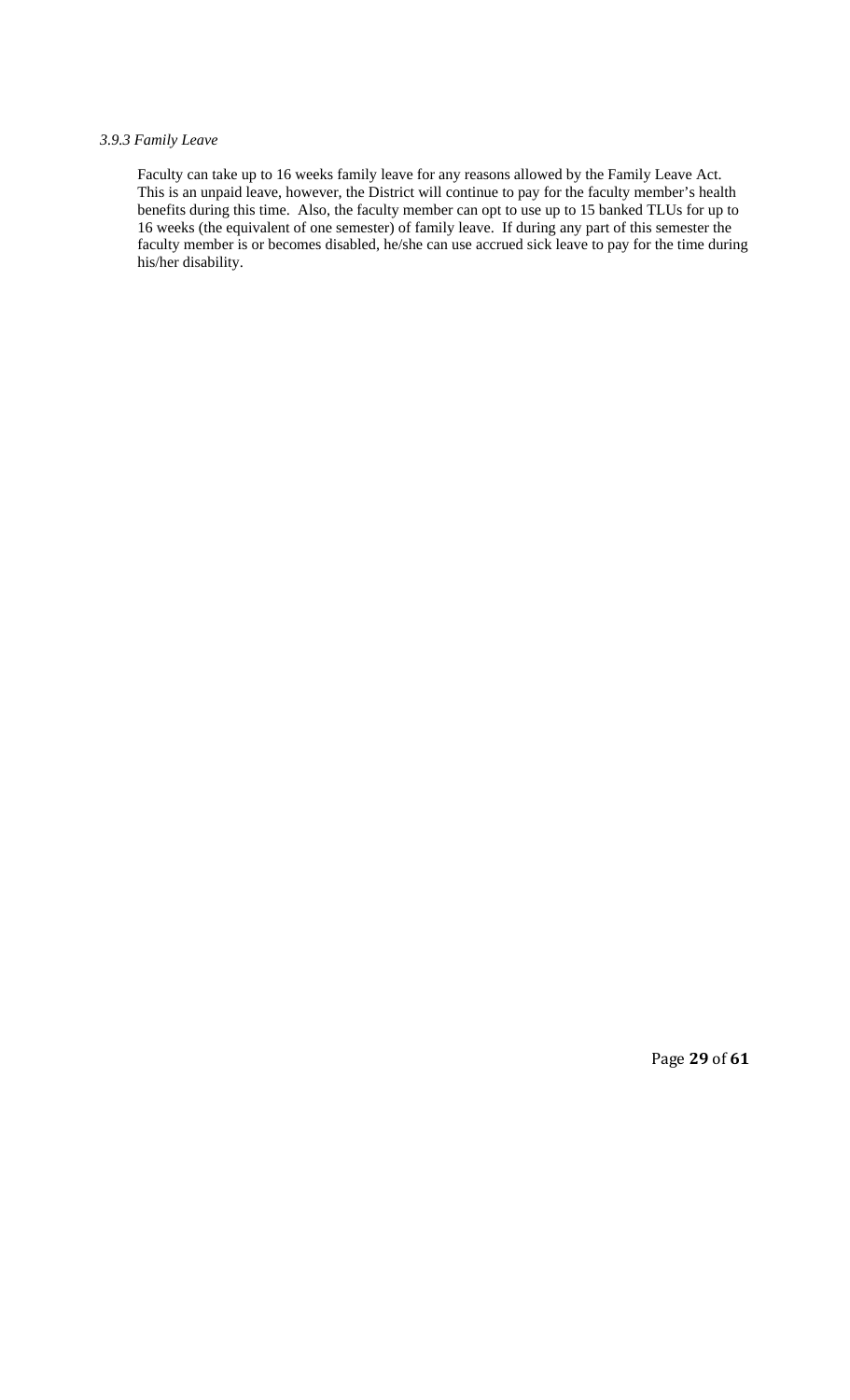### *3.9.3 Family Leave*

Faculty can take up to 16 weeks family leave for any reasons allowed by the Family Leave Act. This is an unpaid leave, however, the District will continue to pay for the faculty member's health benefits during this time. Also, the faculty member can opt to use up to 15 banked TLUs for up to 16 weeks (the equivalent of one semester) of family leave. If during any part of this semester the faculty member is or becomes disabled, he/she can use accrued sick leave to pay for the time during his/her disability.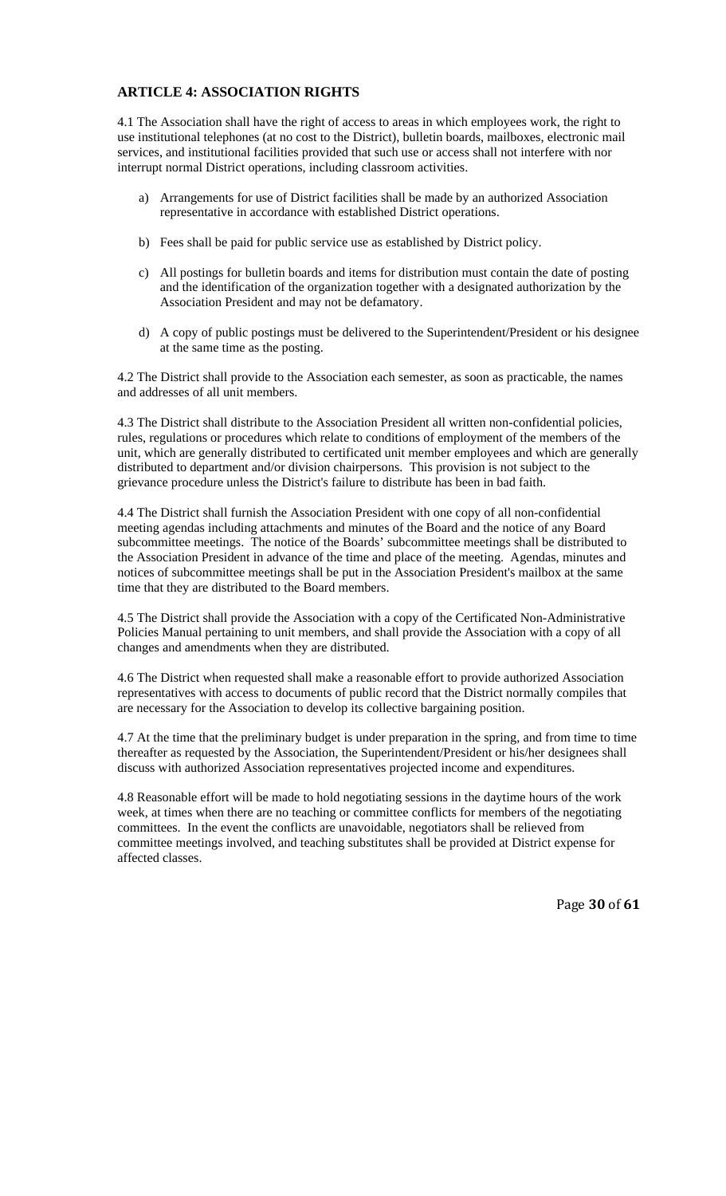## ARTICLE 4: ASSOCIATION RIGHTS

4.1 The Association shall have the right of access to areas in which employees work, the right to use institutional telephones (at no cost to the District), bulletin boards, mailboxes, electronic mail services, and institutional facilities provided that such use or access shall not interfere with nor interrupt normal District operations, including classroom activities.

a) Arrangements for use of District facilities shall be made by an authorized Association representative in accordance with established District operations.

b) Fees shall be paid for public service use as established by District policy.

c) All postings for bulletin boards and items for distribution must contain the date of posting and the identification of the organization together with a designated authorization by the Association President and may not be defamatory.

d) A copy of public postings must be delivered to the Superintendent/President or his designee at the same time as the posting.

4.2 The District shall provide to the Association each semester, as soon as practicable, the names and addresses of all unit members.

4.3 The District shall distribute to the Association President all written non-confidential policies, rules, regulations or procedures which relate to conditions of employment of the members of the unit, which are generally distributed to certificated unit member employees and which are generally distributed to department and/or division chairpersons. This provision is not subject to the grievance procedure unless the District's failure to distribute has been in bad faith.

4.4 The District shall furnish the Association President with one copy of all non-confidential meeting agendas including attachments and minutes of the Board and the notice of any Board subcommittee meetings. The notice of the Boards' subcommittee meetings shall be distributed to the Association President in advance of the time and place of the meeting. Agendas, minutes and notices of subcommittee meetings shall be put in the Association President's mailbox at the same time that they are distributed to the Board members.

4.5 The District shall provide the Association with a copy of the Certificated Non-Administrative Policies Manual pertaining to unit members, and shall provide the Association with a copy of all changes and amendments when they are distributed.

4.6 The District when requested shall make a reasonable effort to provide authorized Association representatives with access to documents of public record that the District normally compiles that are necessary for the Association to develop its collective bargaining position.

4.7 At the time that the preliminary budget is under preparation in the spring, and from time to time thereafter as requested by the Association, the Superintendent/President or his/her designees shall discuss with authorized Association representatives projected income and expenditures.

4.8 Reasonable effort will be made to hold negotiating sessions in the daytime hours of the work week, at times when there are no teaching or committee conflicts for members of the negotiating committees. In the event the conflicts are unavoidable, negotiators shall be relieved from committee meetings involved, and teaching substitutes shall be provided at District expense for affected classes.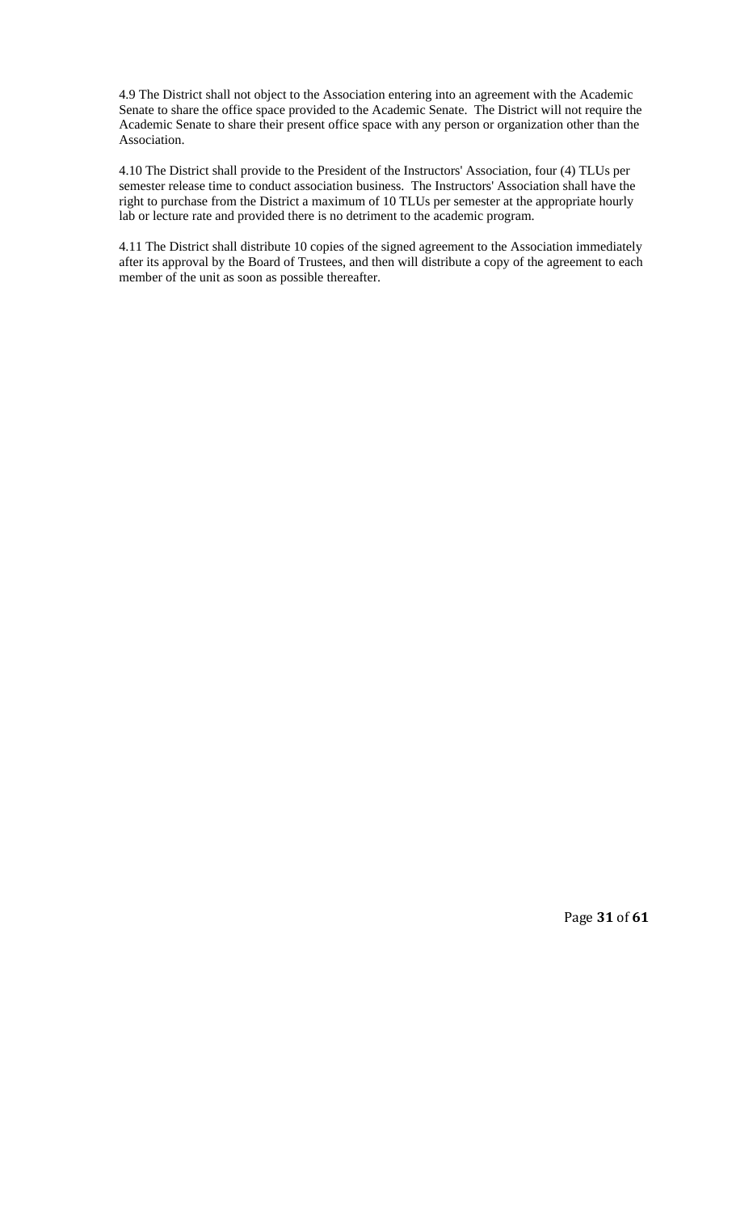4.9 The District shall not object to the Association entering into an agreement with the Academic Senate to share the office space provided to the Academic Senate. The District will not require the Academic Senate to share their present office space with any person or organization other than the Association.

4.10 The District shall provide to the President of the Instructors' Association, four (4) TLUs per semester release time to conduct association business. The Instructors' Association shall have the right to purchase from the District a maximum of 10 TLUs per semester at the appropriate hourly lab or lecture rate and provided there is no detriment to the academic program.

4.11 The District shall distribute 10 copies of the signed agreement to the Association immediately after its approval by the Board of Trustees, and then will distribute a copy of the agreement to each member of the unit as soon as possible thereafter.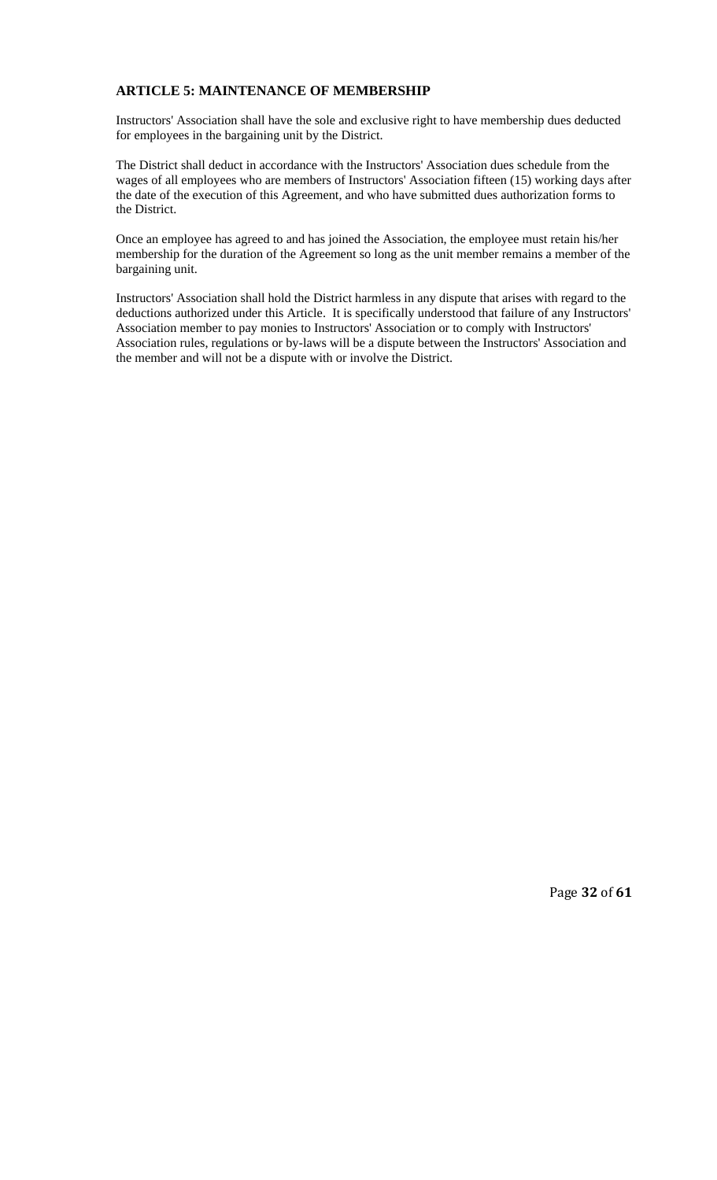## ARTICLE 5: MAINTENANCE OF MEMBERSHIP

Instructors' Association shall have the sole and exclusive right to have membership dues deducted for employees in the bargaining unit by the District.

The District shall deduct in accordance with the Instructors' Association dues schedule from the wages of all employees who are members of Instructors' Association fifteen (15) working days after the date of the execution of this Agreement, and who have submitted dues authorization forms to the District.

Once an employee has agreed to and has joined the Association, the employee must retain his/her membership for the duration of the Agreement so long as the unit member remains a member of the bargaining unit.

Instructors' Association shall hold the District harmless in any dispute that arises with regard to the deductions authorized under this Article. It is specifically understood that failure of any Instructors' Association member to pay monies to Instructors' Association or to comply with Instructors' Association rules, regulations or by-laws will be a dispute between the Instructors' Association and the member and will not be a dispute with or involve the District.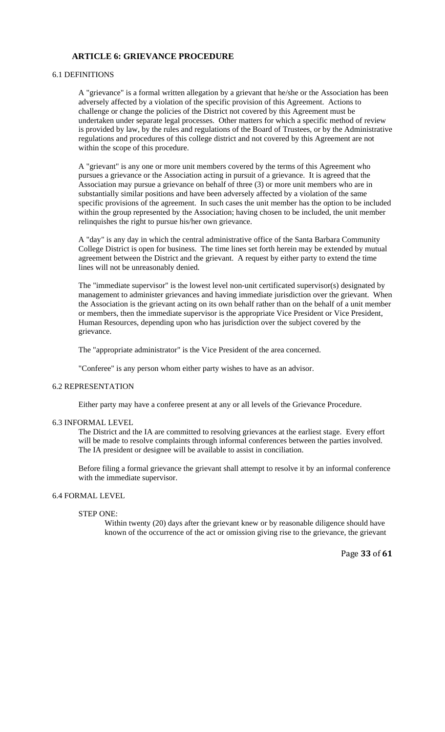## ARTICLE 6: GRIEVANCE PROCEDURE

### 6.1 DEFINITIONS

A "grievance" is a formal written allegation by a grievant that he/she or the Association has been adversely affected by a violation of the specific provision of this Agreement. Actions to challenge or change the policies of the District not covered by this Agreement must be undertaken under separate legal processes. Other matters for which a specific method of review is provided by law, by the rules and regulations of the Board of Trustees, or by the Administrative regulations and procedures of this college district and not covered by this Agreement are not within the scope of this procedure.

A "grievant" is any one or more unit members covered by the terms of this Agreement who pursues a grievance or the Association acting in pursuit of a grievance. It is agreed that the Association may pursue a grievance on behalf of three (3) or more unit members who are in substantially similar positions and have been adversely affected by a violation of the same specific provisions of the agreement. In such cases the unit member has the option to be included within the group represented by the Association; having chosen to be included, the unit member relinquishes the right to pursue his/her own grievance.

A "day" is any day in which the central administrative office of the Santa Barbara Community College District is open for business. The time lines set forth herein may be extended by mutual agreement between the District and the grievant. A request by either party to extend the time lines will not be unreasonably denied.

The "immediate supervisor" is the lowest level non-unit certificated supervisor(s) designated by management to administer grievances and having immediate jurisdiction over the grievant. When the Association is the grievant acting on its own behalf rather than on the behalf of a unit member or members, then the immediate supervisor is the appropriate Vice President or Vice President, Human Resources, depending upon who has jurisdiction over the subject covered by the grievance.

The "appropriate administrator" is the Vice President of the area concerned.

"Conferee" is any person whom either party wishes to have as an advisor.

### 6.2 REPRESENTATION

Either party may have a conferee present at any or all levels of the Grievance Procedure.

### 6.3 INFORMAL LEVEL

The District and the IA are committed to resolving grievances at the earliest stage. Every effort will be made to resolve complaints through informal conferences between the parties involved. The IA president or designee will be available to assist in conciliation.

Before filing a formal grievance the grievant shall attempt to resolve it by an informal conference with the immediate supervisor.

### 6.4 FORMAL LEVEL

STEP ONE:

Within twenty (20) days after the grievant knew or by reasonable diligence should have known of the occurrence of the act or omission giving rise to the grievance, the grievant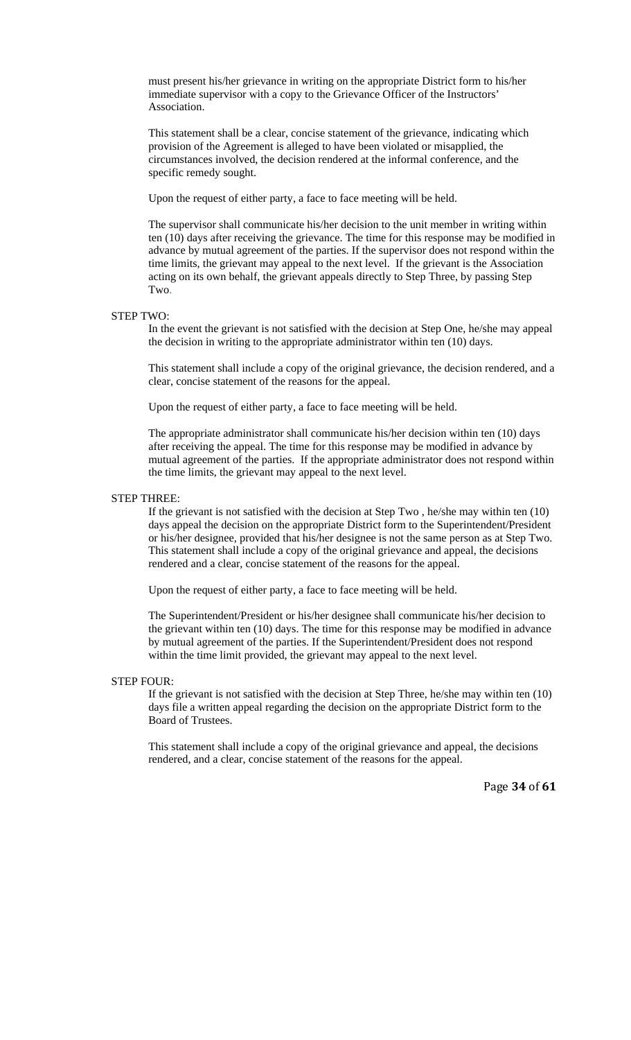must present his/her grievance in writing on the appropriate District form to his/her immediate supervisor with a copy to the Grievance Officer of the Instructors' Association.

This statement shall be a clear, concise statement of the grievance, indicating which provision of the Agreement is alleged to have been violated or misapplied, the circumstances involved, the decision rendered at the informal conference, and the specific remedy sought.

Upon the request of either party, a face to face meeting will be held.

The supervisor shall communicate his/her decision to the unit member in writing within ten (10) days after receiving the grievance. The time for this response may be modified in advance by mutual agreement of the parties. If the supervisor does not respond within the time limits, the grievant may appeal to the next level. If the grievant is the Association acting on its own behalf, the grievant appeals directly to Step Three, by passing Step Two.

STEP TWO:

In the event the grievant is not satisfied with the decision at Step One, he/she may appeal the decision in writing to the appropriate administrator within ten (10) days.

This statement shall include a copy of the original grievance, the decision rendered, and a clear, concise statement of the reasons for the appeal.

Upon the request of either party, a face to face meeting will be held.

The appropriate administrator shall communicate his/her decision within ten (10) days after receiving the appeal. The time for this response may be modified in advance by mutual agreement of the parties. If the appropriate administrator does not respond within the time limits, the grievant may appeal to the next level.

STEP THREE:

If the grievant is not satisfied with the decision at Step Two , he/she may within ten (10) days appeal the decision on the appropriate District form to the Superintendent/President or his/her designee, provided that his/her designee is not the same person as at Step Two. This statement shall include a copy of the original grievance and appeal, the decisions rendered and a clear, concise statement of the reasons for the appeal.

Upon the request of either party, a face to face meeting will be held.

The Superintendent/President or his/her designee shall communicate his/her decision to the grievant within ten (10) days. The time for this response may be modified in advance by mutual agreement of the parties. If the Superintendent/President does not respond within the time limit provided, the grievant may appeal to the next level.

STEP FOUR:

If the grievant is not satisfied with the decision at Step Three, he/she may within ten (10) days file a written appeal regarding the decision on the appropriate District form to the Board of Trustees.

This statement shall include a copy of the original grievance and appeal, the decisions rendered, and a clear, concise statement of the reasons for the appeal.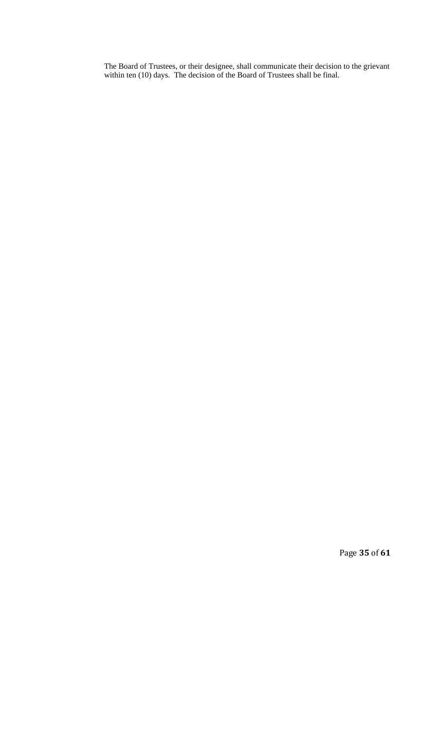The Board of Trustees, or their designee, shall communicate their decision to the grievant within ten (10) days. The decision of the Board of Trustees shall be final.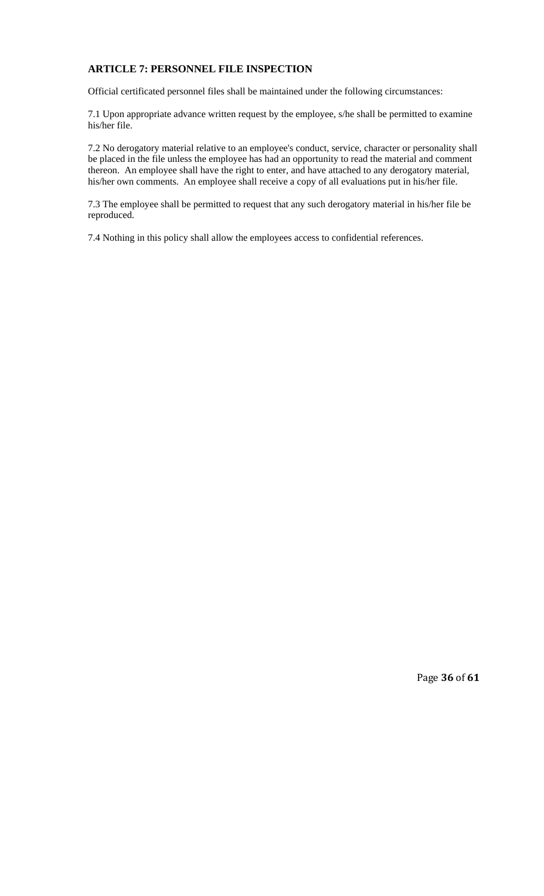## ARTICLE 7: PERSONNEL FILE INSPECTION

Official certificated personnel files shall be maintained under the following circumstances:

7.1 Upon appropriate advance written request by the employee, s/he shall be permitted to examine his/her file.

7.2 No derogatory material relative to an employee's conduct, service, character or personality shall be placed in the file unless the employee has had an opportunity to read the material and comment thereon. An employee shall have the right to enter, and have attached to any derogatory material, his/her own comments. An employee shall receive a copy of all evaluations put in his/her file.

7.3 The employee shall be permitted to request that any such derogatory material in his/her file be reproduced.

7.4 Nothing in this policy shall allow the employees access to confidential references.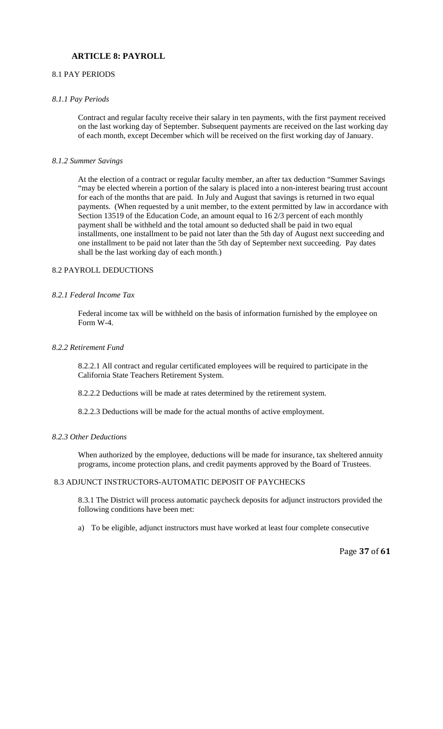## ARTICLE 8: PAYROLL

### 8.1 PAY PERIODS

#### *8.1.1 Pay Periods*

Contract and regular faculty receive their salary in ten payments, with the first payment received on the last working day of September. Subsequent payments are received on the last working day of each month, except December which will be received on the first working day of January.

#### *8.1.2 Summer Savings*

At the election of a contract or regular faculty member, an after tax deduction "Summer Savings "may be elected wherein a portion of the salary is placed into a non-interest bearing trust account for each of the months that are paid. In July and August that savings is returned in two equal payments. (When requested by a unit member, to the extent permitted by law in accordance with Section 13519 of the Education Code, an amount equal to 16 2/3 percent of each monthly payment shall be withheld and the total amount so deducted shall be paid in two equal installments, one installment to be paid not later than the 5th day of August next succeeding and one installment to be paid not later than the 5th day of September next succeeding. Pay dates shall be the last working day of each month.)

### 8.2 PAYROLL DEDUCTIONS

#### *8.2.1 Federal Income Tax*

Federal income tax will be withheld on the basis of information furnished by the employee on Form W-4.

#### *8.2.2 Retirement Fund*

8.2.2.1 All contract and regular certificated employees will be required to participate in the California State Teachers Retirement System.

8.2.2.2 Deductions will be made at rates determined by the retirement system.

8.2.2.3 Deductions will be made for the actual months of active employment.

#### *8.2.3 Other Deductions*

When authorized by the employee, deductions will be made for insurance, tax sheltered annuity programs, income protection plans, and credit payments approved by the Board of Trustees.

### 8.3 ADJUNCT INSTRUCTORS-AUTOMATIC DEPOSIT OF PAYCHECKS

8.3.1 The District will process automatic paycheck deposits for adjunct instructors provided the following conditions have been met:

a) To be eligible, adjunct instructors must have worked at least four complete consecutive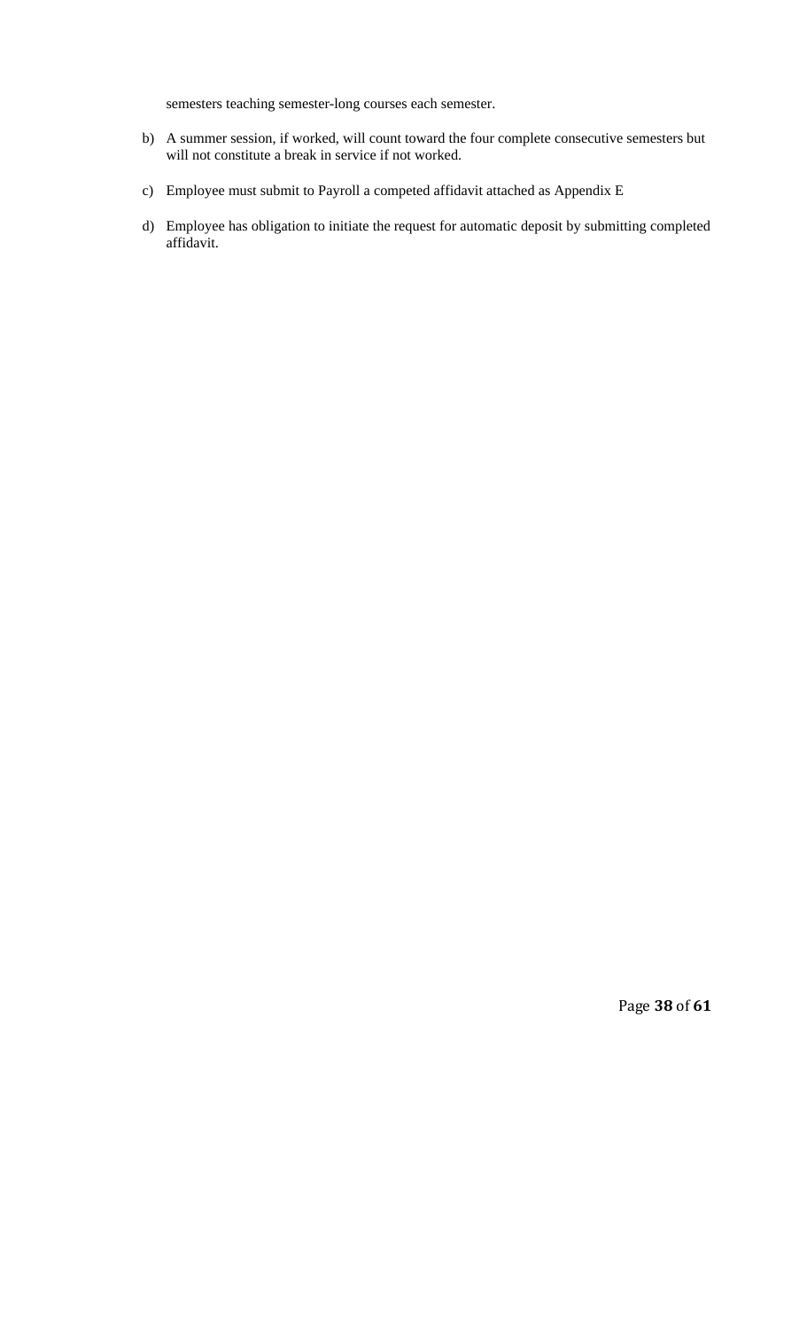semesters teaching semester-long courses each semester.

b) A summer session, if worked, will count toward the four complete consecutive semesters but will not constitute a break in service if not worked.

c) Employee must submit to Payroll a competed affidavit attached as Appendix E

d) Employee has obligation to initiate the request for automatic deposit by submitting completed affidavit.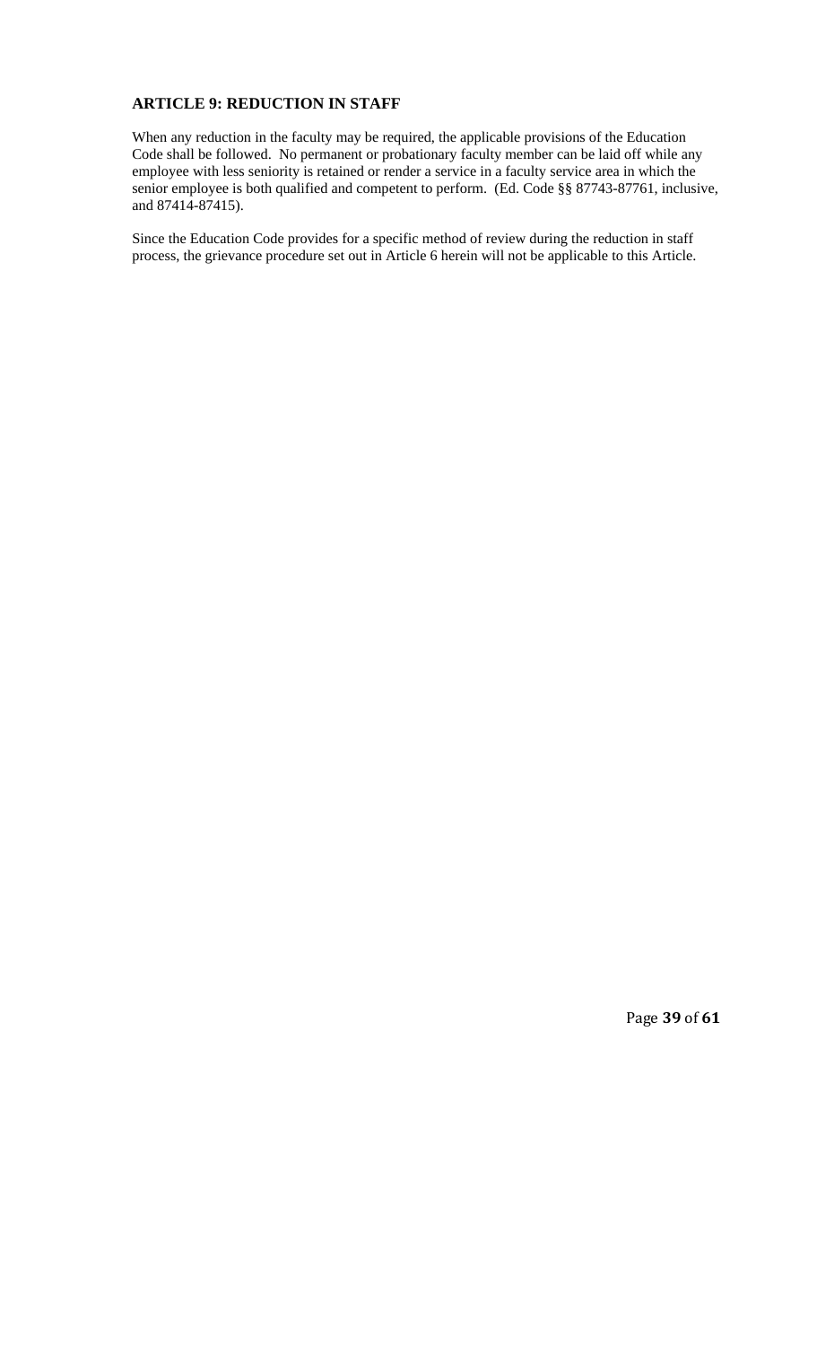## ARTICLE 9: REDUCTION IN STAFF

When any reduction in the faculty may be required, the applicable provisions of the Education Code shall be followed. No permanent or probationary faculty member can be laid off while any employee with less seniority is retained or render a service in a faculty service area in which the senior employee is both qualified and competent to perform. (Ed. Code §§ 87743-87761, inclusive, and 87414-87415).

Since the Education Code provides for a specific method of review during the reduction in staff process, the grievance procedure set out in Article 6 herein will not be applicable to this Article.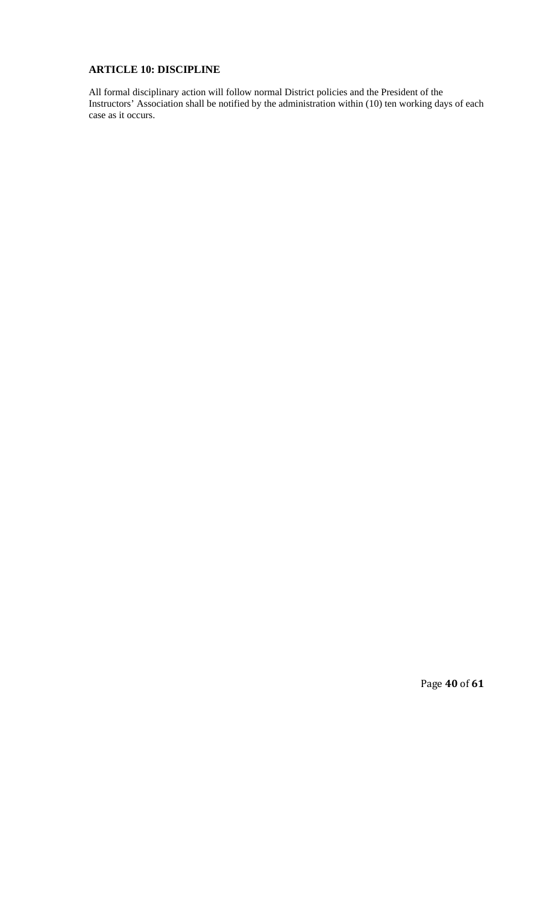**ARTICLE 10: DISCIPLINE**

All formal disciplinary action will follow normal District policies and the President of the Instructors' Association shall be notified by the administration within (10) ten working days of each case as it occurs.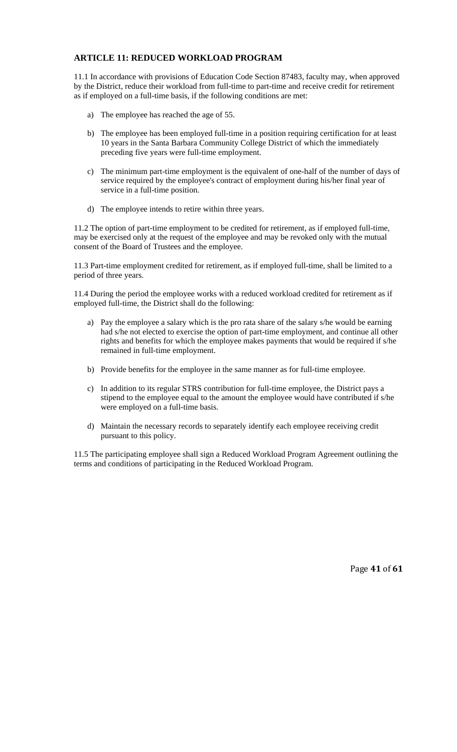## ARTICLE 11: REDUCED WORKLOAD PROGRAM

11.1 In accordance with provisions of Education Code Section 87483, faculty may, when approved by the District, reduce their workload from full-time to part-time and receive credit for retirement as if employed on a full-time basis, if the following conditions are met:

a) The employee has reached the age of 55.

b) The employee has been employed full-time in a position requiring certification for at least 10 years in the Santa Barbara Community College District of which the immediately preceding five years were full-time employment.

c) The minimum part-time employment is the equivalent of one-half of the number of days of service required by the employee's contract of employment during his/her final year of service in a full-time position.

d) The employee intends to retire within three years.

11.2 The option of part-time employment to be credited for retirement, as if employed full-time, may be exercised only at the request of the employee and may be revoked only with the mutual consent of the Board of Trustees and the employee.

11.3 Part-time employment credited for retirement, as if employed full-time, shall be limited to a period of three years.

11.4 During the period the employee works with a reduced workload credited for retirement as if employed full-time, the District shall do the following:

a) Pay the employee a salary which is the pro rata share of the salary s/he would be earning had s/he not elected to exercise the option of part-time employment, and continue all other rights and benefits for which the employee makes payments that would be required if s/he remained in full-time employment.

b) Provide benefits for the employee in the same manner as for full-time employee.

c) In addition to its regular STRS contribution for full-time employee, the District pays a stipend to the employee equal to the amount the employee would have contributed if s/he were employed on a full-time basis.

d) Maintain the necessary records to separately identify each employee receiving credit pursuant to this policy.

11.5 The participating employee shall sign a Reduced Workload Program Agreement outlining the terms and conditions of participating in the Reduced Workload Program.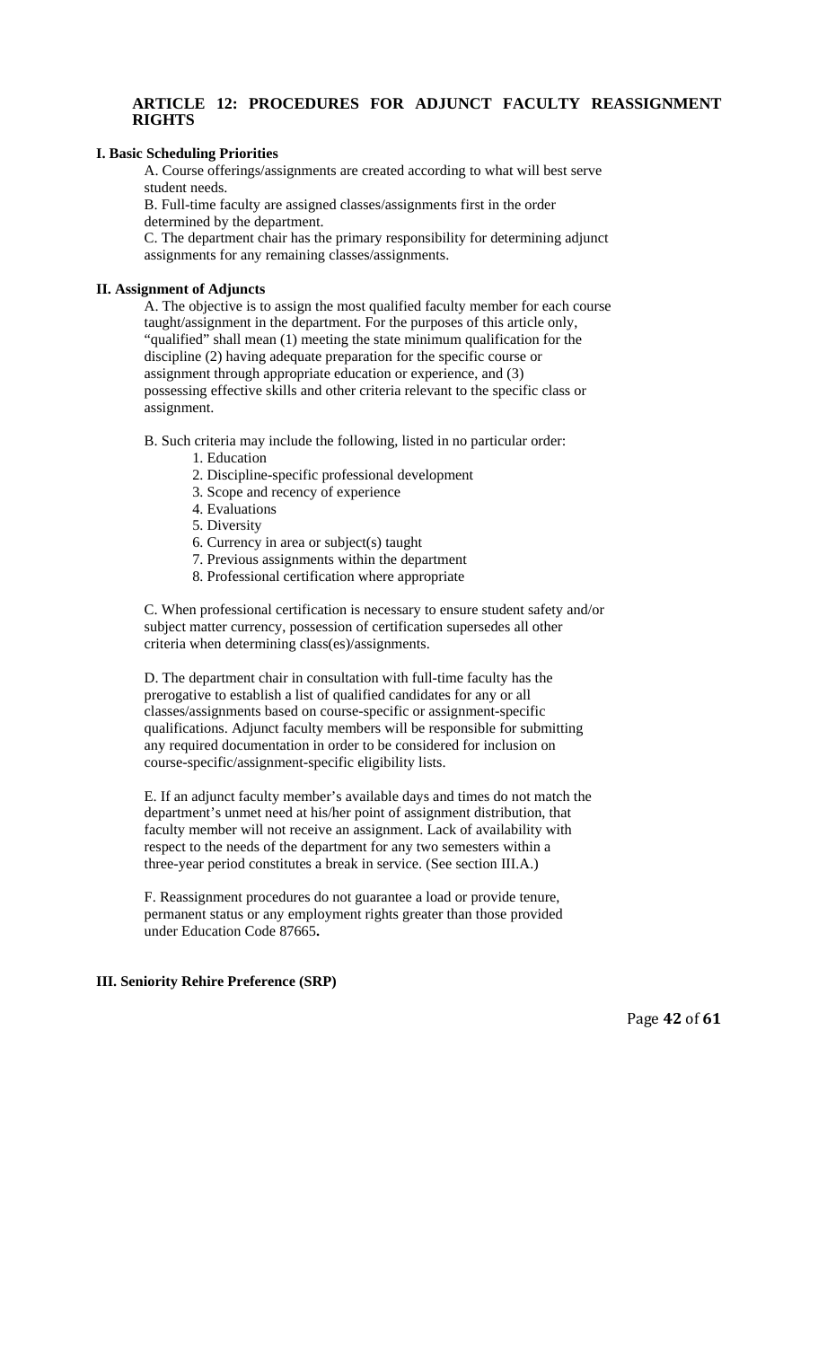## ARTICLE 12: PROCEDURES FOR ADJUNCT FACULTY REASSIGNMENT RIGHTS

### I. Basic Scheduling Priorities

A. Course offerings/assignments are created according to what will best serve student needs.

B. Full-time faculty are assigned classes/assignments first in the order determined by the department.

C. The department chair has the primary responsibility for determining adjunct assignments for any remaining classes/assignments.

### II. Assignment of Adjuncts

A. The objective is to assign the most qualified faculty member for each course taught/assignment in the department. For the purposes of this article only, "qualified" shall mean (1) meeting the state minimum qualification for the discipline (2) having adequate preparation for the specific course or assignment through appropriate education or experience, and (3) possessing effective skills and other criteria relevant to the specific class or assignment.

B. Such criteria may include the following, listed in no particular order:

1. Education
2. Discipline-specific professional development
3. Scope and recency of experience
4. Evaluations
5. Diversity
6. Currency in area or subject(s) taught
7. Previous assignments within the department
8. Professional certification where appropriate

C. When professional certification is necessary to ensure student safety and/or subject matter currency, possession of certification supersedes all other criteria when determining class(es)/assignments.

D. The department chair in consultation with full-time faculty has the prerogative to establish a list of qualified candidates for any or all classes/assignments based on course-specific or assignment-specific qualifications. Adjunct faculty members will be responsible for submitting any required documentation in order to be considered for inclusion on course-specific/assignment-specific eligibility lists.

E. If an adjunct faculty member's available days and times do not match the department's unmet need at his/her point of assignment distribution, that faculty member will not receive an assignment. Lack of availability with respect to the needs of the department for any two semesters within a three-year period constitutes a break in service. (See section III.A.)

F. Reassignment procedures do not guarantee a load or provide tenure, permanent status or any employment rights greater than those provided under Education Code 87665**.**

### III. Seniority Rehire Preference (SRP)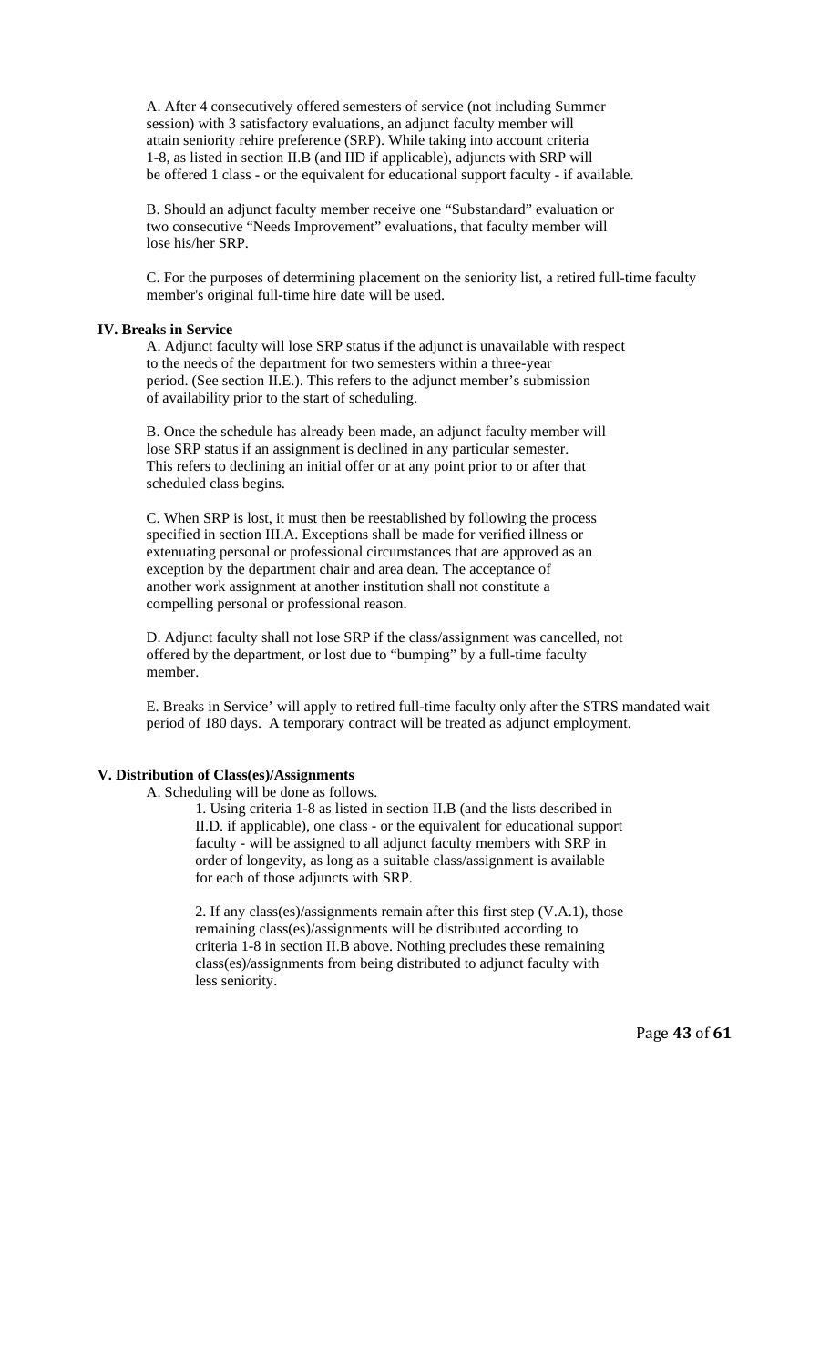A. After 4 consecutively offered semesters of service (not including Summer session) with 3 satisfactory evaluations, an adjunct faculty member will attain seniority rehire preference (SRP). While taking into account criteria 1-8, as listed in section II.B (and IID if applicable), adjuncts with SRP will be offered 1 class - or the equivalent for educational support faculty - if available.

B. Should an adjunct faculty member receive one "Substandard" evaluation or two consecutive "Needs Improvement" evaluations, that faculty member will lose his/her SRP.

C. For the purposes of determining placement on the seniority list, a retired full-time faculty member's original full-time hire date will be used.

**IV. Breaks in Service**

A. Adjunct faculty will lose SRP status if the adjunct is unavailable with respect to the needs of the department for two semesters within a three-year period. (See section II.E.). This refers to the adjunct member's submission of availability prior to the start of scheduling.

B. Once the schedule has already been made, an adjunct faculty member will lose SRP status if an assignment is declined in any particular semester. This refers to declining an initial offer or at any point prior to or after that scheduled class begins.

C. When SRP is lost, it must then be reestablished by following the process specified in section III.A. Exceptions shall be made for verified illness or extenuating personal or professional circumstances that are approved as an exception by the department chair and area dean. The acceptance of another work assignment at another institution shall not constitute a compelling personal or professional reason.

D. Adjunct faculty shall not lose SRP if the class/assignment was cancelled, not offered by the department, or lost due to "bumping" by a full-time faculty member.

E. Breaks in Service' will apply to retired full-time faculty only after the STRS mandated wait period of 180 days. A temporary contract will be treated as adjunct employment.

**V. Distribution of Class(es)/Assignments**

A. Scheduling will be done as follows.

1. Using criteria 1-8 as listed in section II.B (and the lists described in II.D. if applicable), one class - or the equivalent for educational support faculty - will be assigned to all adjunct faculty members with SRP in order of longevity, as long as a suitable class/assignment is available for each of those adjuncts with SRP.

2. If any class(es)/assignments remain after this first step (V.A.1), those remaining class(es)/assignments will be distributed according to criteria 1-8 in section II.B above. Nothing precludes these remaining class(es)/assignments from being distributed to adjunct faculty with less seniority.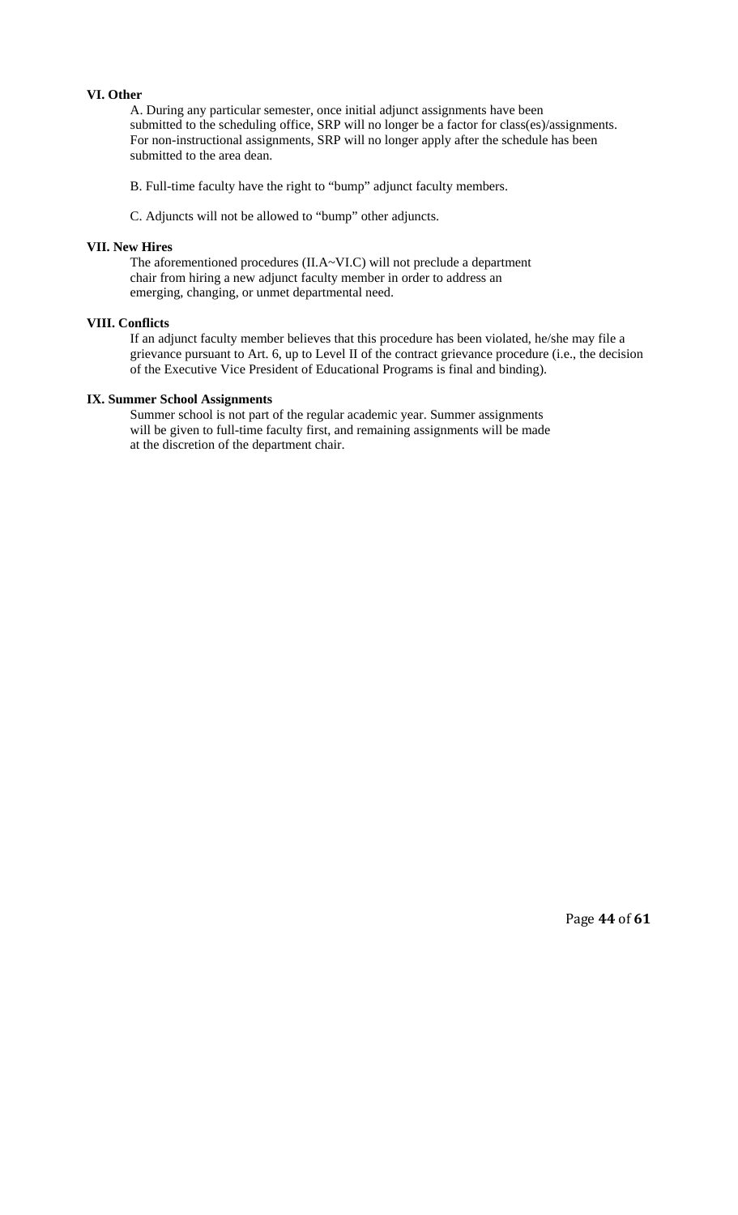**VI. Other**

A. During any particular semester, once initial adjunct assignments have been submitted to the scheduling office, SRP will no longer be a factor for class(es)/assignments. For non-instructional assignments, SRP will no longer apply after the schedule has been submitted to the area dean.

B. Full-time faculty have the right to "bump" adjunct faculty members.

C. Adjuncts will not be allowed to "bump" other adjuncts.

**VII. New Hires**

The aforementioned procedures (II.A~VI.C) will not preclude a department chair from hiring a new adjunct faculty member in order to address an emerging, changing, or unmet departmental need.

**VIII. Conflicts**

If an adjunct faculty member believes that this procedure has been violated, he/she may file a grievance pursuant to Art. 6, up to Level II of the contract grievance procedure (i.e., the decision of the Executive Vice President of Educational Programs is final and binding).

**IX. Summer School Assignments**

Summer school is not part of the regular academic year. Summer assignments will be given to full-time faculty first, and remaining assignments will be made at the discretion of the department chair.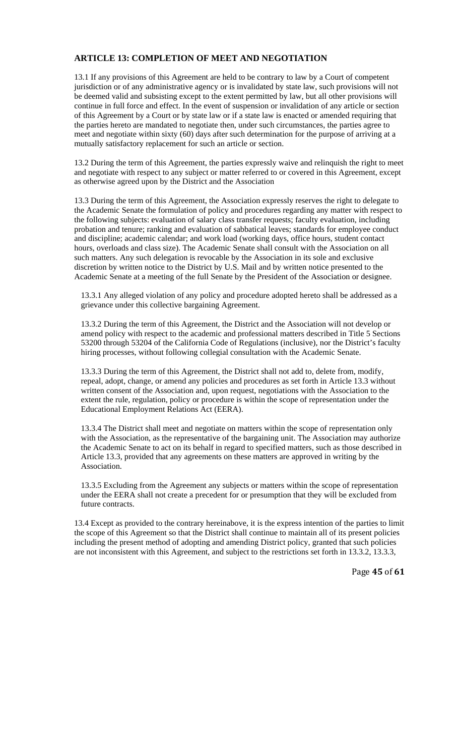## ARTICLE 13: COMPLETION OF MEET AND NEGOTIATION

13.1 If any provisions of this Agreement are held to be contrary to law by a Court of competent jurisdiction or of any administrative agency or is invalidated by state law, such provisions will not be deemed valid and subsisting except to the extent permitted by law, but all other provisions will continue in full force and effect. In the event of suspension or invalidation of any article or section of this Agreement by a Court or by state law or if a state law is enacted or amended requiring that the parties hereto are mandated to negotiate then, under such circumstances, the parties agree to meet and negotiate within sixty (60) days after such determination for the purpose of arriving at a mutually satisfactory replacement for such an article or section.

13.2 During the term of this Agreement, the parties expressly waive and relinquish the right to meet and negotiate with respect to any subject or matter referred to or covered in this Agreement, except as otherwise agreed upon by the District and the Association

13.3 During the term of this Agreement, the Association expressly reserves the right to delegate to the Academic Senate the formulation of policy and procedures regarding any matter with respect to the following subjects: evaluation of salary class transfer requests; faculty evaluation, including probation and tenure; ranking and evaluation of sabbatical leaves; standards for employee conduct and discipline; academic calendar; and work load (working days, office hours, student contact hours, overloads and class size). The Academic Senate shall consult with the Association on all such matters. Any such delegation is revocable by the Association in its sole and exclusive discretion by written notice to the District by U.S. Mail and by written notice presented to the Academic Senate at a meeting of the full Senate by the President of the Association or designee.

> 13.3.1 Any alleged violation of any policy and procedure adopted hereto shall be addressed as a grievance under this collective bargaining Agreement.
>
> 13.3.2 During the term of this Agreement, the District and the Association will not develop or amend policy with respect to the academic and professional matters described in Title 5 Sections 53200 through 53204 of the California Code of Regulations (inclusive), nor the District's faculty hiring processes, without following collegial consultation with the Academic Senate.
>
> 13.3.3 During the term of this Agreement, the District shall not add to, delete from, modify, repeal, adopt, change, or amend any policies and procedures as set forth in Article 13.3 without written consent of the Association and, upon request, negotiations with the Association to the extent the rule, regulation, policy or procedure is within the scope of representation under the Educational Employment Relations Act (EERA).
>
> 13.3.4 The District shall meet and negotiate on matters within the scope of representation only with the Association, as the representative of the bargaining unit. The Association may authorize the Academic Senate to act on its behalf in regard to specified matters, such as those described in Article 13.3, provided that any agreements on these matters are approved in writing by the Association.
>
> 13.3.5 Excluding from the Agreement any subjects or matters within the scope of representation under the EERA shall not create a precedent for or presumption that they will be excluded from future contracts.

13.4 Except as provided to the contrary hereinabove, it is the express intention of the parties to limit the scope of this Agreement so that the District shall continue to maintain all of its present policies including the present method of adopting and amending District policy, granted that such policies are not inconsistent with this Agreement, and subject to the restrictions set forth in 13.3.2, 13.3.3,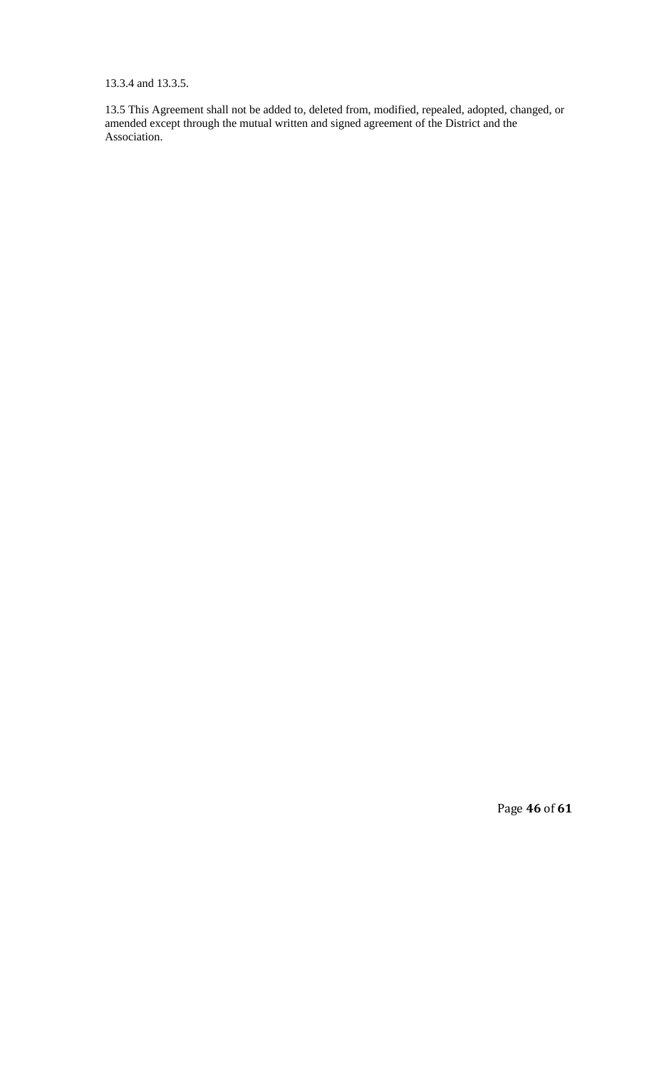13.3.4 and 13.3.5.

13.5 This Agreement shall not be added to, deleted from, modified, repealed, adopted, changed, or amended except through the mutual written and signed agreement of the District and the Association.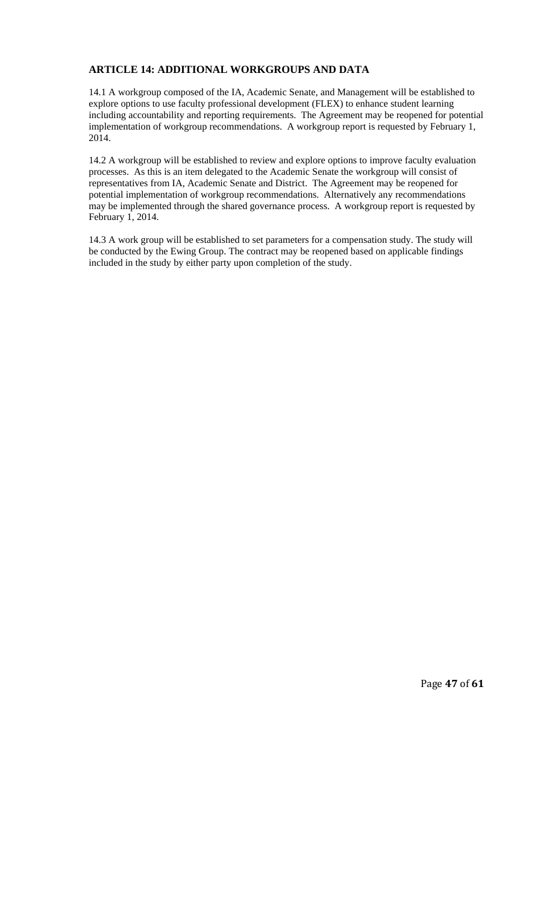## ARTICLE 14: ADDITIONAL WORKGROUPS AND DATA

14.1 A workgroup composed of the IA, Academic Senate, and Management will be established to explore options to use faculty professional development (FLEX) to enhance student learning including accountability and reporting requirements. The Agreement may be reopened for potential implementation of workgroup recommendations. A workgroup report is requested by February 1, 2014.

14.2 A workgroup will be established to review and explore options to improve faculty evaluation processes. As this is an item delegated to the Academic Senate the workgroup will consist of representatives from IA, Academic Senate and District. The Agreement may be reopened for potential implementation of workgroup recommendations. Alternatively any recommendations may be implemented through the shared governance process. A workgroup report is requested by February 1, 2014.

14.3 A work group will be established to set parameters for a compensation study. The study will be conducted by the Ewing Group. The contract may be reopened based on applicable findings included in the study by either party upon completion of the study.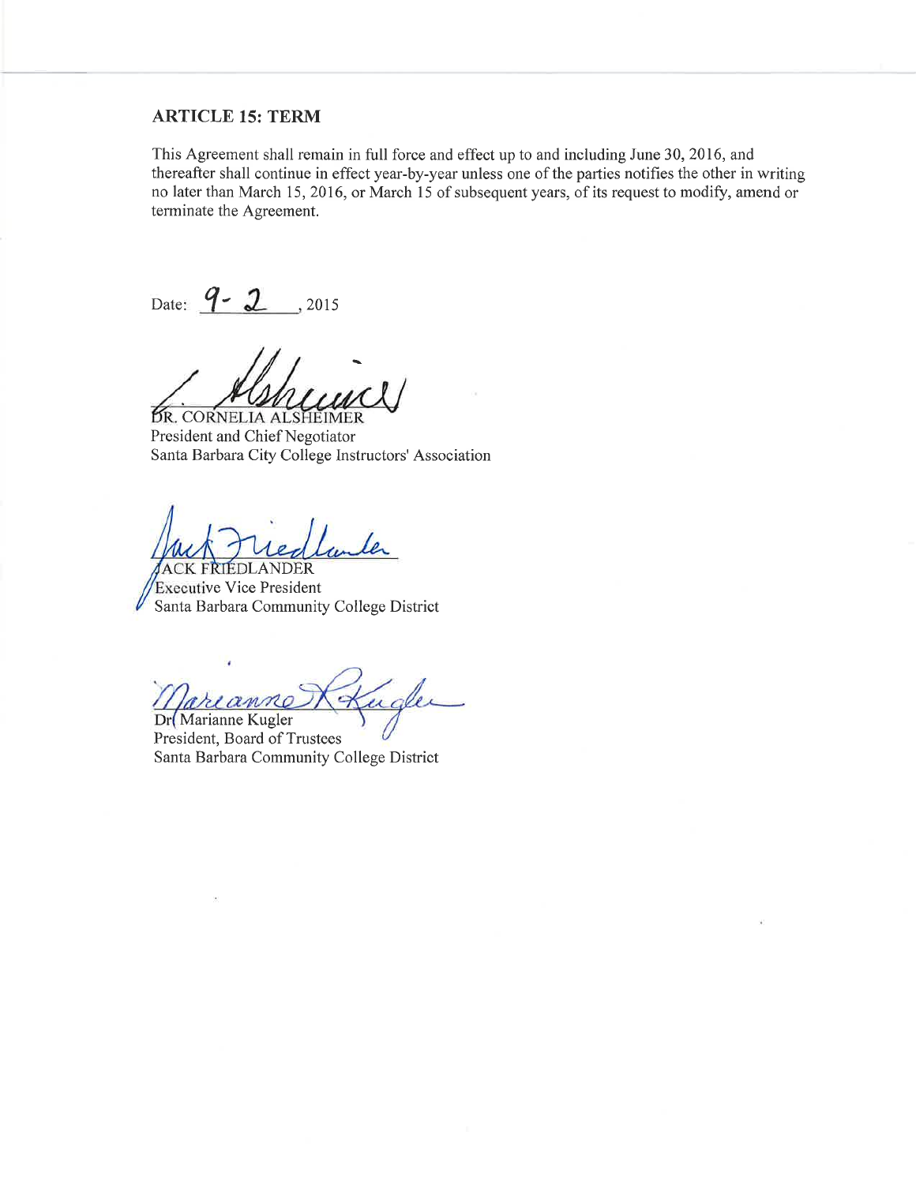## ARTICLE 15: TERM

This Agreement shall remain in full force and effect up to and including June 30, 2016, and thereafter shall continue in effect year-by-year unless one of the parties notifies the other in writing no later than March 15, 2016, or March 15 of subsequent years, of its request to modify, amend or terminate the Agreement.

Date: 9-2, 2015

DR. CORNELIA ALSHEIMER
President and Chief Negotiator
Santa Barbara City College Instructors' Association

JACK FRIEDLANDER
Executive Vice President
Santa Barbara Community College District

Dr. Marianne Kugler
President, Board of Trustees
Santa Barbara Community College District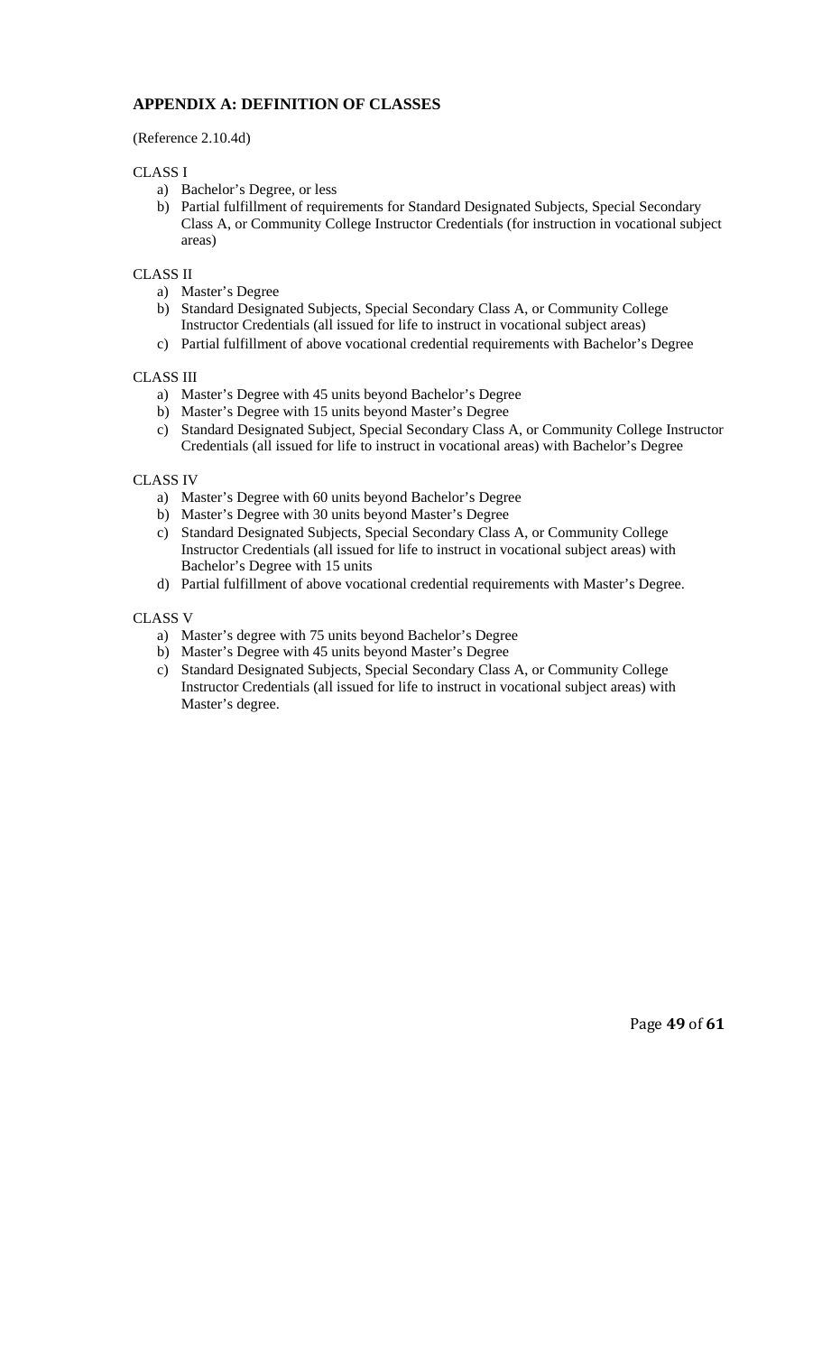## APPENDIX A: DEFINITION OF CLASSES

(Reference 2.10.4d)

CLASS I

a) Bachelor's Degree, or less
b) Partial fulfillment of requirements for Standard Designated Subjects, Special Secondary Class A, or Community College Instructor Credentials (for instruction in vocational subject areas)

CLASS II

a) Master's Degree
b) Standard Designated Subjects, Special Secondary Class A, or Community College Instructor Credentials (all issued for life to instruct in vocational subject areas)
c) Partial fulfillment of above vocational credential requirements with Bachelor's Degree

CLASS III

a) Master's Degree with 45 units beyond Bachelor's Degree
b) Master's Degree with 15 units beyond Master's Degree
c) Standard Designated Subject, Special Secondary Class A, or Community College Instructor Credentials (all issued for life to instruct in vocational areas) with Bachelor's Degree

CLASS IV

a) Master's Degree with 60 units beyond Bachelor's Degree
b) Master's Degree with 30 units beyond Master's Degree
c) Standard Designated Subjects, Special Secondary Class A, or Community College Instructor Credentials (all issued for life to instruct in vocational subject areas) with Bachelor's Degree with 15 units
d) Partial fulfillment of above vocational credential requirements with Master's Degree.

CLASS V

a) Master's degree with 75 units beyond Bachelor's Degree
b) Master's Degree with 45 units beyond Master's Degree
c) Standard Designated Subjects, Special Secondary Class A, or Community College Instructor Credentials (all issued for life to instruct in vocational subject areas) with Master's degree.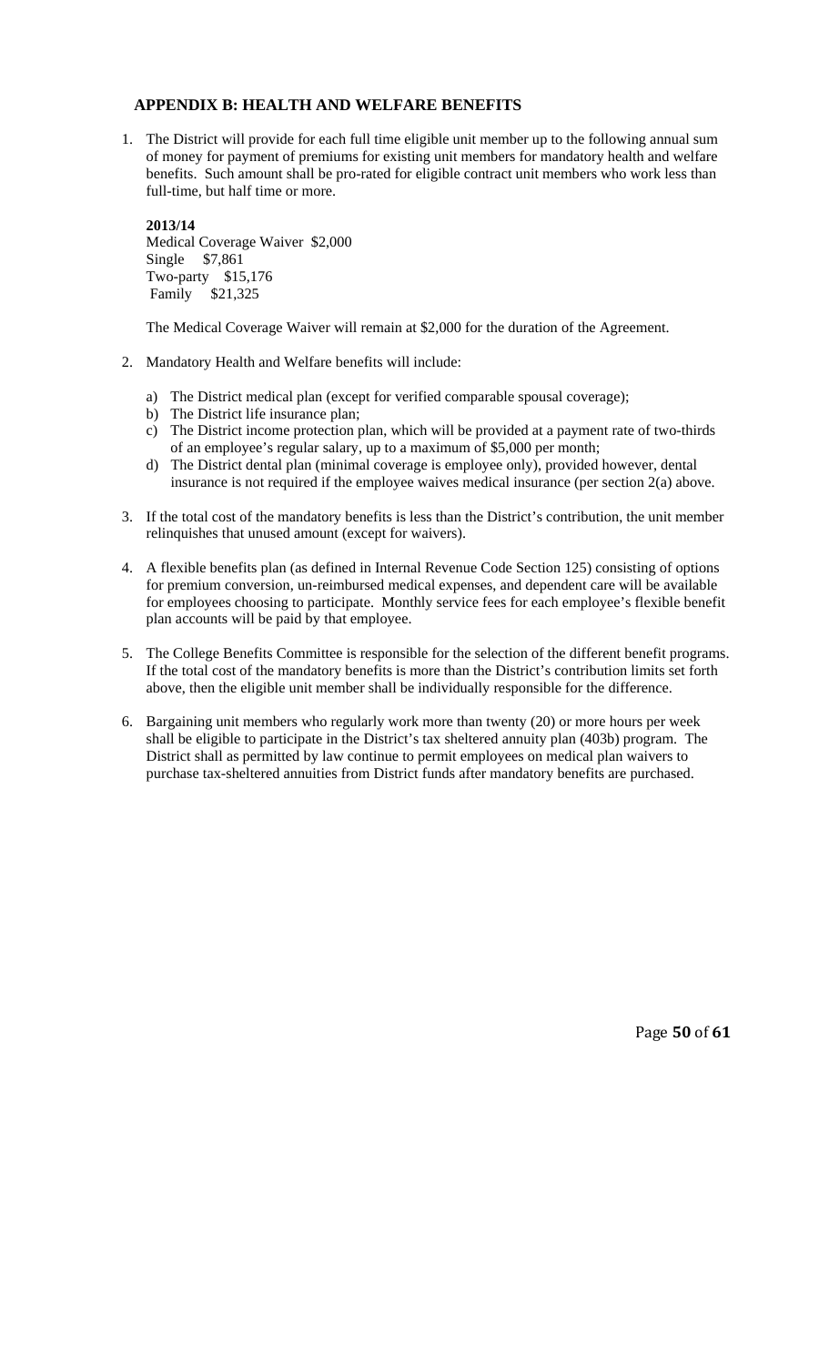## APPENDIX B: HEALTH AND WELFARE BENEFITS

1. The District will provide for each full time eligible unit member up to the following annual sum of money for payment of premiums for existing unit members for mandatory health and welfare benefits. Such amount shall be pro-rated for eligible contract unit members who work less than full-time, but half time or more.

   **2013/14**
   Medical Coverage Waiver $2,000
   Single $7,861
   Two-party $15,176
   Family $21,325

   The Medical Coverage Waiver will remain at $2,000 for the duration of the Agreement.

2. Mandatory Health and Welfare benefits will include:

   a) The District medical plan (except for verified comparable spousal coverage);
   b) The District life insurance plan;
   c) The District income protection plan, which will be provided at a payment rate of two-thirds of an employee's regular salary, up to a maximum of $5,000 per month;
   d) The District dental plan (minimal coverage is employee only), provided however, dental insurance is not required if the employee waives medical insurance (per section 2(a) above.

3. If the total cost of the mandatory benefits is less than the District's contribution, the unit member relinquishes that unused amount (except for waivers).

4. A flexible benefits plan (as defined in Internal Revenue Code Section 125) consisting of options for premium conversion, un-reimbursed medical expenses, and dependent care will be available for employees choosing to participate. Monthly service fees for each employee's flexible benefit plan accounts will be paid by that employee.

5. The College Benefits Committee is responsible for the selection of the different benefit programs. If the total cost of the mandatory benefits is more than the District's contribution limits set forth above, then the eligible unit member shall be individually responsible for the difference.

6. Bargaining unit members who regularly work more than twenty (20) or more hours per week shall be eligible to participate in the District's tax sheltered annuity plan (403b) program. The District shall as permitted by law continue to permit employees on medical plan waivers to purchase tax-sheltered annuities from District funds after mandatory benefits are purchased.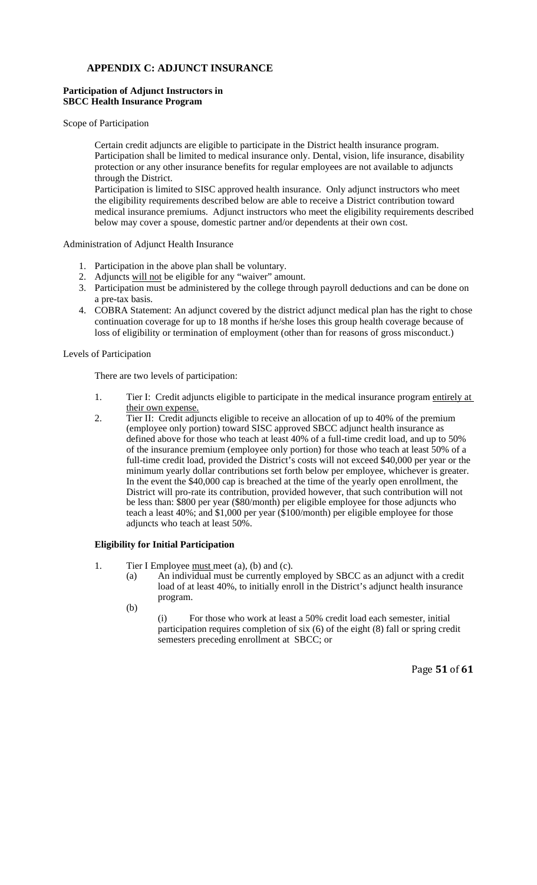## APPENDIX C: ADJUNCT INSURANCE

**Participation of Adjunct Instructors in SBCC Health Insurance Program**

Scope of Participation

Certain credit adjuncts are eligible to participate in the District health insurance program. Participation shall be limited to medical insurance only. Dental, vision, life insurance, disability protection or any other insurance benefits for regular employees are not available to adjuncts through the District.

Participation is limited to SISC approved health insurance. Only adjunct instructors who meet the eligibility requirements described below are able to receive a District contribution toward medical insurance premiums. Adjunct instructors who meet the eligibility requirements described below may cover a spouse, domestic partner and/or dependents at their own cost.

Administration of Adjunct Health Insurance

1. Participation in the above plan shall be voluntary.
2. Adjuncts <u>will not</u> be eligible for any "waiver" amount.
3. Participation must be administered by the college through payroll deductions and can be done on a pre-tax basis.
4. COBRA Statement: An adjunct covered by the district adjunct medical plan has the right to chose continuation coverage for up to 18 months if he/she loses this group health coverage because of loss of eligibility or termination of employment (other than for reasons of gross misconduct.)

Levels of Participation

There are two levels of participation:

1. Tier I: Credit adjuncts eligible to participate in the medical insurance program <u>entirely at their own expense.</u>
2. Tier II: Credit adjuncts eligible to receive an allocation of up to 40% of the premium (employee only portion) toward SISC approved SBCC adjunct health insurance as defined above for those who teach at least 40% of a full-time credit load, and up to 50% of the insurance premium (employee only portion) for those who teach at least 50% of a full-time credit load, provided the District's costs will not exceed $40,000 per year or the minimum yearly dollar contributions set forth below per employee, whichever is greater. In the event the $40,000 cap is breached at the time of the yearly open enrollment, the District will pro-rate its contribution, provided however, that such contribution will not be less than: $800 per year ($80/month) per eligible employee for those adjuncts who teach a least 40%; and $1,000 per year ($100/month) per eligible employee for those adjuncts who teach at least 50%.

**Eligibility for Initial Participation**

1. Tier I Employee <u>must</u> meet (a), (b) and (c).
   - (a) An individual must be currently employed by SBCC as an adjunct with a credit load of at least 40%, to initially enroll in the District's adjunct health insurance program.
   - (b)
     - (i) For those who work at least a 50% credit load each semester, initial participation requires completion of six (6) of the eight (8) fall or spring credit semesters preceding enrollment at SBCC; or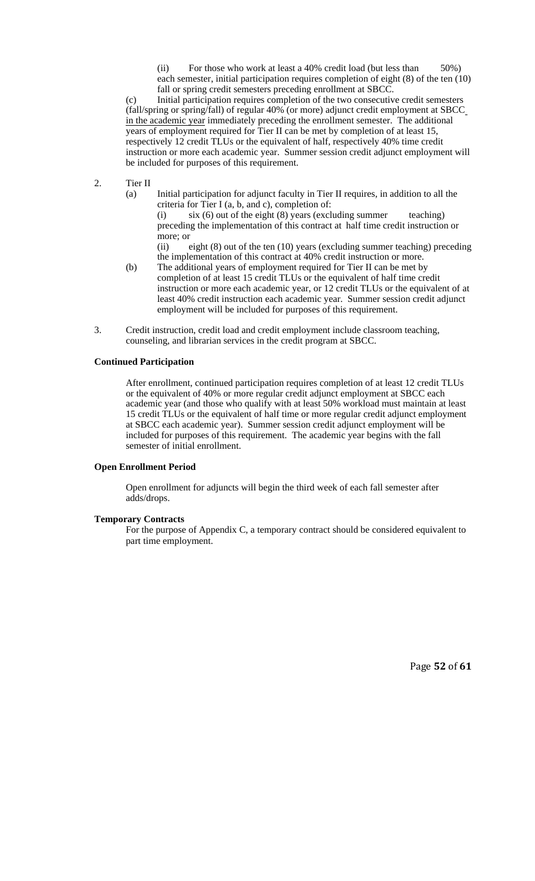(ii) For those who work at least a 40% credit load (but less than 50%) each semester, initial participation requires completion of eight (8) of the ten (10) fall or spring credit semesters preceding enrollment at SBCC.

(c) Initial participation requires completion of the two consecutive credit semesters (fall/spring or spring/fall) of regular 40% (or more) adjunct credit employment at SBCC in the academic year immediately preceding the enrollment semester. The additional years of employment required for Tier II can be met by completion of at least 15, respectively 12 credit TLUs or the equivalent of half, respectively 40% time credit instruction or more each academic year. Summer session credit adjunct employment will be included for purposes of this requirement.

2. Tier II

   (a) Initial participation for adjunct faculty in Tier II requires, in addition to all the criteria for Tier I (a, b, and c), completion of:

   (i) six (6) out of the eight (8) years (excluding summer teaching) preceding the implementation of this contract at half time credit instruction or more; or

   (ii) eight (8) out of the ten (10) years (excluding summer teaching) preceding the implementation of this contract at 40% credit instruction or more.

   (b) The additional years of employment required for Tier II can be met by completion of at least 15 credit TLUs or the equivalent of half time credit instruction or more each academic year, or 12 credit TLUs or the equivalent of at least 40% credit instruction each academic year. Summer session credit adjunct employment will be included for purposes of this requirement.

3. Credit instruction, credit load and credit employment include classroom teaching, counseling, and librarian services in the credit program at SBCC.

**Continued Participation**

After enrollment, continued participation requires completion of at least 12 credit TLUs or the equivalent of 40% or more regular credit adjunct employment at SBCC each academic year (and those who qualify with at least 50% workload must maintain at least 15 credit TLUs or the equivalent of half time or more regular credit adjunct employment at SBCC each academic year). Summer session credit adjunct employment will be included for purposes of this requirement. The academic year begins with the fall semester of initial enrollment.

**Open Enrollment Period**

Open enrollment for adjuncts will begin the third week of each fall semester after adds/drops.

**Temporary Contracts**

For the purpose of Appendix C, a temporary contract should be considered equivalent to part time employment.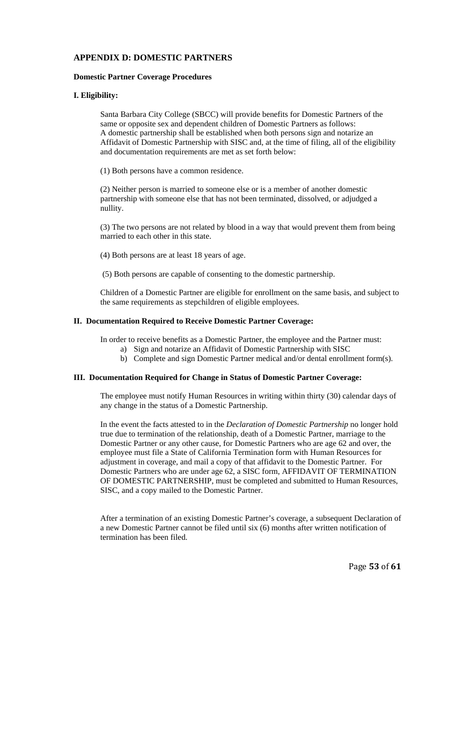## APPENDIX D: DOMESTIC PARTNERS

**Domestic Partner Coverage Procedures**

**I. Eligibility:**

Santa Barbara City College (SBCC) will provide benefits for Domestic Partners of the same or opposite sex and dependent children of Domestic Partners as follows:
A domestic partnership shall be established when both persons sign and notarize an Affidavit of Domestic Partnership with SISC and, at the time of filing, all of the eligibility and documentation requirements are met as set forth below:

(1) Both persons have a common residence.

(2) Neither person is married to someone else or is a member of another domestic partnership with someone else that has not been terminated, dissolved, or adjudged a nullity.

(3) The two persons are not related by blood in a way that would prevent them from being married to each other in this state.

(4) Both persons are at least 18 years of age.

(5) Both persons are capable of consenting to the domestic partnership.

Children of a Domestic Partner are eligible for enrollment on the same basis, and subject to the same requirements as stepchildren of eligible employees.

**II. Documentation Required to Receive Domestic Partner Coverage:**

In order to receive benefits as a Domestic Partner, the employee and the Partner must:

a) Sign and notarize an Affidavit of Domestic Partnership with SISC
b) Complete and sign Domestic Partner medical and/or dental enrollment form(s).

**III. Documentation Required for Change in Status of Domestic Partner Coverage:**

The employee must notify Human Resources in writing within thirty (30) calendar days of any change in the status of a Domestic Partnership.

In the event the facts attested to in the *Declaration of Domestic Partnership* no longer hold true due to termination of the relationship, death of a Domestic Partner, marriage to the Domestic Partner or any other cause, for Domestic Partners who are age 62 and over, the employee must file a State of California Termination form with Human Resources for adjustment in coverage, and mail a copy of that affidavit to the Domestic Partner. For Domestic Partners who are under age 62, a SISC form, AFFIDAVIT OF TERMINATION OF DOMESTIC PARTNERSHIP, must be completed and submitted to Human Resources, SISC, and a copy mailed to the Domestic Partner.

After a termination of an existing Domestic Partner's coverage, a subsequent Declaration of a new Domestic Partner cannot be filed until six (6) months after written notification of termination has been filed.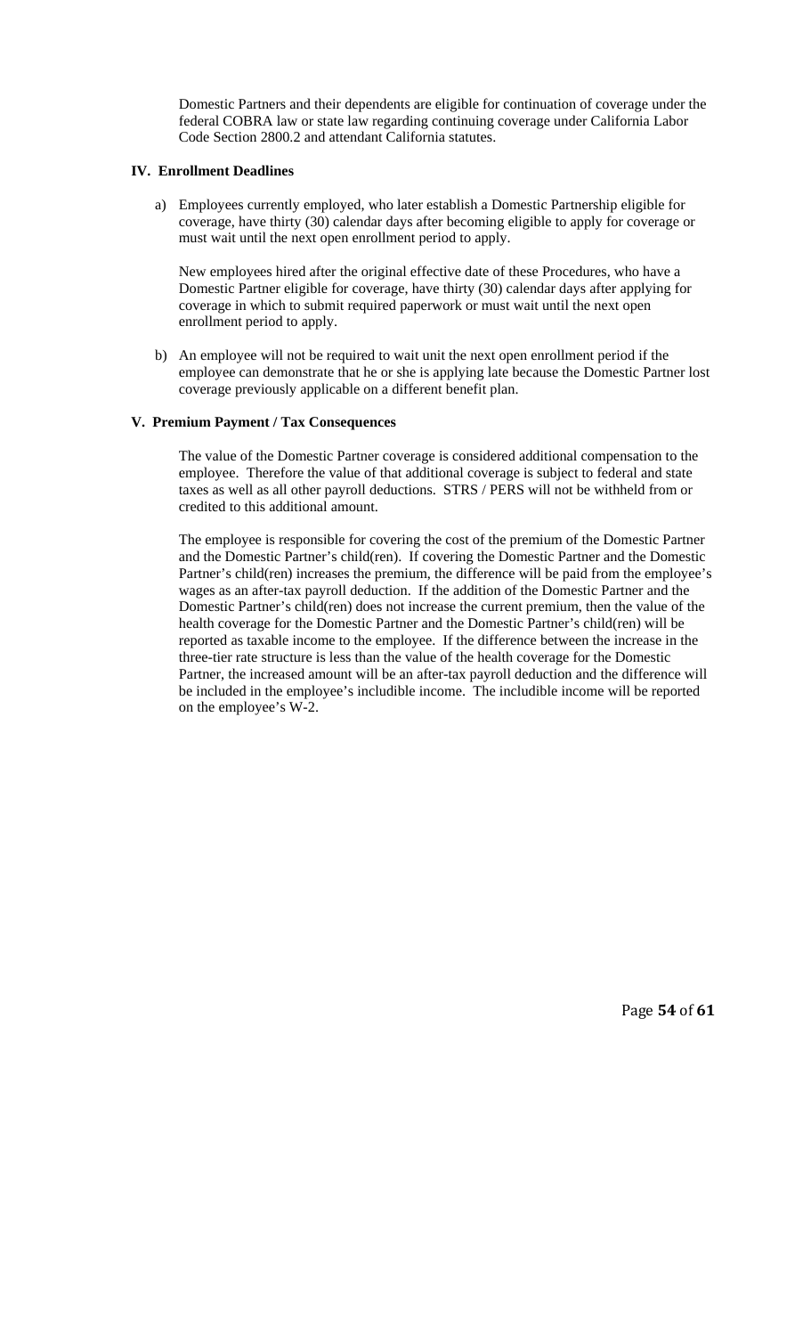Domestic Partners and their dependents are eligible for continuation of coverage under the federal COBRA law or state law regarding continuing coverage under California Labor Code Section 2800.2 and attendant California statutes.

### IV. Enrollment Deadlines

a) Employees currently employed, who later establish a Domestic Partnership eligible for coverage, have thirty (30) calendar days after becoming eligible to apply for coverage or must wait until the next open enrollment period to apply.

   New employees hired after the original effective date of these Procedures, who have a Domestic Partner eligible for coverage, have thirty (30) calendar days after applying for coverage in which to submit required paperwork or must wait until the next open enrollment period to apply.

b) An employee will not be required to wait unit the next open enrollment period if the employee can demonstrate that he or she is applying late because the Domestic Partner lost coverage previously applicable on a different benefit plan.

### V. Premium Payment / Tax Consequences

The value of the Domestic Partner coverage is considered additional compensation to the employee. Therefore the value of that additional coverage is subject to federal and state taxes as well as all other payroll deductions. STRS / PERS will not be withheld from or credited to this additional amount.

The employee is responsible for covering the cost of the premium of the Domestic Partner and the Domestic Partner's child(ren). If covering the Domestic Partner and the Domestic Partner's child(ren) increases the premium, the difference will be paid from the employee's wages as an after-tax payroll deduction. If the addition of the Domestic Partner and the Domestic Partner's child(ren) does not increase the current premium, then the value of the health coverage for the Domestic Partner and the Domestic Partner's child(ren) will be reported as taxable income to the employee. If the difference between the increase in the three-tier rate structure is less than the value of the health coverage for the Domestic Partner, the increased amount will be an after-tax payroll deduction and the difference will be included in the employee's includible income. The includible income will be reported on the employee's W-2.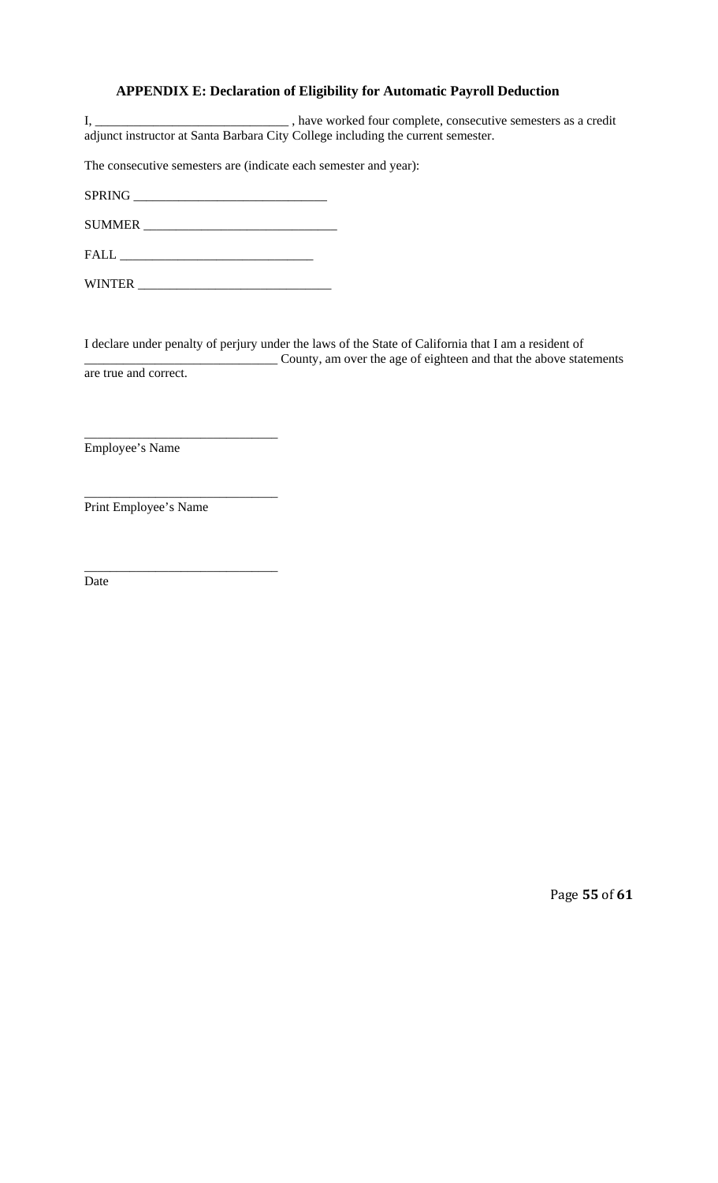### APPENDIX E: Declaration of Eligibility for Automatic Payroll Deduction

I, ______________________________ , have worked four complete, consecutive semesters as a credit adjunct instructor at Santa Barbara City College including the current semester.

The consecutive semesters are (indicate each semester and year):

SPRING ______________________________

SUMMER ______________________________

FALL ______________________________

WINTER ______________________________

I declare under penalty of perjury under the laws of the State of California that I am a resident of ______________________________ County, am over the age of eighteen and that the above statements are true and correct.

______________________________
Employee's Name

______________________________
Print Employee's Name

______________________________
Date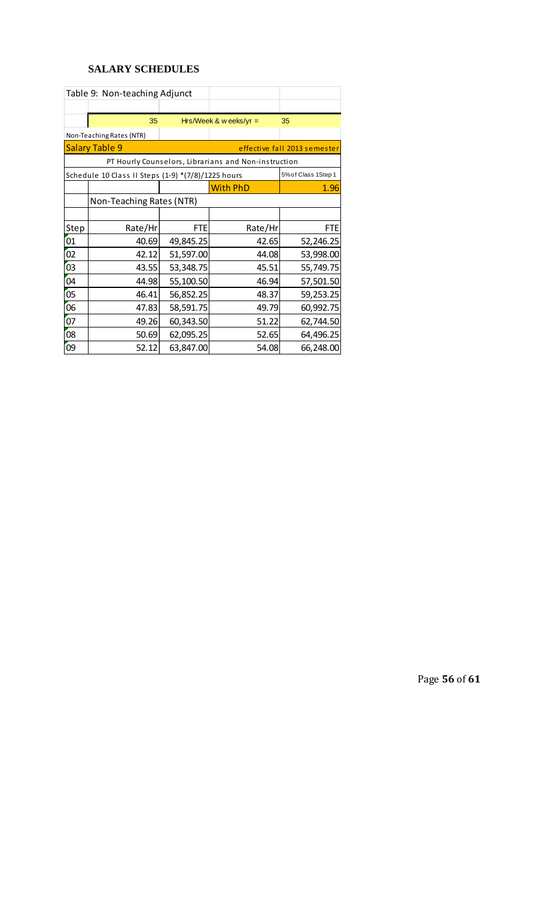## SALARY SCHEDULES

| Table 9: Non-teaching Adjunct | | | | |
|---|---|---|---|---|
| | 35 | | Hrs/Week & weeks/yr = | 35 |
| Non-Teaching Rates (NTR) | | | | |
| Salary Table 9 | | | | effective fall 2013 semester |
| PT Hourly Counselors, Librarians and Non-instruction | | | | |
| Schedule 10 Class II Steps (1-9) *(7/8)/1225 hours | | | | 5% of Class 1 Step 1 |
| | | | With PhD | 1.96 |
| | Non-Teaching Rates (NTR) | | | |
| Step | Rate/Hr | FTE | Rate/Hr | FTE |
| 01 | 40.69 | 49,845.25 | 42.65 | 52,246.25 |
| 02 | 42.12 | 51,597.00 | 44.08 | 53,998.00 |
| 03 | 43.55 | 53,348.75 | 45.51 | 55,749.75 |
| 04 | 44.98 | 55,100.50 | 46.94 | 57,501.50 |
| 05 | 46.41 | 56,852.25 | 48.37 | 59,253.25 |
| 06 | 47.83 | 58,591.75 | 49.79 | 60,992.75 |
| 07 | 49.26 | 60,343.50 | 51.22 | 62,744.50 |
| 08 | 50.69 | 62,095.25 | 52.65 | 64,496.25 |
| 09 | 52.12 | 63,847.00 | 54.08 | 66,248.00 |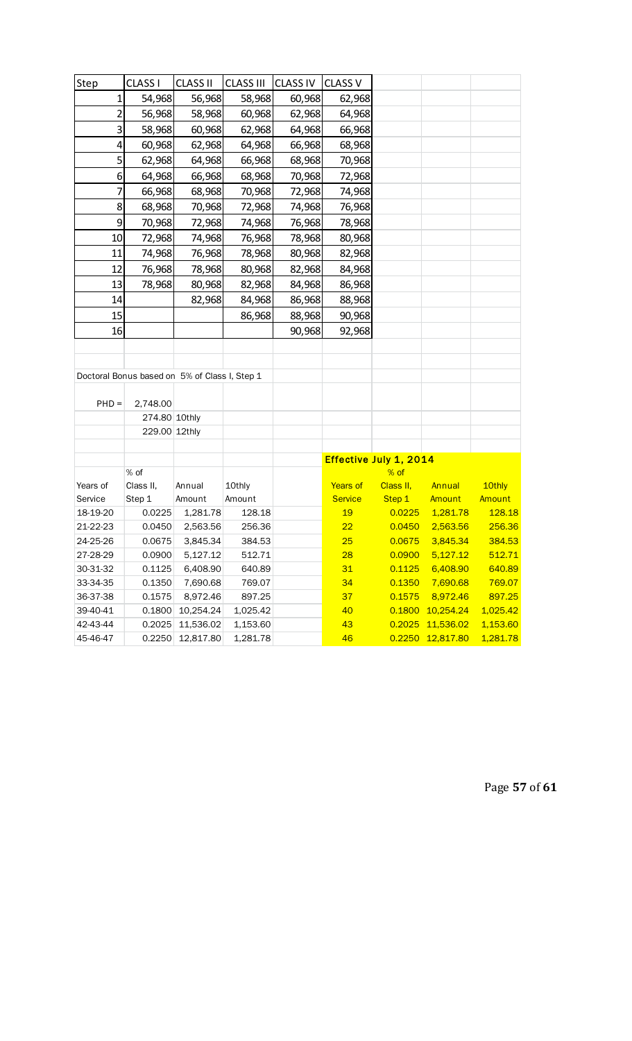| Step | CLASS I | CLASS II | CLASS III | CLASS IV | CLASS V |
|---|---|---|---|---|---|
| 1 | 54,968 | 56,968 | 58,968 | 60,968 | 62,968 |
| 2 | 56,968 | 58,968 | 60,968 | 62,968 | 64,968 |
| 3 | 58,968 | 60,968 | 62,968 | 64,968 | 66,968 |
| 4 | 60,968 | 62,968 | 64,968 | 66,968 | 68,968 |
| 5 | 62,968 | 64,968 | 66,968 | 68,968 | 70,968 |
| 6 | 64,968 | 66,968 | 68,968 | 70,968 | 72,968 |
| 7 | 66,968 | 68,968 | 70,968 | 72,968 | 74,968 |
| 8 | 68,968 | 70,968 | 72,968 | 74,968 | 76,968 |
| 9 | 70,968 | 72,968 | 74,968 | 76,968 | 78,968 |
| 10 | 72,968 | 74,968 | 76,968 | 78,968 | 80,968 |
| 11 | 74,968 | 76,968 | 78,968 | 80,968 | 82,968 |
| 12 | 76,968 | 78,968 | 80,968 | 82,968 | 84,968 |
| 13 | 78,968 | 80,968 | 82,968 | 84,968 | 86,968 |
| 14 | | 82,968 | 84,968 | 86,968 | 88,968 |
| 15 | | | 86,968 | 88,968 | 90,968 |
| 16 | | | | 90,968 | 92,968 |

Doctoral Bonus based on 5% of Class I, Step 1

| | | |
|---|---|---|
| PHD = | 2,748.00 | |
| | 274.80 | 10thly |
| | 229.00 | 12thly |

| Years of Service | % of Class II, Step 1 | Annual Amount | 10thly Amount |
|---|---|---|---|
| 18-19-20 | 0.0225 | 1,281.78 | 128.18 |
| 21-22-23 | 0.0450 | 2,563.56 | 256.36 |
| 24-25-26 | 0.0675 | 3,845.34 | 384.53 |
| 27-28-29 | 0.0900 | 5,127.12 | 512.71 |
| 30-31-32 | 0.1125 | 6,408.90 | 640.89 |
| 33-34-35 | 0.1350 | 7,690.68 | 769.07 |
| 36-37-38 | 0.1575 | 8,972.46 | 897.25 |
| 39-40-41 | 0.1800 | 10,254.24 | 1,025.42 |
| 42-43-44 | 0.2025 | 11,536.02 | 1,153.60 |
| 45-46-47 | 0.2250 | 12,817.80 | 1,281.78 |

**Effective July 1, 2014**

| Years of Service | % of Class II, Step 1 | Annual Amount | 10thly Amount |
|---|---|---|---|
| 19 | 0.0225 | 1,281.78 | 128.18 |
| 22 | 0.0450 | 2,563.56 | 256.36 |
| 25 | 0.0675 | 3,845.34 | 384.53 |
| 28 | 0.0900 | 5,127.12 | 512.71 |
| 31 | 0.1125 | 6,408.90 | 640.89 |
| 34 | 0.1350 | 7,690.68 | 769.07 |
| 37 | 0.1575 | 8,972.46 | 897.25 |
| 40 | 0.1800 | 10,254.24 | 1,025.42 |
| 43 | 0.2025 | 11,536.02 | 1,153.60 |
| 46 | 0.2250 | 12,817.80 | 1,281.78 |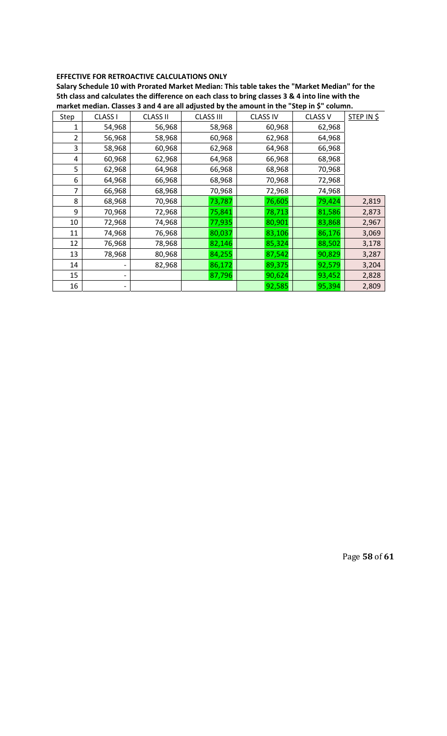**EFFECTIVE FOR RETROACTIVE CALCULATIONS ONLY**

**Salary Schedule 10 with Prorated Market Median: This table takes the "Market Median" for the 5th class and calculates the difference on each class to bring classes 3 & 4 into line with the market median. Classes 3 and 4 are all adjusted by the amount in the "Step in $" column.**

| Step | CLASS I | CLASS II | CLASS III | CLASS IV | CLASS V | STEP IN $ |
|---|---|---|---|---|---|---|
| 1 | 54,968 | 56,968 | 58,968 | 60,968 | 62,968 | |
| 2 | 56,968 | 58,968 | 60,968 | 62,968 | 64,968 | |
| 3 | 58,968 | 60,968 | 62,968 | 64,968 | 66,968 | |
| 4 | 60,968 | 62,968 | 64,968 | 66,968 | 68,968 | |
| 5 | 62,968 | 64,968 | 66,968 | 68,968 | 70,968 | |
| 6 | 64,968 | 66,968 | 68,968 | 70,968 | 72,968 | |
| 7 | 66,968 | 68,968 | 70,968 | 72,968 | 74,968 | |
| 8 | 68,968 | 70,968 | 73,787 | 76,605 | 79,424 | 2,819 |
| 9 | 70,968 | 72,968 | 75,841 | 78,713 | 81,586 | 2,873 |
| 10 | 72,968 | 74,968 | 77,935 | 80,901 | 83,868 | 2,967 |
| 11 | 74,968 | 76,968 | 80,037 | 83,106 | 86,176 | 3,069 |
| 12 | 76,968 | 78,968 | 82,146 | 85,324 | 88,502 | 3,178 |
| 13 | 78,968 | 80,968 | 84,255 | 87,542 | 90,829 | 3,287 |
| 14 | - | 82,968 | 86,172 | 89,375 | 92,579 | 3,204 |
| 15 | - | | 87,796 | 90,624 | 93,452 | 2,828 |
| 16 | - | | | 92,585 | 95,394 | 2,809 |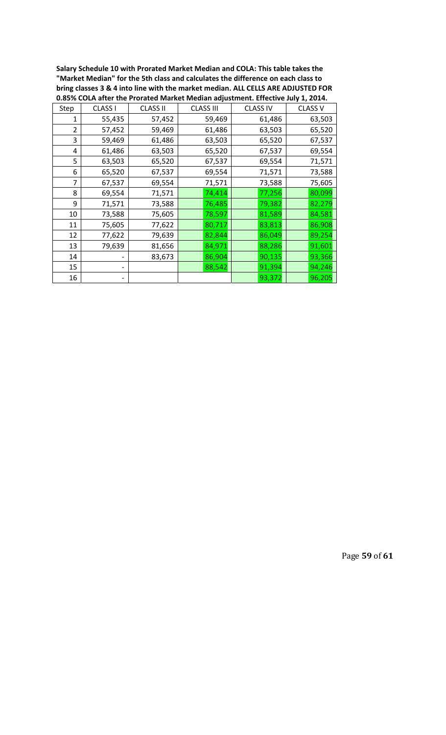**Salary Schedule 10 with Prorated Market Median and COLA: This table takes the "Market Median" for the 5th class and calculates the difference on each class to bring classes 3 & 4 into line with the market median. ALL CELLS ARE ADJUSTED FOR 0.85% COLA after the Prorated Market Median adjustment. Effective July 1, 2014.**

| Step | CLASS I | CLASS II | CLASS III | CLASS IV | CLASS V |
|---|---|---|---|---|---|
| 1 | 55,435 | 57,452 | 59,469 | 61,486 | 63,503 |
| 2 | 57,452 | 59,469 | 61,486 | 63,503 | 65,520 |
| 3 | 59,469 | 61,486 | 63,503 | 65,520 | 67,537 |
| 4 | 61,486 | 63,503 | 65,520 | 67,537 | 69,554 |
| 5 | 63,503 | 65,520 | 67,537 | 69,554 | 71,571 |
| 6 | 65,520 | 67,537 | 69,554 | 71,571 | 73,588 |
| 7 | 67,537 | 69,554 | 71,571 | 73,588 | 75,605 |
| 8 | 69,554 | 71,571 | 74,414 | 77,256 | 80,099 |
| 9 | 71,571 | 73,588 | 76,485 | 79,382 | 82,279 |
| 10 | 73,588 | 75,605 | 78,597 | 81,589 | 84,581 |
| 11 | 75,605 | 77,622 | 80,717 | 83,813 | 86,908 |
| 12 | 77,622 | 79,639 | 82,844 | 86,049 | 89,254 |
| 13 | 79,639 | 81,656 | 84,971 | 88,286 | 91,601 |
| 14 | - | 83,673 | 86,904 | 90,135 | 93,366 |
| 15 | - | | 88,542 | 91,394 | 94,246 |
| 16 | - | | | 93,372 | 96,205 |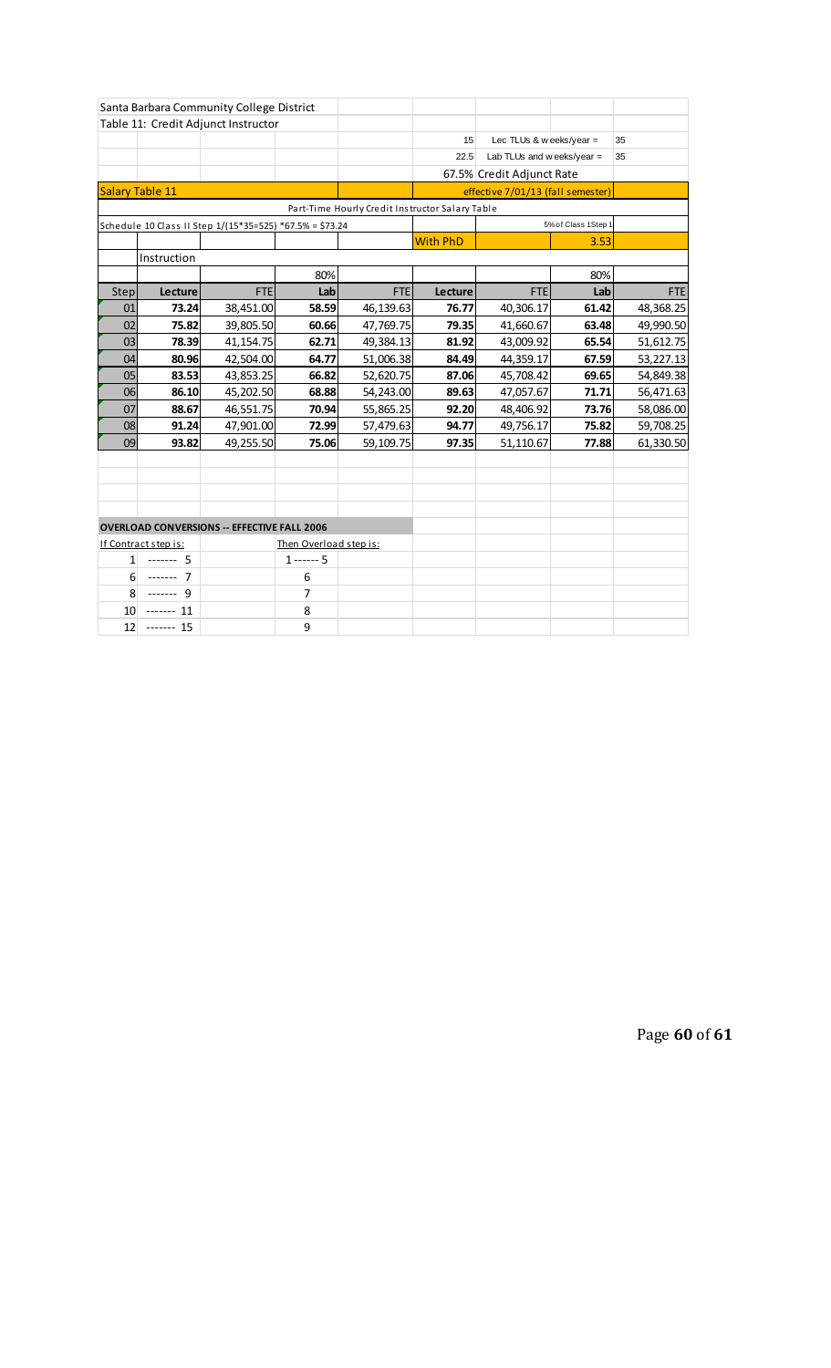Santa Barbara Community College District

Table 11: Credit Adjunct Instructor

| | | | |
|---|---|---|---|
| 15 | Lec TLUs & weeks/year = | 35 | |
| 22.5 | Lab TLUs and weeks/year = | 35 | |
| 67.5% | Credit Adjunct Rate | | |
| | effective 7/01/13 (fall semester) | | |

**Salary Table 11**

Part-Time Hourly Credit Instructor Salary Table

Schedule 10 Class II Step 1/(15*35=525) *67.5% = $73.24

5% of Class 1 Step 1: 3.53

| | Instruction | | | | With PhD | | | |
|---|---|---|---|---|---|---|---|---|
| | | | 80% | | | | 80% | |
| Step | Lecture | FTE | Lab | FTE | Lecture | FTE | Lab | FTE |
| 01 | **73.24** | 38,451.00 | **58.59** | 46,139.63 | **76.77** | 40,306.17 | **61.42** | 48,368.25 |
| 02 | **75.82** | 39,805.50 | **60.66** | 47,769.75 | **79.35** | 41,660.67 | **63.48** | 49,990.50 |
| 03 | **78.39** | 41,154.75 | **62.71** | 49,384.13 | **81.92** | 43,009.92 | **65.54** | 51,612.75 |
| 04 | **80.96** | 42,504.00 | **64.77** | 51,006.38 | **84.49** | 44,359.17 | **67.59** | 53,227.13 |
| 05 | **83.53** | 43,853.25 | **66.82** | 52,620.75 | **87.06** | 45,708.42 | **69.65** | 54,849.38 |
| 06 | **86.10** | 45,202.50 | **68.88** | 54,243.00 | **89.63** | 47,057.67 | **71.71** | 56,471.63 |
| 07 | **88.67** | 46,551.75 | **70.94** | 55,865.25 | **92.20** | 48,406.92 | **73.76** | 58,086.00 |
| 08 | **91.24** | 47,901.00 | **72.99** | 57,479.63 | **94.77** | 49,756.17 | **75.82** | 59,708.25 |
| 09 | **93.82** | 49,255.50 | **75.06** | 59,109.75 | **97.35** | 51,110.67 | **77.88** | 61,330.50 |

**OVERLOAD CONVERSIONS -- EFFECTIVE FALL 2006**

| If Contract step is: | Then Overload step is: |
|---|---|
| 1 ------- 5 | 1 ------ 5 |
| 6 ------- 7 | 6 |
| 8 ------- 9 | 7 |
| 10 ------- 11 | 8 |
| 12 ------- 15 | 9 |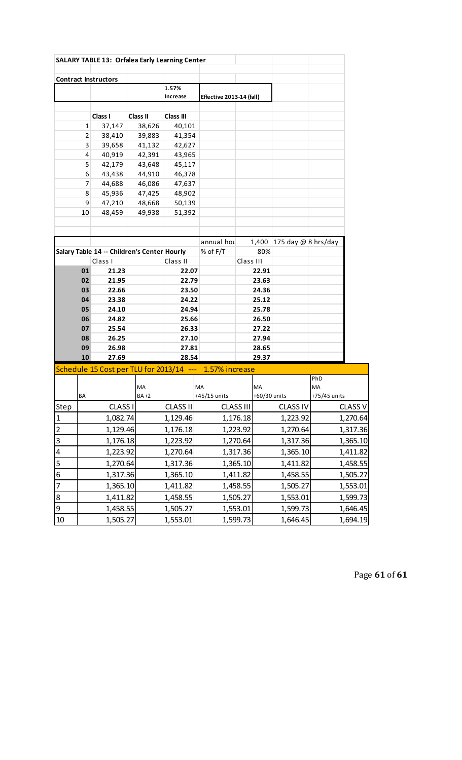## SALARY TABLE 13: Orfalea Early Learning Center

**Contract Instructors**

1.57% Increase — Effective 2013-14 (fall)

| | Class I | Class II | Class III |
|---|---|---|---|
| 1 | 37,147 | 38,626 | 40,101 |
| 2 | 38,410 | 39,883 | 41,354 |
| 3 | 39,658 | 41,132 | 42,627 |
| 4 | 40,919 | 42,391 | 43,965 |
| 5 | 42,179 | 43,648 | 45,117 |
| 6 | 43,438 | 44,910 | 46,378 |
| 7 | 44,688 | 46,086 | 47,637 |
| 8 | 45,936 | 47,425 | 48,902 |
| 9 | 47,210 | 48,668 | 50,139 |
| 10 | 48,459 | 49,938 | 51,392 |

**Salary Table 14 -- Children's Center Hourly**

annual hou 1,400 — 175 day @ 8 hrs/day

% of F/T 80%

| | Class I | Class II | Class III |
|---|---|---|---|
| 01 | 21.23 | 22.07 | 22.91 |
| 02 | 21.95 | 22.79 | 23.63 |
| 03 | 22.66 | 23.50 | 24.36 |
| 04 | 23.38 | 24.22 | 25.12 |
| 05 | 24.10 | 24.94 | 25.78 |
| 06 | 24.82 | 25.66 | 26.50 |
| 07 | 25.54 | 26.33 | 27.22 |
| 08 | 26.25 | 27.10 | 27.94 |
| 09 | 26.98 | 27.81 | 28.65 |
| 10 | 27.69 | 28.54 | 29.37 |

**Schedule 15 Cost per TLU for 2013/14 --- 1.57% increase**

| | BA | MA BA+2 | MA +45/15 units | MA +60/30 units | PhD MA +75/45 units |
|---|---|---|---|---|---|
| Step | CLASS I | CLASS II | CLASS III | CLASS IV | CLASS V |
| 1 | 1,082.74 | 1,129.46 | 1,176.18 | 1,223.92 | 1,270.64 |
| 2 | 1,129.46 | 1,176.18 | 1,223.92 | 1,270.64 | 1,317.36 |
| 3 | 1,176.18 | 1,223.92 | 1,270.64 | 1,317.36 | 1,365.10 |
| 4 | 1,223.92 | 1,270.64 | 1,317.36 | 1,365.10 | 1,411.82 |
| 5 | 1,270.64 | 1,317.36 | 1,365.10 | 1,411.82 | 1,458.55 |
| 6 | 1,317.36 | 1,365.10 | 1,411.82 | 1,458.55 | 1,505.27 |
| 7 | 1,365.10 | 1,411.82 | 1,458.55 | 1,505.27 | 1,553.01 |
| 8 | 1,411.82 | 1,458.55 | 1,505.27 | 1,553.01 | 1,599.73 |
| 9 | 1,458.55 | 1,505.27 | 1,553.01 | 1,599.73 | 1,646.45 |
| 10 | 1,505.27 | 1,553.01 | 1,599.73 | 1,646.45 | 1,694.19 |